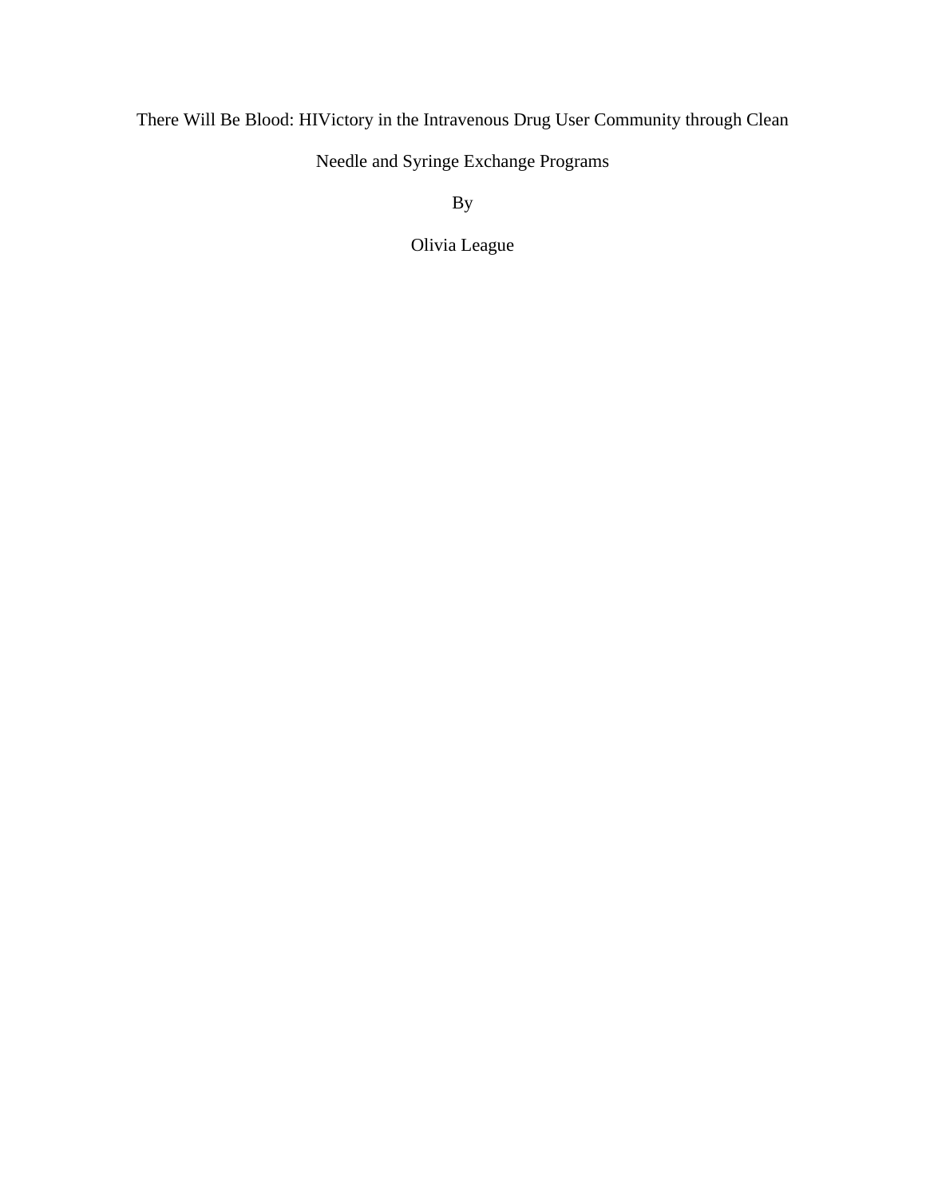# There Will Be Blood: HIVictory in the Intravenous Drug User Community through Clean Needle and Syringe Exchange Programs

By

Olivia League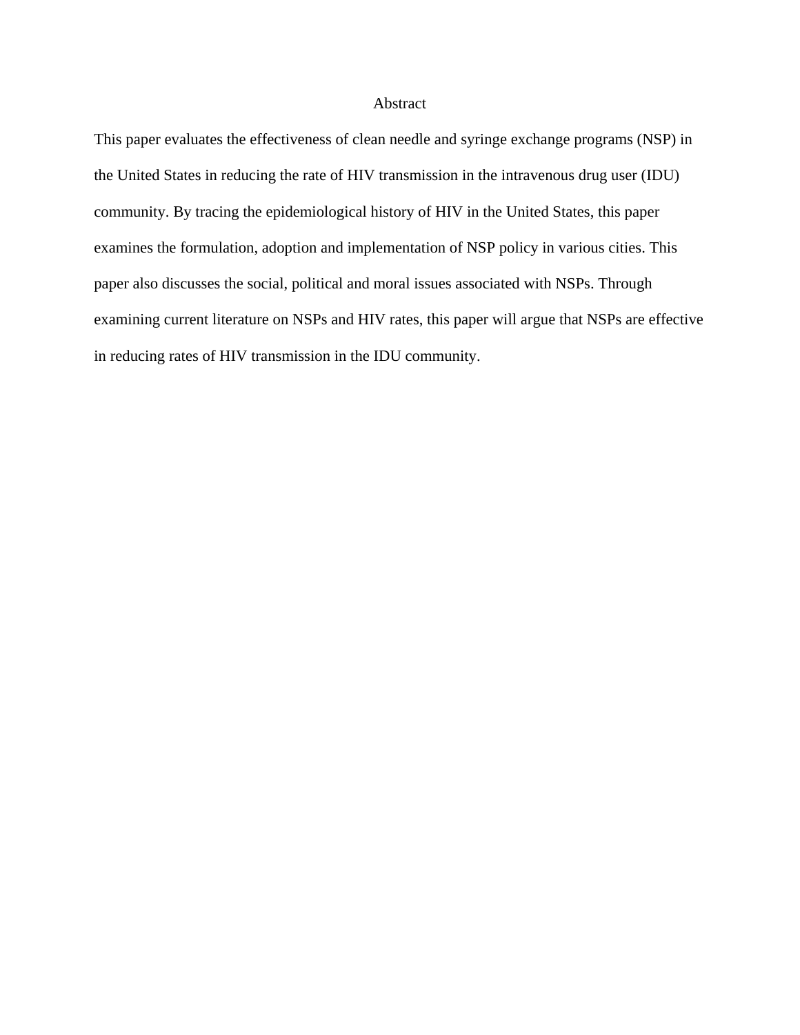# Abstract

This paper evaluates the effectiveness of clean needle and syringe exchange programs (NSP) in the United States in reducing the rate of HIV transmission in the intravenous drug user (IDU) community. By tracing the epidemiological history of HIV in the United States, this paper examines the formulation, adoption and implementation of NSP policy in various cities. This paper also discusses the social, political and moral issues associated with NSPs. Through examining current literature on NSPs and HIV rates, this paper will argue that NSPs are effective in reducing rates of HIV transmission in the IDU community.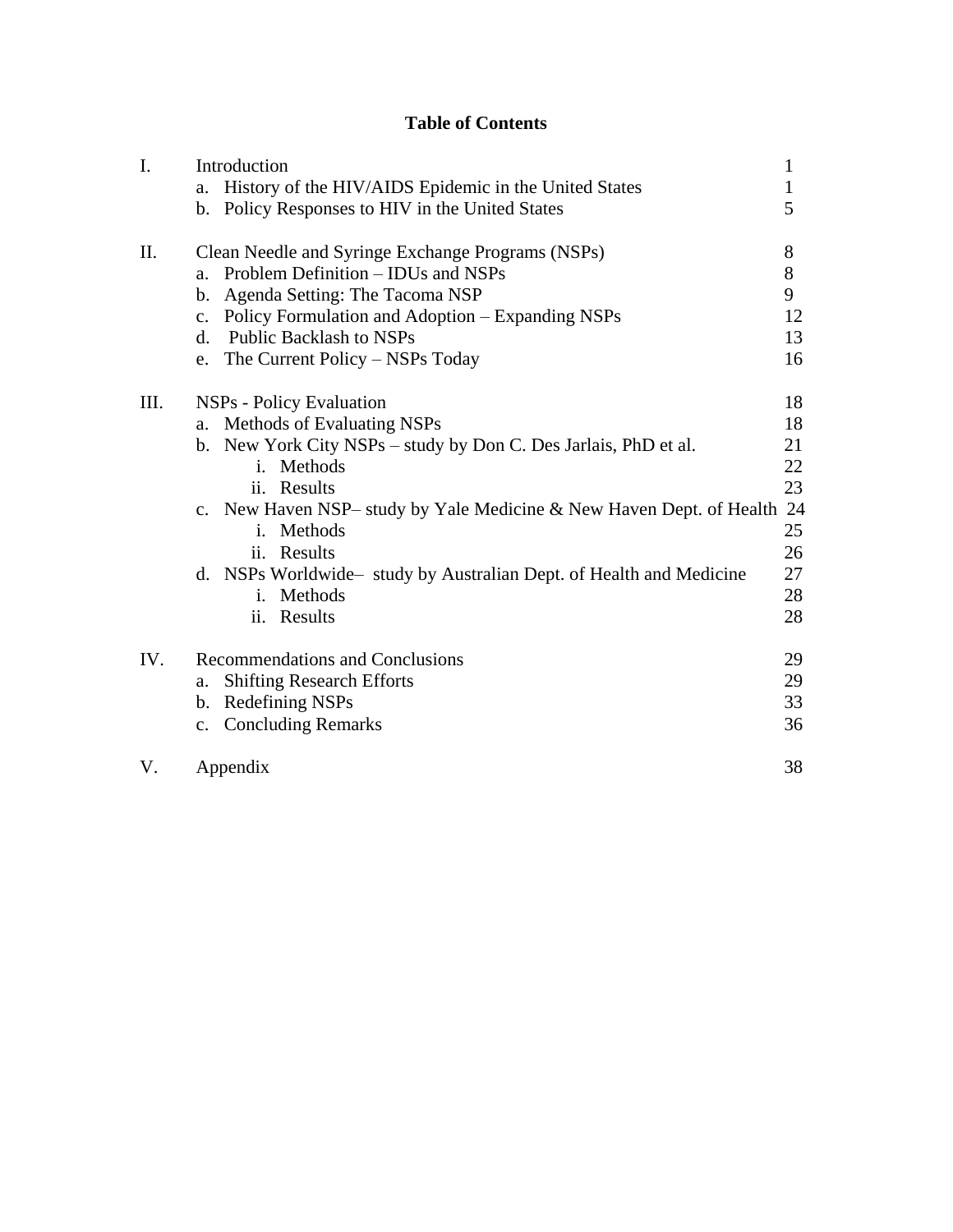# Table of Contents

| | | |
|---|---|---|
| I. | Introduction | 1 |
| | a. History of the HIV/AIDS Epidemic in the United States | 1 |
| | b. Policy Responses to HIV in the United States | 5 |
| II. | Clean Needle and Syringe Exchange Programs (NSPs) | 8 |
| | a. Problem Definition – IDUs and NSPs | 8 |
| | b. Agenda Setting: The Tacoma NSP | 9 |
| | c. Policy Formulation and Adoption – Expanding NSPs | 12 |
| | d. Public Backlash to NSPs | 13 |
| | e. The Current Policy – NSPs Today | 16 |
| III. | NSPs - Policy Evaluation | 18 |
| | a. Methods of Evaluating NSPs | 18 |
| | b. New York City NSPs – study by Don C. Des Jarlais, PhD et al. | 21 |
| | i. Methods | 22 |
| | ii. Results | 23 |
| | c. New Haven NSP– study by Yale Medicine & New Haven Dept. of Health | 24 |
| | i. Methods | 25 |
| | ii. Results | 26 |
| | d. NSPs Worldwide– study by Australian Dept. of Health and Medicine | 27 |
| | i. Methods | 28 |
| | ii. Results | 28 |
| IV. | Recommendations and Conclusions | 29 |
| | a. Shifting Research Efforts | 29 |
| | b. Redefining NSPs | 33 |
| | c. Concluding Remarks | 36 |
| V. | Appendix | 38 |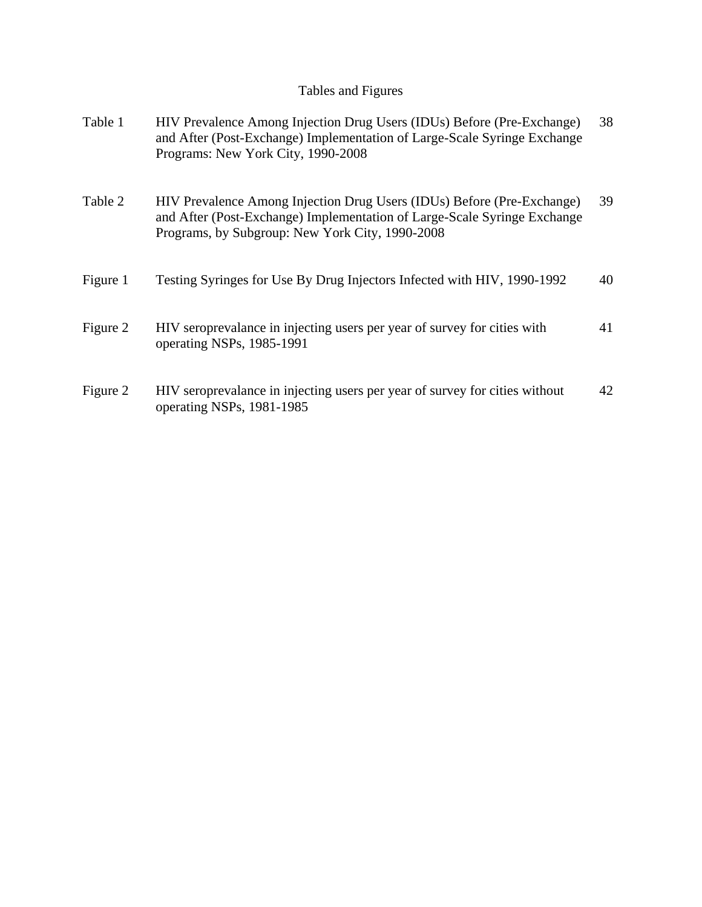# Tables and Figures

| | | |
|---|---|---|
| Table 1 | HIV Prevalence Among Injection Drug Users (IDUs) Before (Pre-Exchange) and After (Post-Exchange) Implementation of Large-Scale Syringe Exchange Programs: New York City, 1990-2008 | 38 |
| Table 2 | HIV Prevalence Among Injection Drug Users (IDUs) Before (Pre-Exchange) and After (Post-Exchange) Implementation of Large-Scale Syringe Exchange Programs, by Subgroup: New York City, 1990-2008 | 39 |
| Figure 1 | Testing Syringes for Use By Drug Injectors Infected with HIV, 1990-1992 | 40 |
| Figure 2 | HIV seroprevalance in injecting users per year of survey for cities with operating NSPs, 1985-1991 | 41 |
| Figure 2 | HIV seroprevalance in injecting users per year of survey for cities without operating NSPs, 1981-1985 | 42 |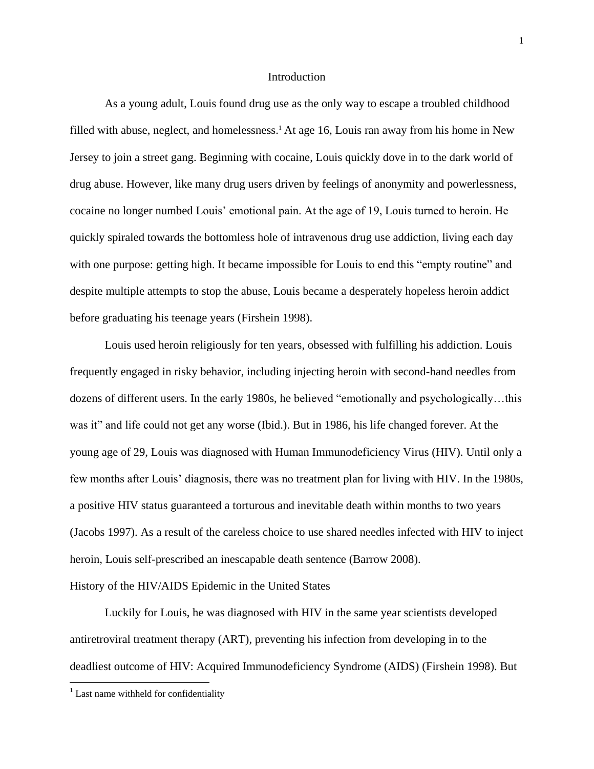# Introduction

As a young adult, Louis found drug use as the only way to escape a troubled childhood filled with abuse, neglect, and homelessness.[1] At age 16, Louis ran away from his home in New Jersey to join a street gang. Beginning with cocaine, Louis quickly dove in to the dark world of drug abuse. However, like many drug users driven by feelings of anonymity and powerlessness, cocaine no longer numbed Louis' emotional pain. At the age of 19, Louis turned to heroin. He quickly spiraled towards the bottomless hole of intravenous drug use addiction, living each day with one purpose: getting high. It became impossible for Louis to end this "empty routine" and despite multiple attempts to stop the abuse, Louis became a desperately hopeless heroin addict before graduating his teenage years (Firshein 1998).

Louis used heroin religiously for ten years, obsessed with fulfilling his addiction. Louis frequently engaged in risky behavior, including injecting heroin with second-hand needles from dozens of different users. In the early 1980s, he believed "emotionally and psychologically…this was it" and life could not get any worse (Ibid.). But in 1986, his life changed forever. At the young age of 29, Louis was diagnosed with Human Immunodeficiency Virus (HIV). Until only a few months after Louis' diagnosis, there was no treatment plan for living with HIV. In the 1980s, a positive HIV status guaranteed a torturous and inevitable death within months to two years (Jacobs 1997). As a result of the careless choice to use shared needles infected with HIV to inject heroin, Louis self-prescribed an inescapable death sentence (Barrow 2008).

## History of the HIV/AIDS Epidemic in the United States

Luckily for Louis, he was diagnosed with HIV in the same year scientists developed antiretroviral treatment therapy (ART), preventing his infection from developing in to the deadliest outcome of HIV: Acquired Immunodeficiency Syndrome (AIDS) (Firshein 1998). But

[1] Last name withheld for confidentiality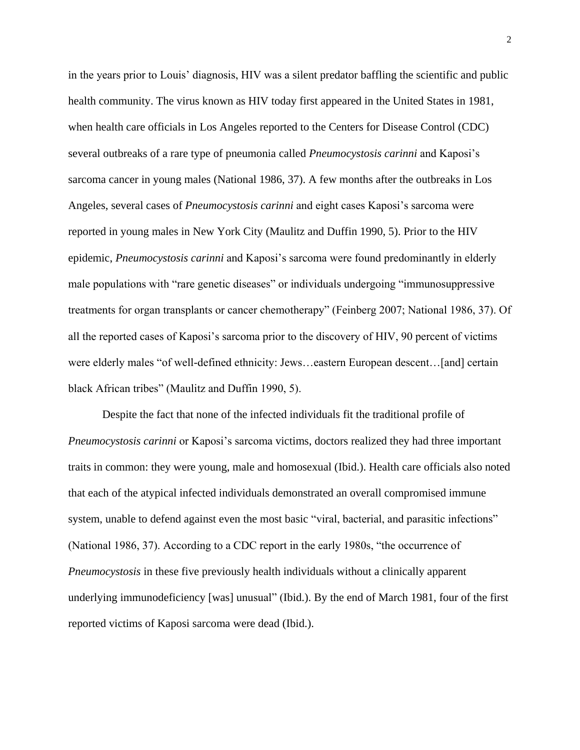in the years prior to Louis' diagnosis, HIV was a silent predator baffling the scientific and public health community. The virus known as HIV today first appeared in the United States in 1981, when health care officials in Los Angeles reported to the Centers for Disease Control (CDC) several outbreaks of a rare type of pneumonia called *Pneumocystosis carinni* and Kaposi's sarcoma cancer in young males (National 1986, 37). A few months after the outbreaks in Los Angeles, several cases of *Pneumocystosis carinni* and eight cases Kaposi's sarcoma were reported in young males in New York City (Maulitz and Duffin 1990, 5). Prior to the HIV epidemic, *Pneumocystosis carinni* and Kaposi's sarcoma were found predominantly in elderly male populations with "rare genetic diseases" or individuals undergoing "immunosuppressive treatments for organ transplants or cancer chemotherapy" (Feinberg 2007; National 1986, 37). Of all the reported cases of Kaposi's sarcoma prior to the discovery of HIV, 90 percent of victims were elderly males "of well-defined ethnicity: Jews…eastern European descent…[and] certain black African tribes" (Maulitz and Duffin 1990, 5).

Despite the fact that none of the infected individuals fit the traditional profile of *Pneumocystosis carinni* or Kaposi's sarcoma victims, doctors realized they had three important traits in common: they were young, male and homosexual (Ibid.). Health care officials also noted that each of the atypical infected individuals demonstrated an overall compromised immune system, unable to defend against even the most basic "viral, bacterial, and parasitic infections" (National 1986, 37). According to a CDC report in the early 1980s, "the occurrence of *Pneumocystosis* in these five previously health individuals without a clinically apparent underlying immunodeficiency [was] unusual" (Ibid.). By the end of March 1981, four of the first reported victims of Kaposi sarcoma were dead (Ibid.).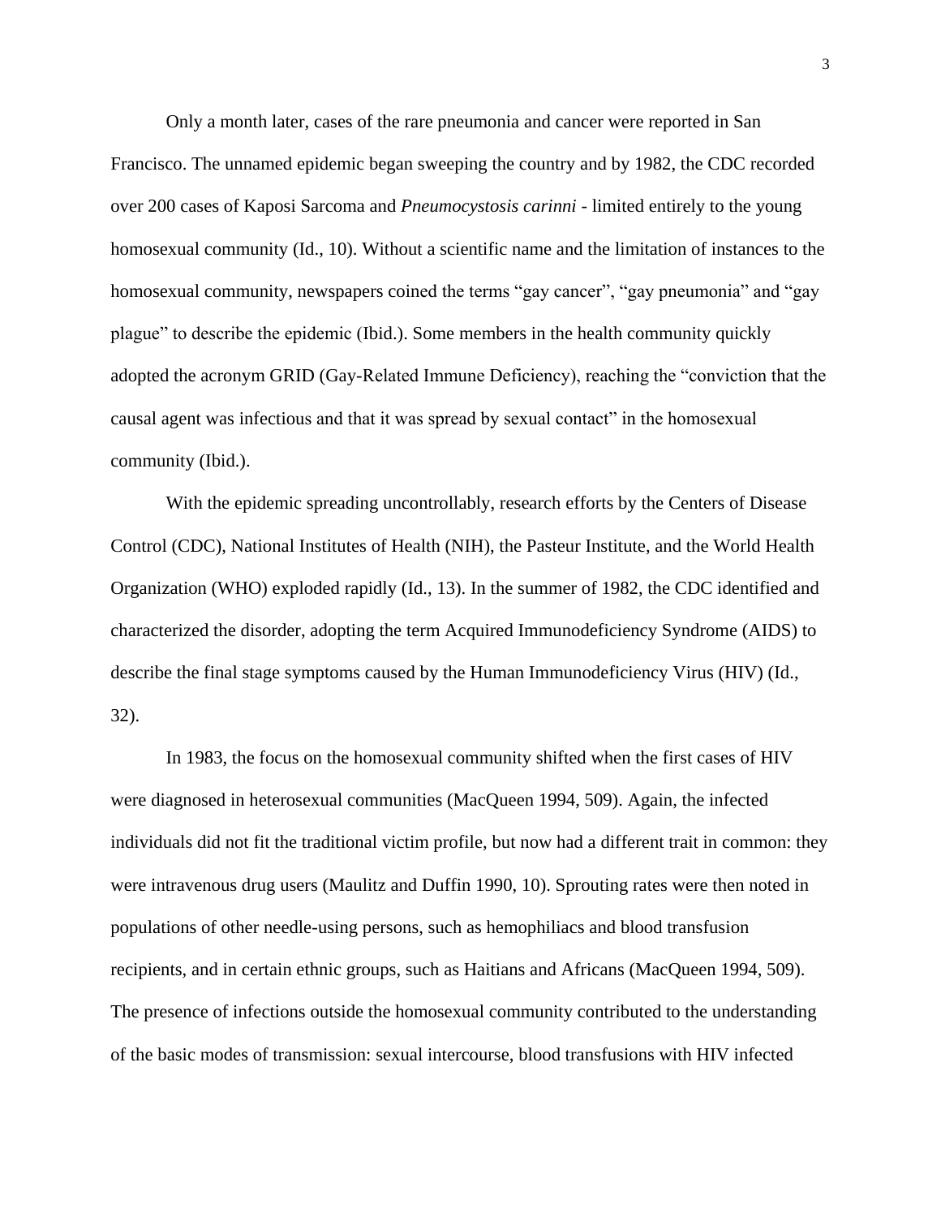Only a month later, cases of the rare pneumonia and cancer were reported in San Francisco. The unnamed epidemic began sweeping the country and by 1982, the CDC recorded over 200 cases of Kaposi Sarcoma and *Pneumocystosis carinni* - limited entirely to the young homosexual community (Id., 10). Without a scientific name and the limitation of instances to the homosexual community, newspapers coined the terms "gay cancer", "gay pneumonia" and "gay plague" to describe the epidemic (Ibid.). Some members in the health community quickly adopted the acronym GRID (Gay-Related Immune Deficiency), reaching the "conviction that the causal agent was infectious and that it was spread by sexual contact" in the homosexual community (Ibid.).

With the epidemic spreading uncontrollably, research efforts by the Centers of Disease Control (CDC), National Institutes of Health (NIH), the Pasteur Institute, and the World Health Organization (WHO) exploded rapidly (Id., 13). In the summer of 1982, the CDC identified and characterized the disorder, adopting the term Acquired Immunodeficiency Syndrome (AIDS) to describe the final stage symptoms caused by the Human Immunodeficiency Virus (HIV) (Id., 32).

In 1983, the focus on the homosexual community shifted when the first cases of HIV were diagnosed in heterosexual communities (MacQueen 1994, 509). Again, the infected individuals did not fit the traditional victim profile, but now had a different trait in common: they were intravenous drug users (Maulitz and Duffin 1990, 10). Sprouting rates were then noted in populations of other needle-using persons, such as hemophiliacs and blood transfusion recipients, and in certain ethnic groups, such as Haitians and Africans (MacQueen 1994, 509). The presence of infections outside the homosexual community contributed to the understanding of the basic modes of transmission: sexual intercourse, blood transfusions with HIV infected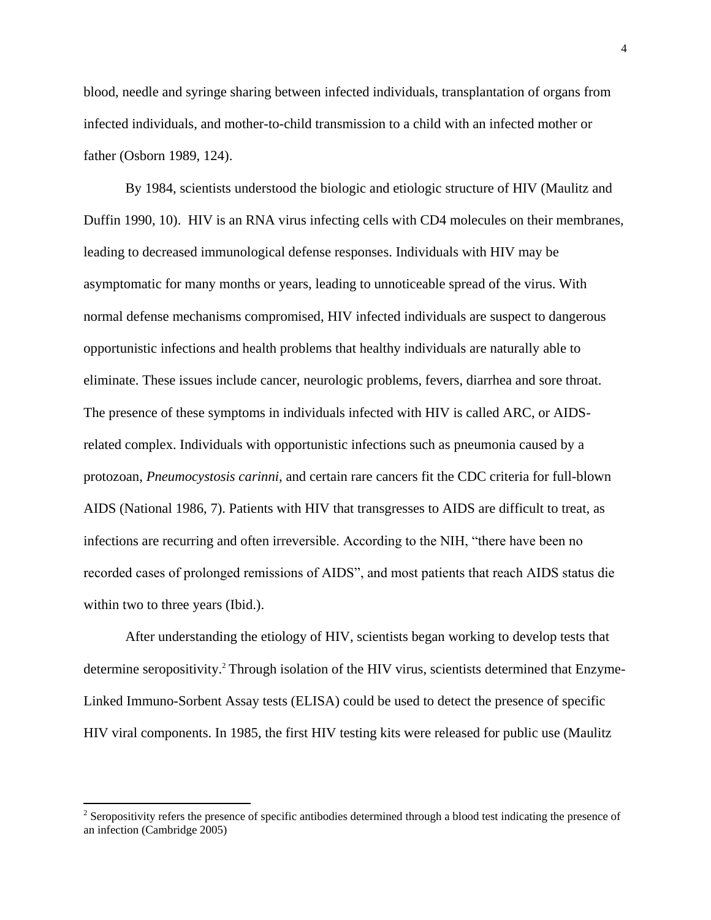blood, needle and syringe sharing between infected individuals, transplantation of organs from infected individuals, and mother-to-child transmission to a child with an infected mother or father (Osborn 1989, 124).

By 1984, scientists understood the biologic and etiologic structure of HIV (Maulitz and Duffin 1990, 10). HIV is an RNA virus infecting cells with CD4 molecules on their membranes, leading to decreased immunological defense responses. Individuals with HIV may be asymptomatic for many months or years, leading to unnoticeable spread of the virus. With normal defense mechanisms compromised, HIV infected individuals are suspect to dangerous opportunistic infections and health problems that healthy individuals are naturally able to eliminate. These issues include cancer, neurologic problems, fevers, diarrhea and sore throat. The presence of these symptoms in individuals infected with HIV is called ARC, or AIDS-related complex. Individuals with opportunistic infections such as pneumonia caused by a protozoan, *Pneumocystosis carinni,* and certain rare cancers fit the CDC criteria for full-blown AIDS (National 1986, 7). Patients with HIV that transgresses to AIDS are difficult to treat, as infections are recurring and often irreversible. According to the NIH, "there have been no recorded cases of prolonged remissions of AIDS", and most patients that reach AIDS status die within two to three years (Ibid.).

After understanding the etiology of HIV, scientists began working to develop tests that determine seropositivity.[2] Through isolation of the HIV virus, scientists determined that Enzyme-Linked Immuno-Sorbent Assay tests (ELISA) could be used to detect the presence of specific HIV viral components. In 1985, the first HIV testing kits were released for public use (Maulitz

[2] Seropositivity refers the presence of specific antibodies determined through a blood test indicating the presence of an infection (Cambridge 2005)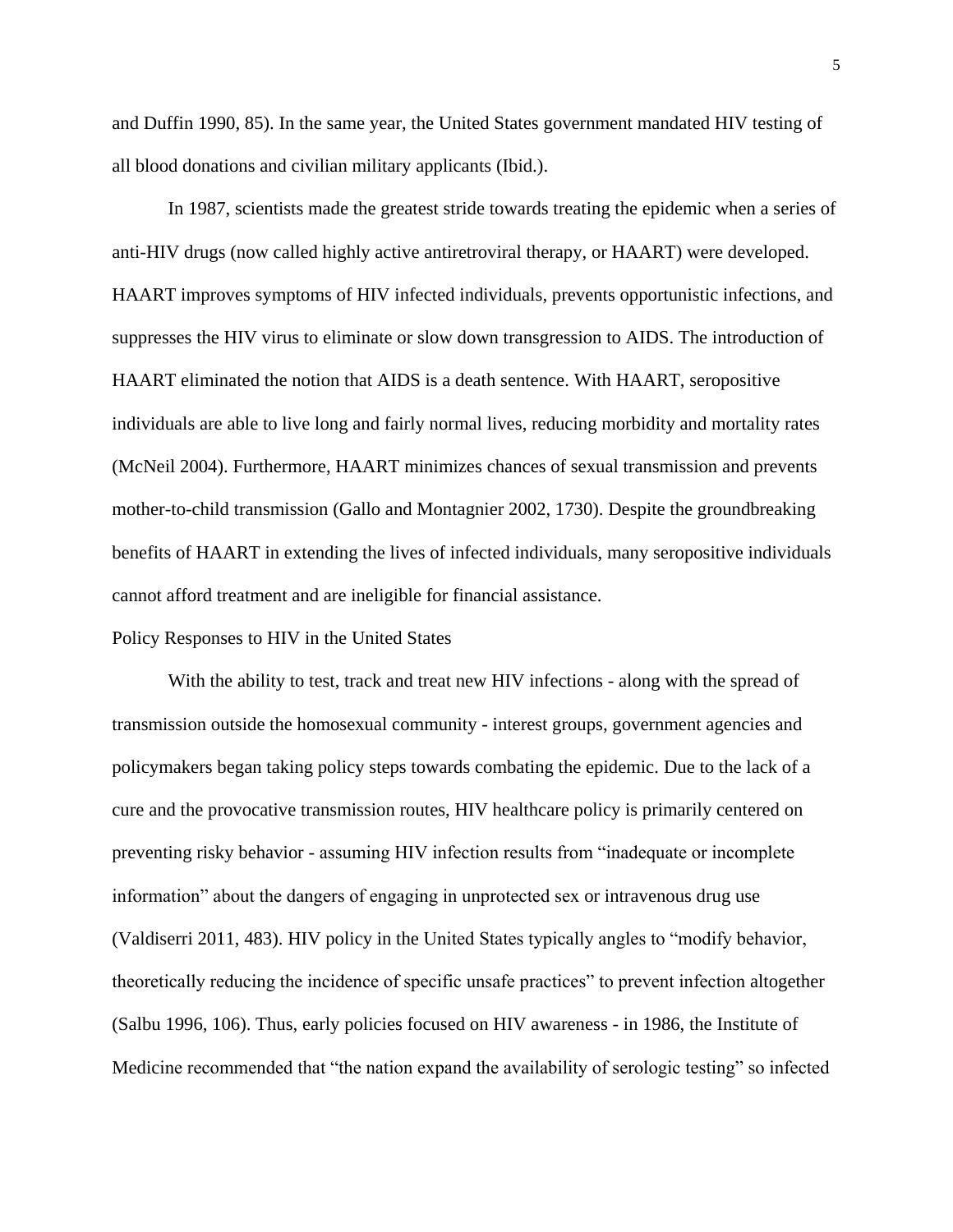and Duffin 1990, 85). In the same year, the United States government mandated HIV testing of all blood donations and civilian military applicants (Ibid.).

In 1987, scientists made the greatest stride towards treating the epidemic when a series of anti-HIV drugs (now called highly active antiretroviral therapy, or HAART) were developed. HAART improves symptoms of HIV infected individuals, prevents opportunistic infections, and suppresses the HIV virus to eliminate or slow down transgression to AIDS. The introduction of HAART eliminated the notion that AIDS is a death sentence. With HAART, seropositive individuals are able to live long and fairly normal lives, reducing morbidity and mortality rates (McNeil 2004). Furthermore, HAART minimizes chances of sexual transmission and prevents mother-to-child transmission (Gallo and Montagnier 2002, 1730). Despite the groundbreaking benefits of HAART in extending the lives of infected individuals, many seropositive individuals cannot afford treatment and are ineligible for financial assistance.

## Policy Responses to HIV in the United States

With the ability to test, track and treat new HIV infections - along with the spread of transmission outside the homosexual community - interest groups, government agencies and policymakers began taking policy steps towards combating the epidemic. Due to the lack of a cure and the provocative transmission routes, HIV healthcare policy is primarily centered on preventing risky behavior - assuming HIV infection results from “inadequate or incomplete information” about the dangers of engaging in unprotected sex or intravenous drug use (Valdiserri 2011, 483). HIV policy in the United States typically angles to “modify behavior, theoretically reducing the incidence of specific unsafe practices” to prevent infection altogether (Salbu 1996, 106). Thus, early policies focused on HIV awareness - in 1986, the Institute of Medicine recommended that “the nation expand the availability of serologic testing” so infected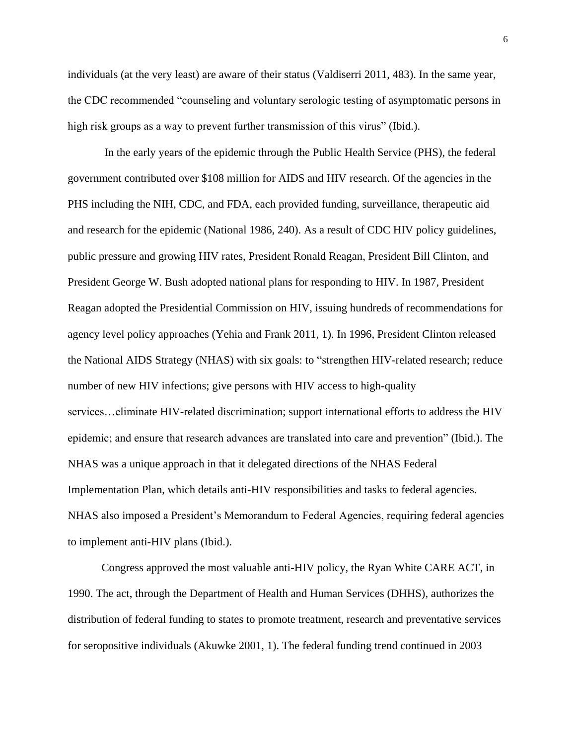individuals (at the very least) are aware of their status (Valdiserri 2011, 483). In the same year, the CDC recommended "counseling and voluntary serologic testing of asymptomatic persons in high risk groups as a way to prevent further transmission of this virus" (Ibid.).

In the early years of the epidemic through the Public Health Service (PHS), the federal government contributed over $108 million for AIDS and HIV research. Of the agencies in the PHS including the NIH, CDC, and FDA, each provided funding, surveillance, therapeutic aid and research for the epidemic (National 1986, 240). As a result of CDC HIV policy guidelines, public pressure and growing HIV rates, President Ronald Reagan, President Bill Clinton, and President George W. Bush adopted national plans for responding to HIV. In 1987, President Reagan adopted the Presidential Commission on HIV, issuing hundreds of recommendations for agency level policy approaches (Yehia and Frank 2011, 1). In 1996, President Clinton released the National AIDS Strategy (NHAS) with six goals: to "strengthen HIV-related research; reduce number of new HIV infections; give persons with HIV access to high-quality services…eliminate HIV-related discrimination; support international efforts to address the HIV epidemic; and ensure that research advances are translated into care and prevention" (Ibid.). The NHAS was a unique approach in that it delegated directions of the NHAS Federal Implementation Plan, which details anti-HIV responsibilities and tasks to federal agencies. NHAS also imposed a President's Memorandum to Federal Agencies, requiring federal agencies to implement anti-HIV plans (Ibid.).

Congress approved the most valuable anti-HIV policy, the Ryan White CARE ACT, in 1990. The act, through the Department of Health and Human Services (DHHS), authorizes the distribution of federal funding to states to promote treatment, research and preventative services for seropositive individuals (Akuwke 2001, 1). The federal funding trend continued in 2003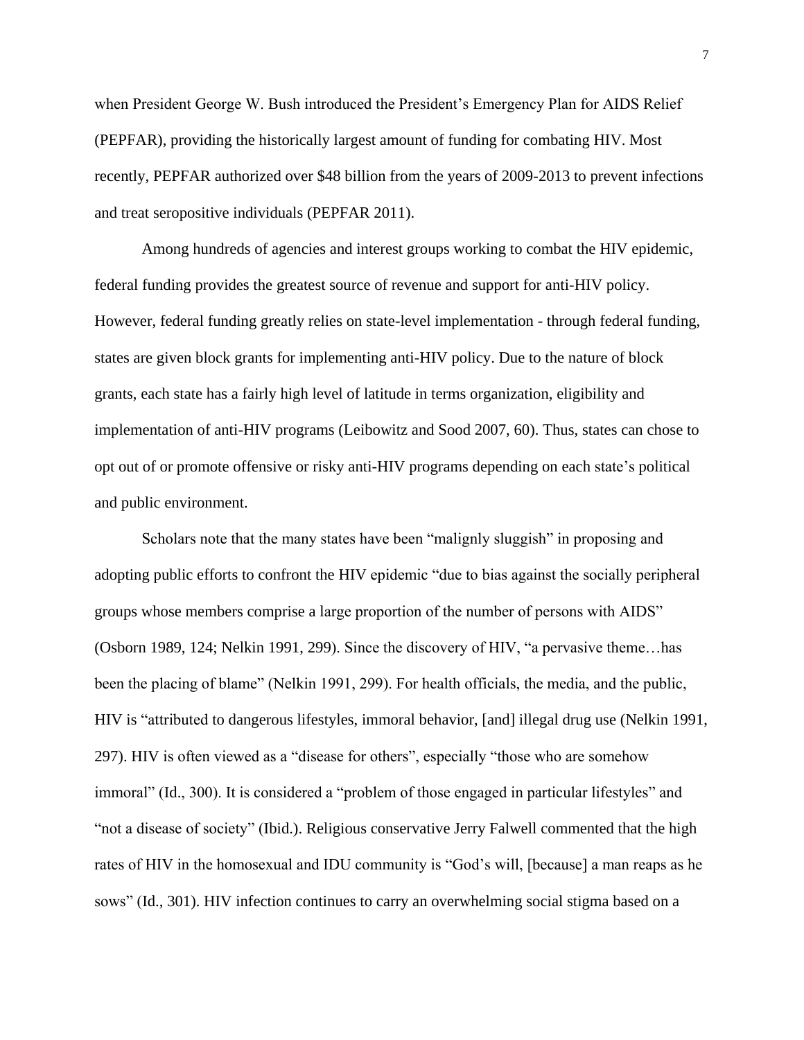when President George W. Bush introduced the President's Emergency Plan for AIDS Relief (PEPFAR), providing the historically largest amount of funding for combating HIV. Most recently, PEPFAR authorized over $48 billion from the years of 2009-2013 to prevent infections and treat seropositive individuals (PEPFAR 2011).

Among hundreds of agencies and interest groups working to combat the HIV epidemic, federal funding provides the greatest source of revenue and support for anti-HIV policy. However, federal funding greatly relies on state-level implementation - through federal funding, states are given block grants for implementing anti-HIV policy. Due to the nature of block grants, each state has a fairly high level of latitude in terms organization, eligibility and implementation of anti-HIV programs (Leibowitz and Sood 2007, 60). Thus, states can chose to opt out of or promote offensive or risky anti-HIV programs depending on each state's political and public environment.

Scholars note that the many states have been "malignly sluggish" in proposing and adopting public efforts to confront the HIV epidemic "due to bias against the socially peripheral groups whose members comprise a large proportion of the number of persons with AIDS" (Osborn 1989, 124; Nelkin 1991, 299). Since the discovery of HIV, "a pervasive theme…has been the placing of blame" (Nelkin 1991, 299). For health officials, the media, and the public, HIV is "attributed to dangerous lifestyles, immoral behavior, [and] illegal drug use (Nelkin 1991, 297). HIV is often viewed as a "disease for others", especially "those who are somehow immoral" (Id., 300). It is considered a "problem of those engaged in particular lifestyles" and "not a disease of society" (Ibid.). Religious conservative Jerry Falwell commented that the high rates of HIV in the homosexual and IDU community is "God's will, [because] a man reaps as he sows" (Id., 301). HIV infection continues to carry an overwhelming social stigma based on a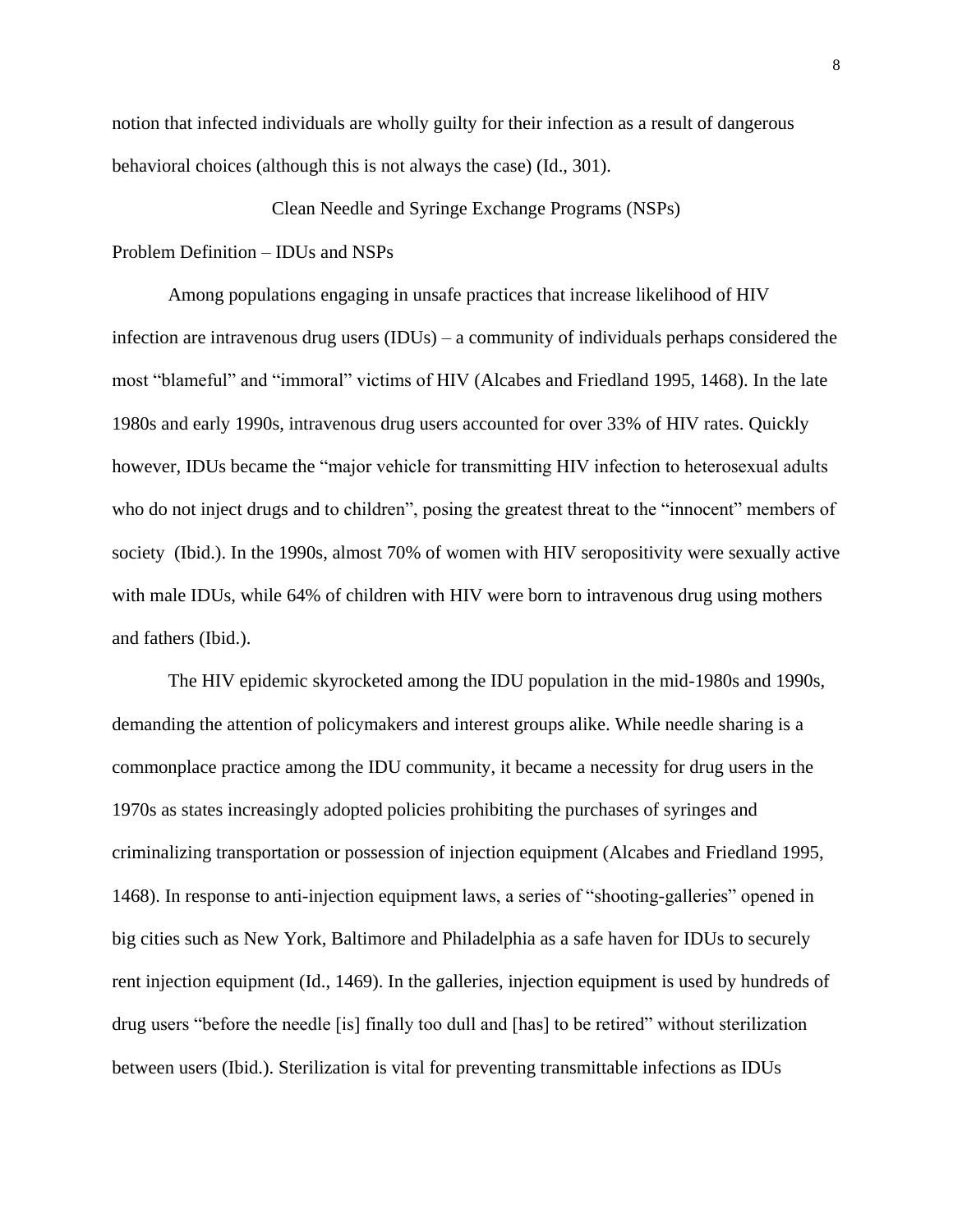notion that infected individuals are wholly guilty for their infection as a result of dangerous behavioral choices (although this is not always the case) (Id., 301).

## Clean Needle and Syringe Exchange Programs (NSPs)

### Problem Definition – IDUs and NSPs

Among populations engaging in unsafe practices that increase likelihood of HIV infection are intravenous drug users (IDUs) – a community of individuals perhaps considered the most "blameful" and "immoral" victims of HIV (Alcabes and Friedland 1995, 1468). In the late 1980s and early 1990s, intravenous drug users accounted for over 33% of HIV rates. Quickly however, IDUs became the "major vehicle for transmitting HIV infection to heterosexual adults who do not inject drugs and to children", posing the greatest threat to the "innocent" members of society (Ibid.). In the 1990s, almost 70% of women with HIV seropositivity were sexually active with male IDUs, while 64% of children with HIV were born to intravenous drug using mothers and fathers (Ibid.).

The HIV epidemic skyrocketed among the IDU population in the mid-1980s and 1990s, demanding the attention of policymakers and interest groups alike. While needle sharing is a commonplace practice among the IDU community, it became a necessity for drug users in the 1970s as states increasingly adopted policies prohibiting the purchases of syringes and criminalizing transportation or possession of injection equipment (Alcabes and Friedland 1995, 1468). In response to anti-injection equipment laws, a series of "shooting-galleries" opened in big cities such as New York, Baltimore and Philadelphia as a safe haven for IDUs to securely rent injection equipment (Id., 1469). In the galleries, injection equipment is used by hundreds of drug users "before the needle [is] finally too dull and [has] to be retired" without sterilization between users (Ibid.). Sterilization is vital for preventing transmittable infections as IDUs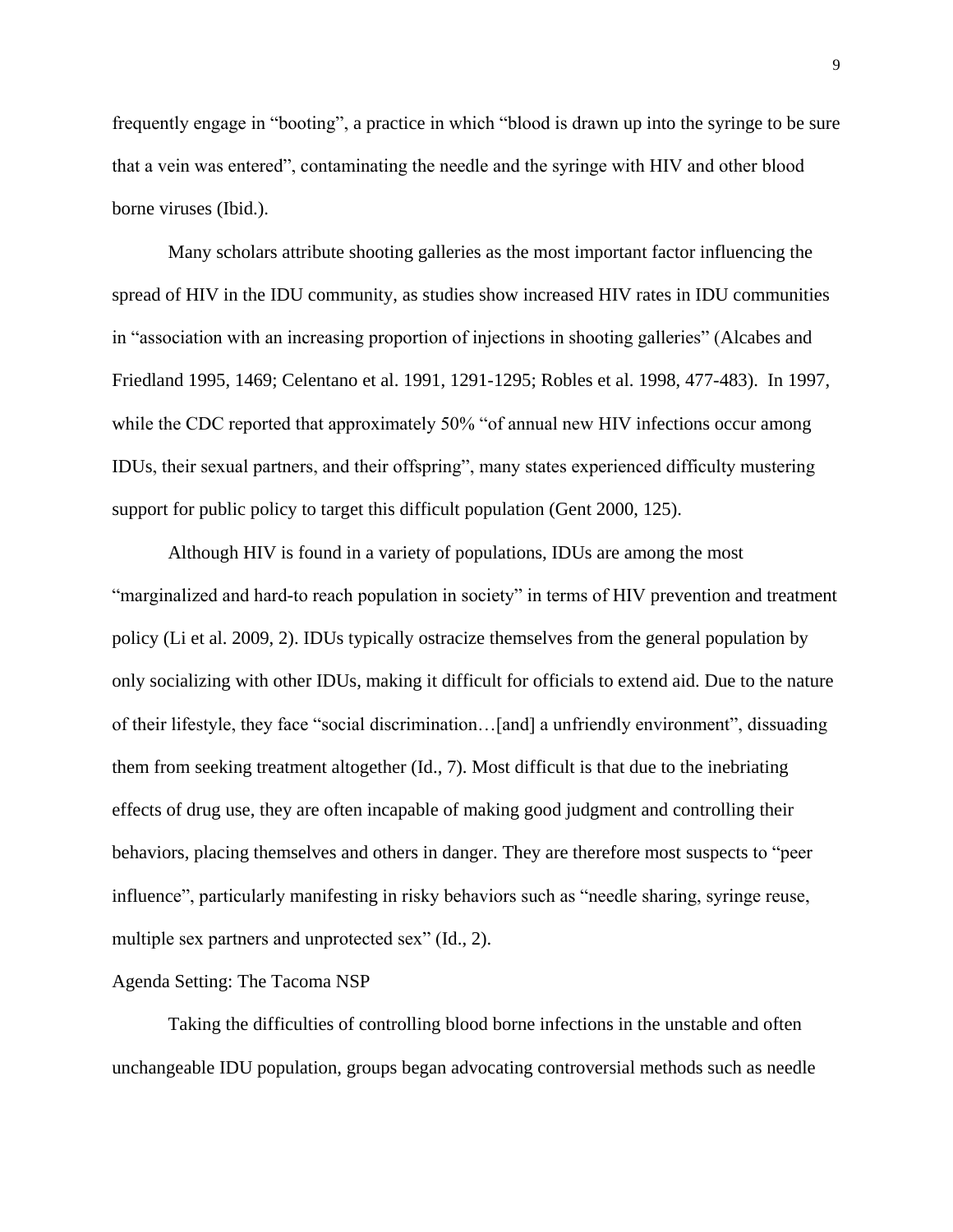frequently engage in "booting", a practice in which "blood is drawn up into the syringe to be sure that a vein was entered", contaminating the needle and the syringe with HIV and other blood borne viruses (Ibid.).

Many scholars attribute shooting galleries as the most important factor influencing the spread of HIV in the IDU community, as studies show increased HIV rates in IDU communities in "association with an increasing proportion of injections in shooting galleries" (Alcabes and Friedland 1995, 1469; Celentano et al. 1991, 1291-1295; Robles et al. 1998, 477-483). In 1997, while the CDC reported that approximately 50% "of annual new HIV infections occur among IDUs, their sexual partners, and their offspring", many states experienced difficulty mustering support for public policy to target this difficult population (Gent 2000, 125).

Although HIV is found in a variety of populations, IDUs are among the most "marginalized and hard-to reach population in society" in terms of HIV prevention and treatment policy (Li et al. 2009, 2). IDUs typically ostracize themselves from the general population by only socializing with other IDUs, making it difficult for officials to extend aid. Due to the nature of their lifestyle, they face "social discrimination…[and] a unfriendly environment", dissuading them from seeking treatment altogether (Id., 7). Most difficult is that due to the inebriating effects of drug use, they are often incapable of making good judgment and controlling their behaviors, placing themselves and others in danger. They are therefore most suspects to "peer influence", particularly manifesting in risky behaviors such as "needle sharing, syringe reuse, multiple sex partners and unprotected sex" (Id., 2).

## Agenda Setting: The Tacoma NSP

Taking the difficulties of controlling blood borne infections in the unstable and often unchangeable IDU population, groups began advocating controversial methods such as needle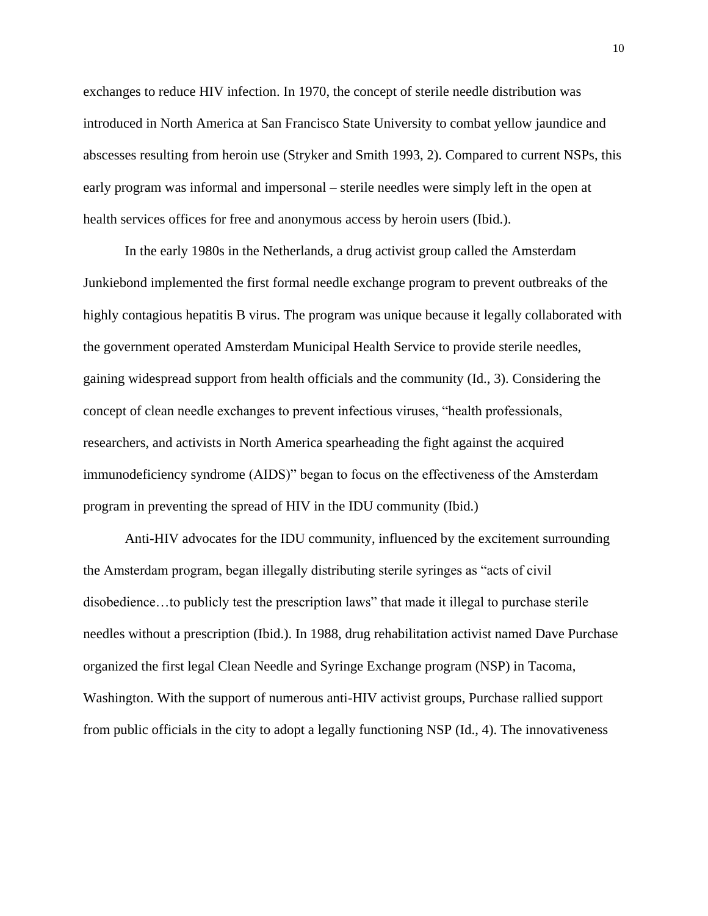exchanges to reduce HIV infection. In 1970, the concept of sterile needle distribution was introduced in North America at San Francisco State University to combat yellow jaundice and abscesses resulting from heroin use (Stryker and Smith 1993, 2). Compared to current NSPs, this early program was informal and impersonal – sterile needles were simply left in the open at health services offices for free and anonymous access by heroin users (Ibid.).

In the early 1980s in the Netherlands, a drug activist group called the Amsterdam Junkiebond implemented the first formal needle exchange program to prevent outbreaks of the highly contagious hepatitis B virus. The program was unique because it legally collaborated with the government operated Amsterdam Municipal Health Service to provide sterile needles, gaining widespread support from health officials and the community (Id., 3). Considering the concept of clean needle exchanges to prevent infectious viruses, "health professionals, researchers, and activists in North America spearheading the fight against the acquired immunodeficiency syndrome (AIDS)" began to focus on the effectiveness of the Amsterdam program in preventing the spread of HIV in the IDU community (Ibid.)

Anti-HIV advocates for the IDU community, influenced by the excitement surrounding the Amsterdam program, began illegally distributing sterile syringes as "acts of civil disobedience…to publicly test the prescription laws" that made it illegal to purchase sterile needles without a prescription (Ibid.). In 1988, drug rehabilitation activist named Dave Purchase organized the first legal Clean Needle and Syringe Exchange program (NSP) in Tacoma, Washington. With the support of numerous anti-HIV activist groups, Purchase rallied support from public officials in the city to adopt a legally functioning NSP (Id., 4). The innovativeness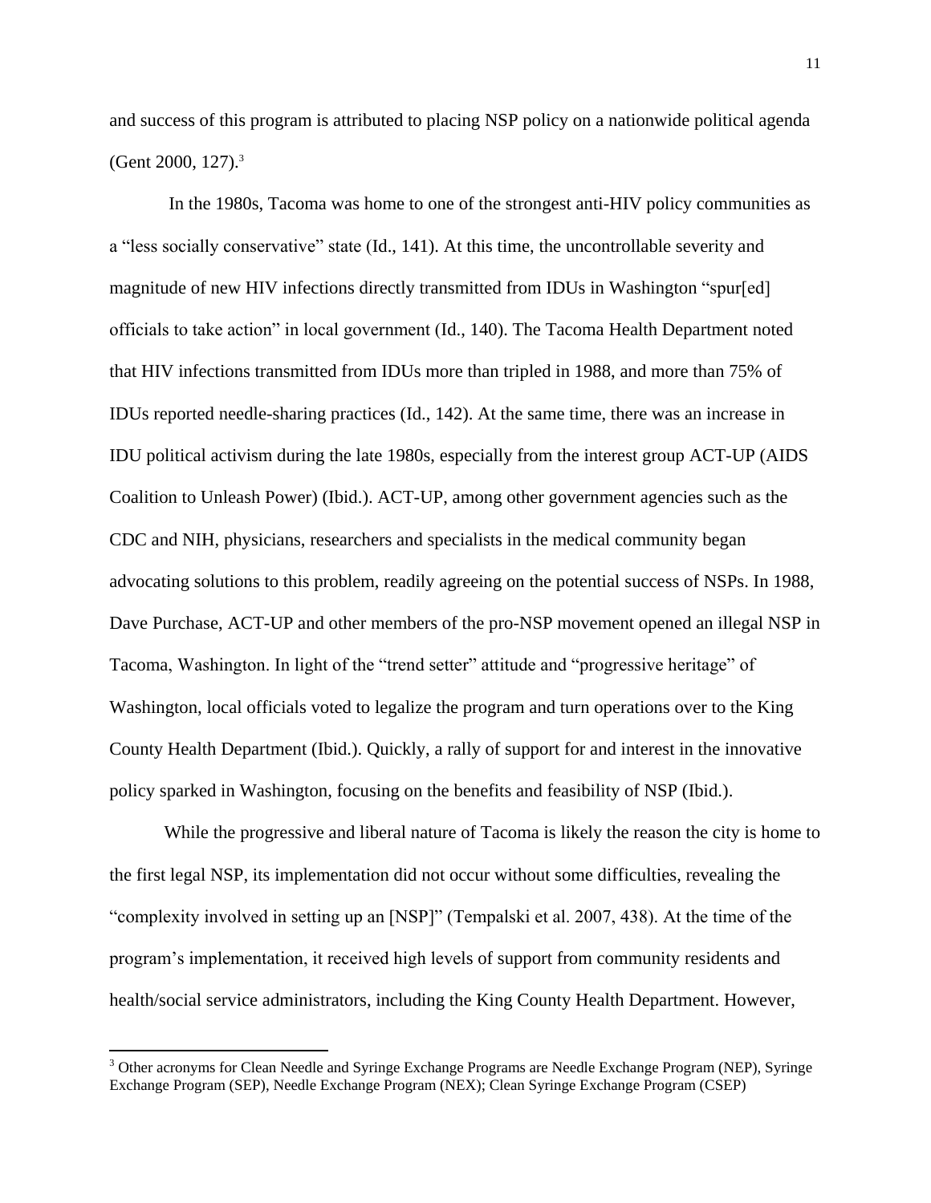and success of this program is attributed to placing NSP policy on a nationwide political agenda (Gent 2000, 127).[3]

In the 1980s, Tacoma was home to one of the strongest anti-HIV policy communities as a "less socially conservative" state (Id., 141). At this time, the uncontrollable severity and magnitude of new HIV infections directly transmitted from IDUs in Washington "spur[ed] officials to take action" in local government (Id., 140). The Tacoma Health Department noted that HIV infections transmitted from IDUs more than tripled in 1988, and more than 75% of IDUs reported needle-sharing practices (Id., 142). At the same time, there was an increase in IDU political activism during the late 1980s, especially from the interest group ACT-UP (AIDS Coalition to Unleash Power) (Ibid.). ACT-UP, among other government agencies such as the CDC and NIH, physicians, researchers and specialists in the medical community began advocating solutions to this problem, readily agreeing on the potential success of NSPs. In 1988, Dave Purchase, ACT-UP and other members of the pro-NSP movement opened an illegal NSP in Tacoma, Washington. In light of the "trend setter" attitude and "progressive heritage" of Washington, local officials voted to legalize the program and turn operations over to the King County Health Department (Ibid.). Quickly, a rally of support for and interest in the innovative policy sparked in Washington, focusing on the benefits and feasibility of NSP (Ibid.).

While the progressive and liberal nature of Tacoma is likely the reason the city is home to the first legal NSP, its implementation did not occur without some difficulties, revealing the "complexity involved in setting up an [NSP]" (Tempalski et al. 2007, 438). At the time of the program's implementation, it received high levels of support from community residents and health/social service administrators, including the King County Health Department. However,

---

[3] Other acronyms for Clean Needle and Syringe Exchange Programs are Needle Exchange Program (NEP), Syringe Exchange Program (SEP), Needle Exchange Program (NEX); Clean Syringe Exchange Program (CSEP)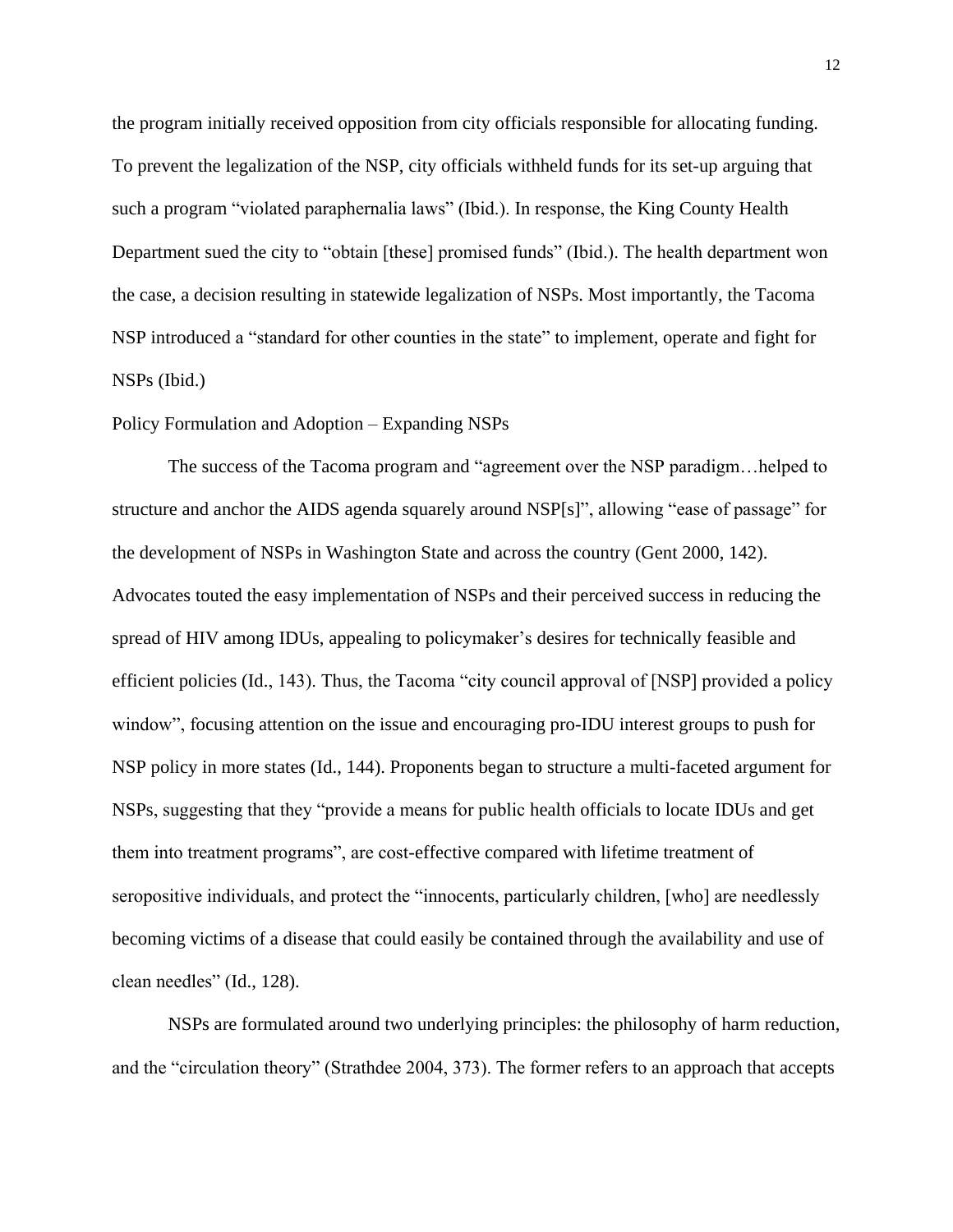the program initially received opposition from city officials responsible for allocating funding. To prevent the legalization of the NSP, city officials withheld funds for its set-up arguing that such a program "violated paraphernalia laws" (Ibid.). In response, the King County Health Department sued the city to "obtain [these] promised funds" (Ibid.). The health department won the case, a decision resulting in statewide legalization of NSPs. Most importantly, the Tacoma NSP introduced a "standard for other counties in the state" to implement, operate and fight for NSPs (Ibid.)

## Policy Formulation and Adoption – Expanding NSPs

The success of the Tacoma program and "agreement over the NSP paradigm…helped to structure and anchor the AIDS agenda squarely around NSP[s]", allowing "ease of passage" for the development of NSPs in Washington State and across the country (Gent 2000, 142). Advocates touted the easy implementation of NSPs and their perceived success in reducing the spread of HIV among IDUs, appealing to policymaker's desires for technically feasible and efficient policies (Id., 143). Thus, the Tacoma "city council approval of [NSP] provided a policy window", focusing attention on the issue and encouraging pro-IDU interest groups to push for NSP policy in more states (Id., 144). Proponents began to structure a multi-faceted argument for NSPs, suggesting that they "provide a means for public health officials to locate IDUs and get them into treatment programs", are cost-effective compared with lifetime treatment of seropositive individuals, and protect the "innocents, particularly children, [who] are needlessly becoming victims of a disease that could easily be contained through the availability and use of clean needles" (Id., 128).

NSPs are formulated around two underlying principles: the philosophy of harm reduction, and the "circulation theory" (Strathdee 2004, 373). The former refers to an approach that accepts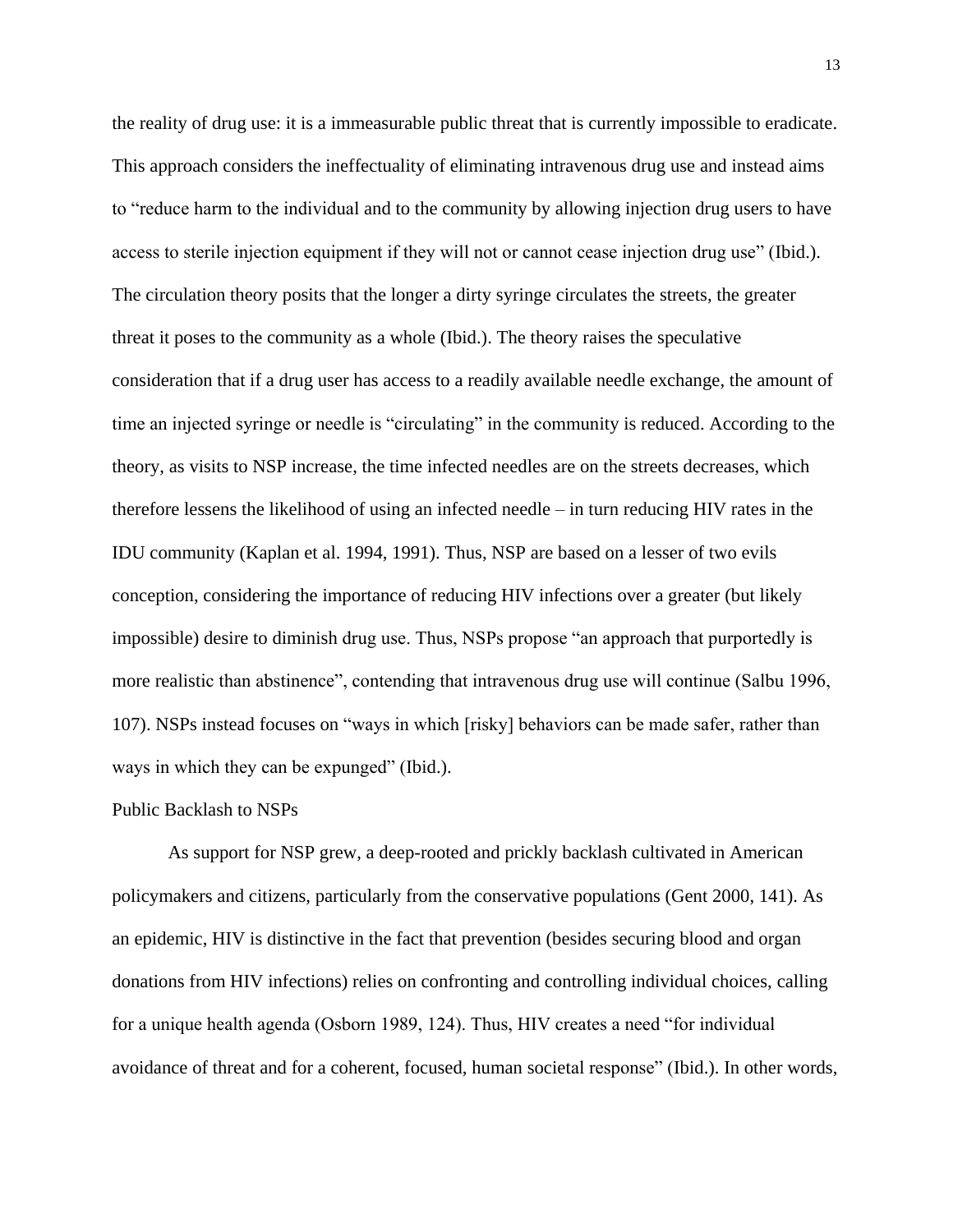the reality of drug use: it is a immeasurable public threat that is currently impossible to eradicate. This approach considers the ineffectuality of eliminating intravenous drug use and instead aims to "reduce harm to the individual and to the community by allowing injection drug users to have access to sterile injection equipment if they will not or cannot cease injection drug use" (Ibid.). The circulation theory posits that the longer a dirty syringe circulates the streets, the greater threat it poses to the community as a whole (Ibid.). The theory raises the speculative consideration that if a drug user has access to a readily available needle exchange, the amount of time an injected syringe or needle is "circulating" in the community is reduced. According to the theory, as visits to NSP increase, the time infected needles are on the streets decreases, which therefore lessens the likelihood of using an infected needle – in turn reducing HIV rates in the IDU community (Kaplan et al. 1994, 1991). Thus, NSP are based on a lesser of two evils conception, considering the importance of reducing HIV infections over a greater (but likely impossible) desire to diminish drug use. Thus, NSPs propose "an approach that purportedly is more realistic than abstinence", contending that intravenous drug use will continue (Salbu 1996, 107). NSPs instead focuses on "ways in which [risky] behaviors can be made safer, rather than ways in which they can be expunged" (Ibid.).

## Public Backlash to NSPs

As support for NSP grew, a deep-rooted and prickly backlash cultivated in American policymakers and citizens, particularly from the conservative populations (Gent 2000, 141). As an epidemic, HIV is distinctive in the fact that prevention (besides securing blood and organ donations from HIV infections) relies on confronting and controlling individual choices, calling for a unique health agenda (Osborn 1989, 124). Thus, HIV creates a need "for individual avoidance of threat and for a coherent, focused, human societal response" (Ibid.). In other words,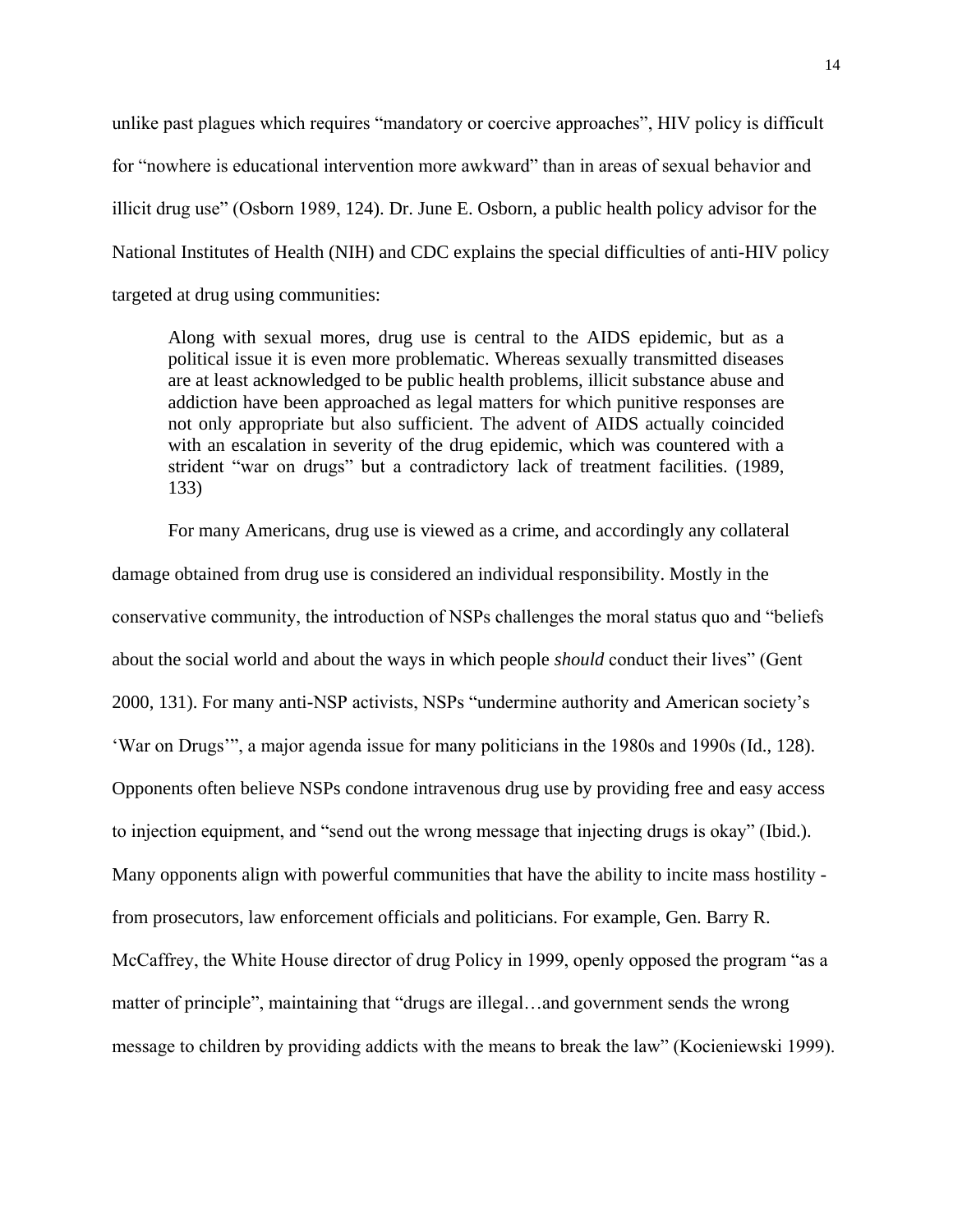unlike past plagues which requires "mandatory or coercive approaches", HIV policy is difficult for "nowhere is educational intervention more awkward" than in areas of sexual behavior and illicit drug use" (Osborn 1989, 124). Dr. June E. Osborn, a public health policy advisor for the National Institutes of Health (NIH) and CDC explains the special difficulties of anti-HIV policy targeted at drug using communities:

> Along with sexual mores, drug use is central to the AIDS epidemic, but as a political issue it is even more problematic. Whereas sexually transmitted diseases are at least acknowledged to be public health problems, illicit substance abuse and addiction have been approached as legal matters for which punitive responses are not only appropriate but also sufficient. The advent of AIDS actually coincided with an escalation in severity of the drug epidemic, which was countered with a strident "war on drugs" but a contradictory lack of treatment facilities. (1989, 133)

For many Americans, drug use is viewed as a crime, and accordingly any collateral damage obtained from drug use is considered an individual responsibility. Mostly in the conservative community, the introduction of NSPs challenges the moral status quo and "beliefs about the social world and about the ways in which people *should* conduct their lives" (Gent 2000, 131). For many anti-NSP activists, NSPs "undermine authority and American society's 'War on Drugs'", a major agenda issue for many politicians in the 1980s and 1990s (Id., 128). Opponents often believe NSPs condone intravenous drug use by providing free and easy access to injection equipment, and "send out the wrong message that injecting drugs is okay" (Ibid.). Many opponents align with powerful communities that have the ability to incite mass hostility - from prosecutors, law enforcement officials and politicians. For example, Gen. Barry R. McCaffrey, the White House director of drug Policy in 1999, openly opposed the program "as a matter of principle", maintaining that "drugs are illegal…and government sends the wrong message to children by providing addicts with the means to break the law" (Kocieniewski 1999).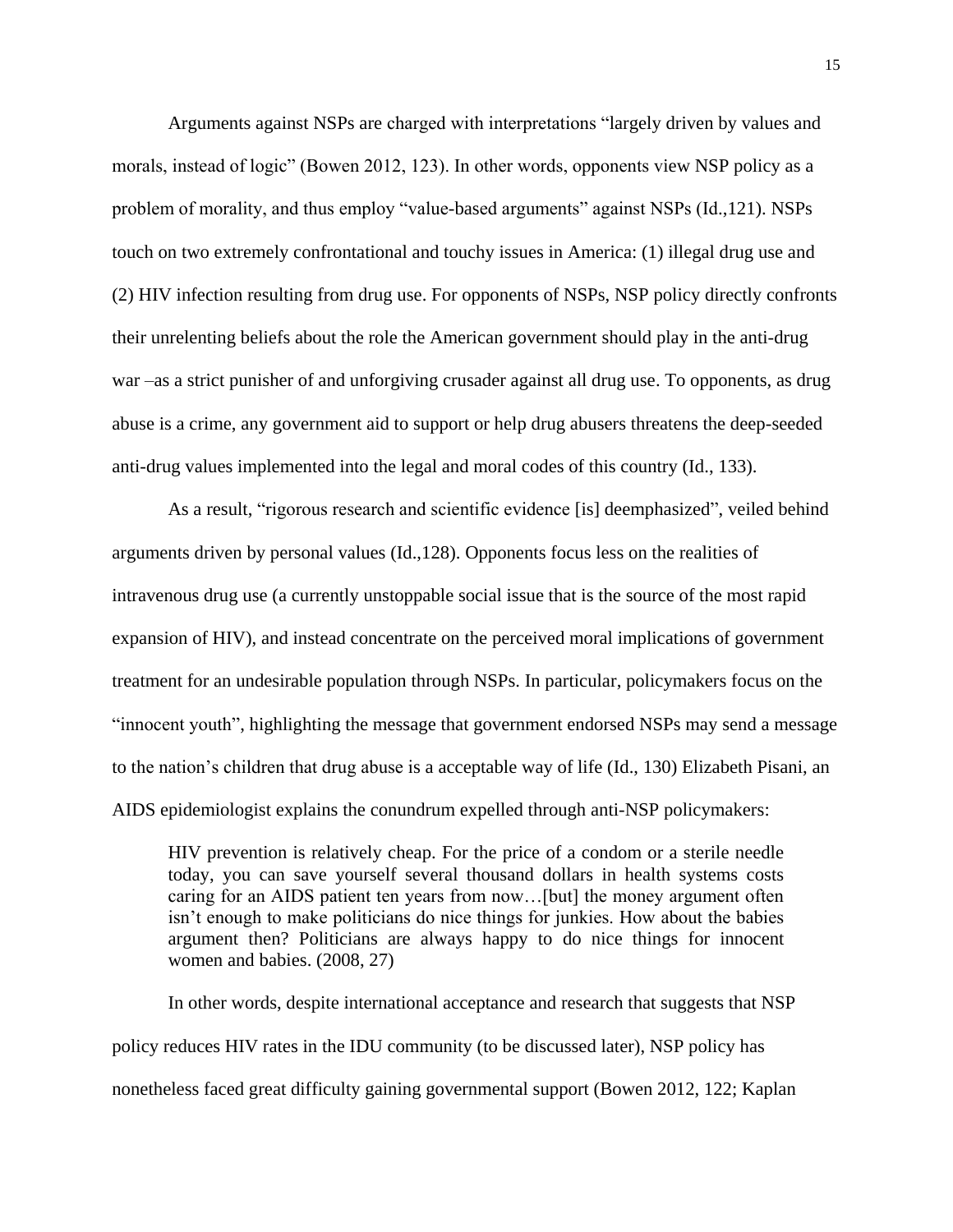Arguments against NSPs are charged with interpretations "largely driven by values and morals, instead of logic" (Bowen 2012, 123). In other words, opponents view NSP policy as a problem of morality, and thus employ "value-based arguments" against NSPs (Id.,121). NSPs touch on two extremely confrontational and touchy issues in America: (1) illegal drug use and (2) HIV infection resulting from drug use. For opponents of NSPs, NSP policy directly confronts their unrelenting beliefs about the role the American government should play in the anti-drug war –as a strict punisher of and unforgiving crusader against all drug use. To opponents, as drug abuse is a crime, any government aid to support or help drug abusers threatens the deep-seeded anti-drug values implemented into the legal and moral codes of this country (Id., 133).

As a result, "rigorous research and scientific evidence [is] deemphasized", veiled behind arguments driven by personal values (Id.,128). Opponents focus less on the realities of intravenous drug use (a currently unstoppable social issue that is the source of the most rapid expansion of HIV), and instead concentrate on the perceived moral implications of government treatment for an undesirable population through NSPs. In particular, policymakers focus on the "innocent youth", highlighting the message that government endorsed NSPs may send a message to the nation's children that drug abuse is a acceptable way of life (Id., 130) Elizabeth Pisani, an AIDS epidemiologist explains the conundrum expelled through anti-NSP policymakers:

> HIV prevention is relatively cheap. For the price of a condom or a sterile needle today, you can save yourself several thousand dollars in health systems costs caring for an AIDS patient ten years from now…[but] the money argument often isn't enough to make politicians do nice things for junkies. How about the babies argument then? Politicians are always happy to do nice things for innocent women and babies. (2008, 27)

In other words, despite international acceptance and research that suggests that NSP policy reduces HIV rates in the IDU community (to be discussed later), NSP policy has nonetheless faced great difficulty gaining governmental support (Bowen 2012, 122; Kaplan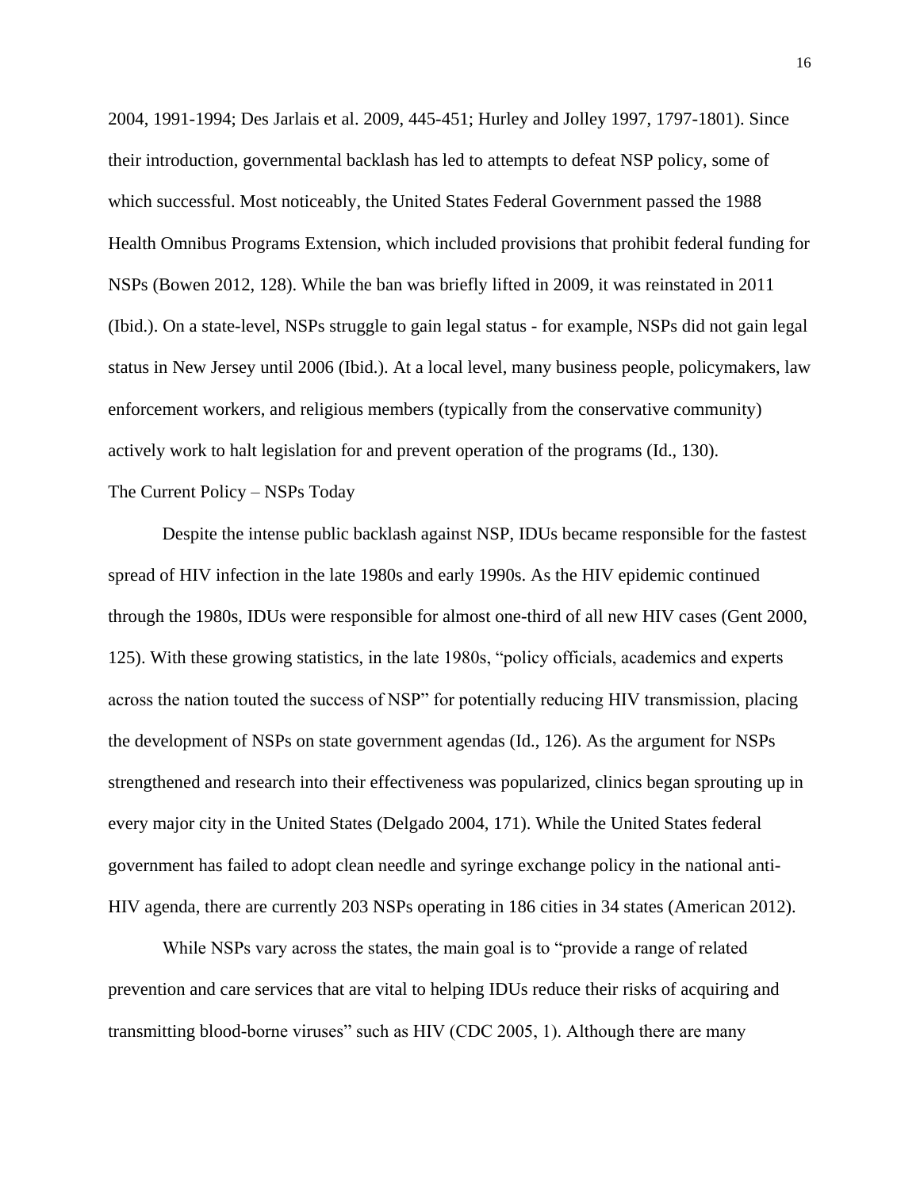2004, 1991-1994; Des Jarlais et al. 2009, 445-451; Hurley and Jolley 1997, 1797-1801). Since their introduction, governmental backlash has led to attempts to defeat NSP policy, some of which successful. Most noticeably, the United States Federal Government passed the 1988 Health Omnibus Programs Extension, which included provisions that prohibit federal funding for NSPs (Bowen 2012, 128). While the ban was briefly lifted in 2009, it was reinstated in 2011 (Ibid.). On a state-level, NSPs struggle to gain legal status - for example, NSPs did not gain legal status in New Jersey until 2006 (Ibid.). At a local level, many business people, policymakers, law enforcement workers, and religious members (typically from the conservative community) actively work to halt legislation for and prevent operation of the programs (Id., 130).

## The Current Policy – NSPs Today

Despite the intense public backlash against NSP, IDUs became responsible for the fastest spread of HIV infection in the late 1980s and early 1990s. As the HIV epidemic continued through the 1980s, IDUs were responsible for almost one-third of all new HIV cases (Gent 2000, 125). With these growing statistics, in the late 1980s, "policy officials, academics and experts across the nation touted the success of NSP" for potentially reducing HIV transmission, placing the development of NSPs on state government agendas (Id., 126). As the argument for NSPs strengthened and research into their effectiveness was popularized, clinics began sprouting up in every major city in the United States (Delgado 2004, 171). While the United States federal government has failed to adopt clean needle and syringe exchange policy in the national anti-HIV agenda, there are currently 203 NSPs operating in 186 cities in 34 states (American 2012).

While NSPs vary across the states, the main goal is to "provide a range of related prevention and care services that are vital to helping IDUs reduce their risks of acquiring and transmitting blood-borne viruses" such as HIV (CDC 2005, 1). Although there are many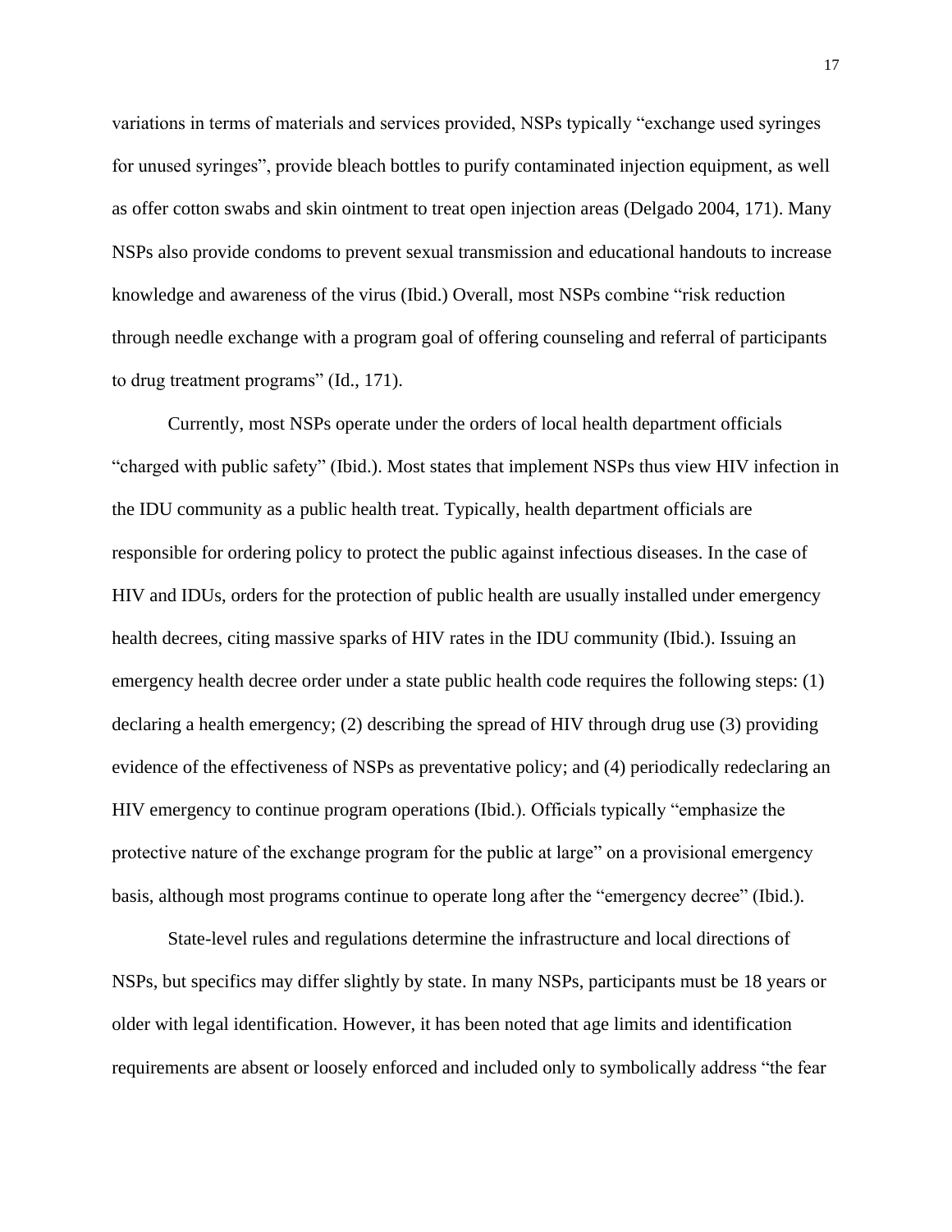variations in terms of materials and services provided, NSPs typically "exchange used syringes for unused syringes", provide bleach bottles to purify contaminated injection equipment, as well as offer cotton swabs and skin ointment to treat open injection areas (Delgado 2004, 171). Many NSPs also provide condoms to prevent sexual transmission and educational handouts to increase knowledge and awareness of the virus (Ibid.) Overall, most NSPs combine "risk reduction through needle exchange with a program goal of offering counseling and referral of participants to drug treatment programs" (Id., 171).

Currently, most NSPs operate under the orders of local health department officials "charged with public safety" (Ibid.). Most states that implement NSPs thus view HIV infection in the IDU community as a public health treat. Typically, health department officials are responsible for ordering policy to protect the public against infectious diseases. In the case of HIV and IDUs, orders for the protection of public health are usually installed under emergency health decrees, citing massive sparks of HIV rates in the IDU community (Ibid.). Issuing an emergency health decree order under a state public health code requires the following steps: (1) declaring a health emergency; (2) describing the spread of HIV through drug use (3) providing evidence of the effectiveness of NSPs as preventative policy; and (4) periodically redeclaring an HIV emergency to continue program operations (Ibid.). Officials typically "emphasize the protective nature of the exchange program for the public at large" on a provisional emergency basis, although most programs continue to operate long after the "emergency decree" (Ibid.).

State-level rules and regulations determine the infrastructure and local directions of NSPs, but specifics may differ slightly by state. In many NSPs, participants must be 18 years or older with legal identification. However, it has been noted that age limits and identification requirements are absent or loosely enforced and included only to symbolically address "the fear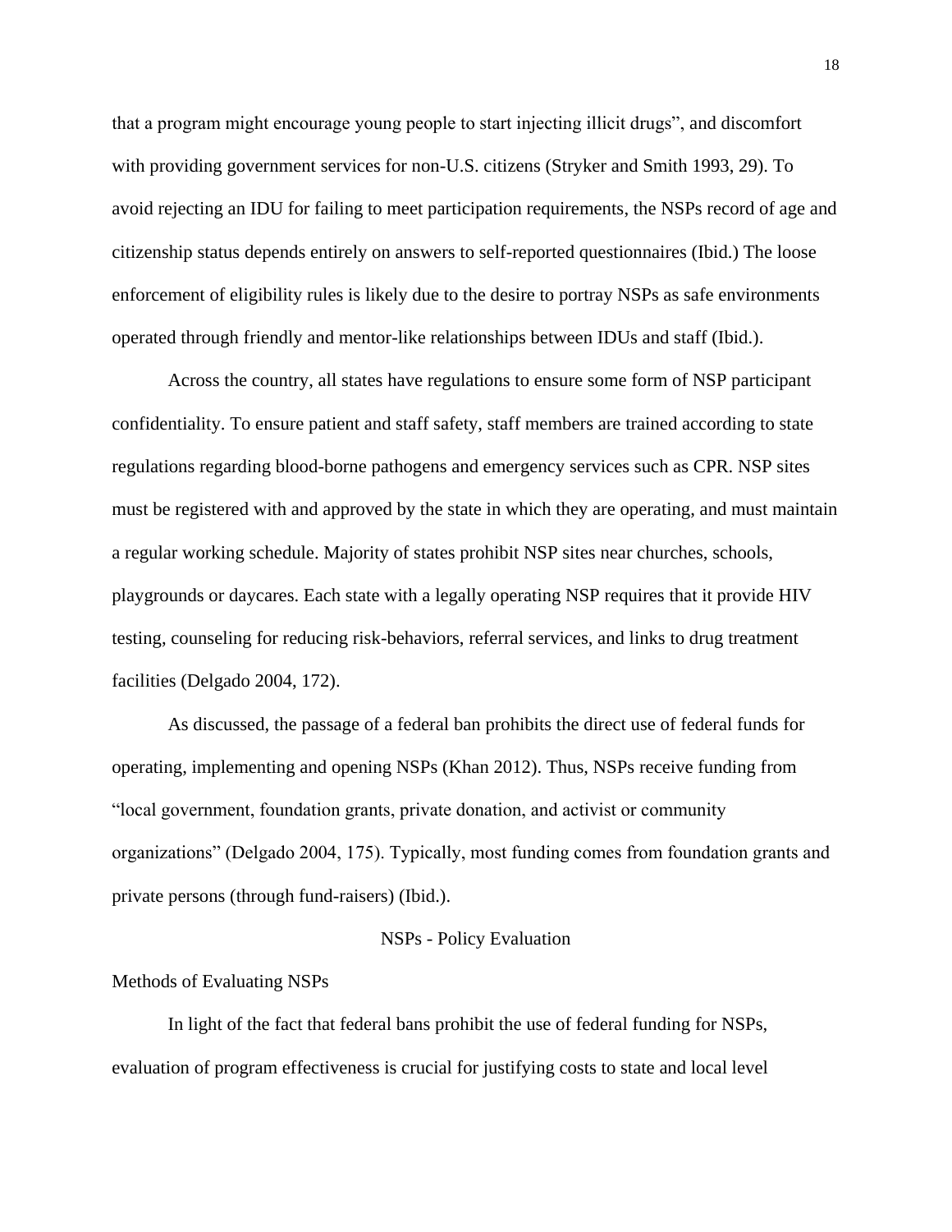that a program might encourage young people to start injecting illicit drugs", and discomfort with providing government services for non-U.S. citizens (Stryker and Smith 1993, 29). To avoid rejecting an IDU for failing to meet participation requirements, the NSPs record of age and citizenship status depends entirely on answers to self-reported questionnaires (Ibid.) The loose enforcement of eligibility rules is likely due to the desire to portray NSPs as safe environments operated through friendly and mentor-like relationships between IDUs and staff (Ibid.).

Across the country, all states have regulations to ensure some form of NSP participant confidentiality. To ensure patient and staff safety, staff members are trained according to state regulations regarding blood-borne pathogens and emergency services such as CPR. NSP sites must be registered with and approved by the state in which they are operating, and must maintain a regular working schedule. Majority of states prohibit NSP sites near churches, schools, playgrounds or daycares. Each state with a legally operating NSP requires that it provide HIV testing, counseling for reducing risk-behaviors, referral services, and links to drug treatment facilities (Delgado 2004, 172).

As discussed, the passage of a federal ban prohibits the direct use of federal funds for operating, implementing and opening NSPs (Khan 2012). Thus, NSPs receive funding from "local government, foundation grants, private donation, and activist or community organizations" (Delgado 2004, 175). Typically, most funding comes from foundation grants and private persons (through fund-raisers) (Ibid.).

## NSPs - Policy Evaluation

### Methods of Evaluating NSPs

In light of the fact that federal bans prohibit the use of federal funding for NSPs, evaluation of program effectiveness is crucial for justifying costs to state and local level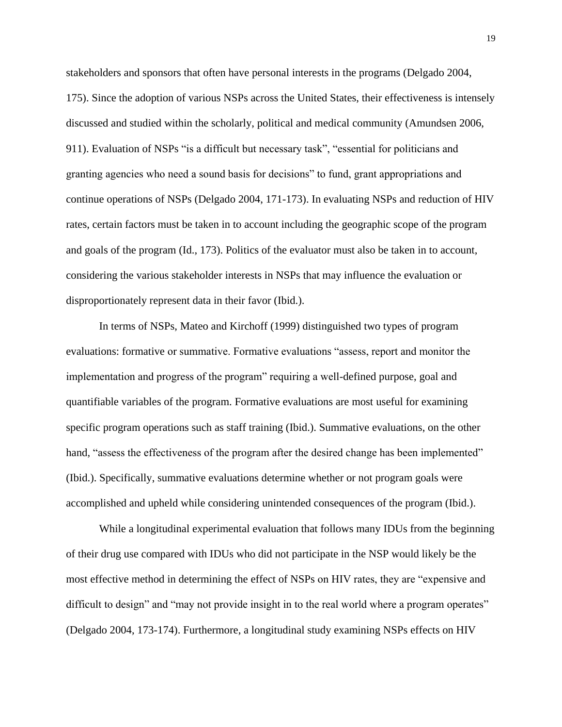stakeholders and sponsors that often have personal interests in the programs (Delgado 2004, 175). Since the adoption of various NSPs across the United States, their effectiveness is intensely discussed and studied within the scholarly, political and medical community (Amundsen 2006, 911). Evaluation of NSPs "is a difficult but necessary task", "essential for politicians and granting agencies who need a sound basis for decisions" to fund, grant appropriations and continue operations of NSPs (Delgado 2004, 171-173). In evaluating NSPs and reduction of HIV rates, certain factors must be taken in to account including the geographic scope of the program and goals of the program (Id., 173). Politics of the evaluator must also be taken in to account, considering the various stakeholder interests in NSPs that may influence the evaluation or disproportionately represent data in their favor (Ibid.).

In terms of NSPs, Mateo and Kirchoff (1999) distinguished two types of program evaluations: formative or summative. Formative evaluations "assess, report and monitor the implementation and progress of the program" requiring a well-defined purpose, goal and quantifiable variables of the program. Formative evaluations are most useful for examining specific program operations such as staff training (Ibid.). Summative evaluations, on the other hand, "assess the effectiveness of the program after the desired change has been implemented" (Ibid.). Specifically, summative evaluations determine whether or not program goals were accomplished and upheld while considering unintended consequences of the program (Ibid.).

While a longitudinal experimental evaluation that follows many IDUs from the beginning of their drug use compared with IDUs who did not participate in the NSP would likely be the most effective method in determining the effect of NSPs on HIV rates, they are "expensive and difficult to design" and "may not provide insight in to the real world where a program operates" (Delgado 2004, 173-174). Furthermore, a longitudinal study examining NSPs effects on HIV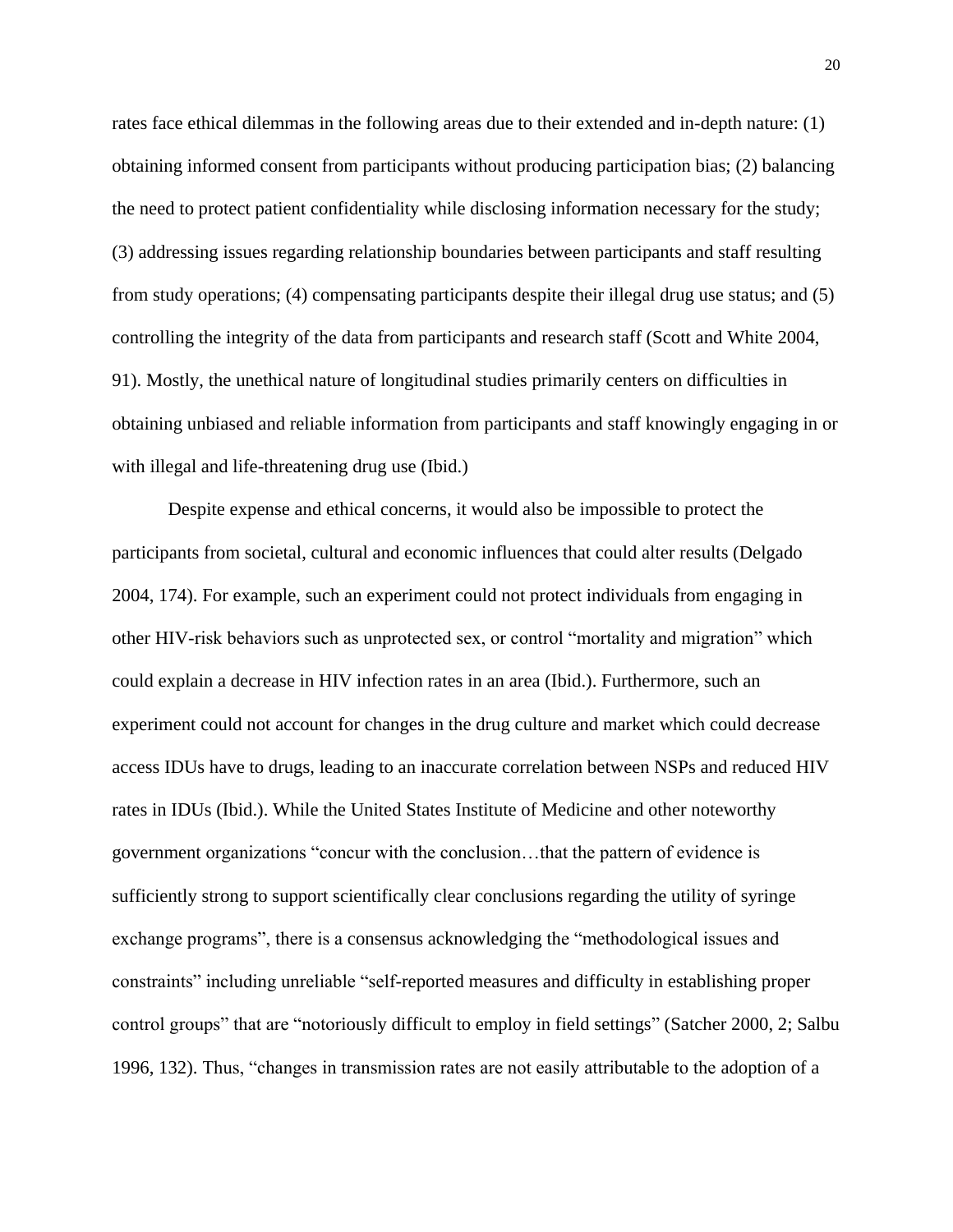rates face ethical dilemmas in the following areas due to their extended and in-depth nature: (1) obtaining informed consent from participants without producing participation bias; (2) balancing the need to protect patient confidentiality while disclosing information necessary for the study; (3) addressing issues regarding relationship boundaries between participants and staff resulting from study operations; (4) compensating participants despite their illegal drug use status; and (5) controlling the integrity of the data from participants and research staff (Scott and White 2004, 91). Mostly, the unethical nature of longitudinal studies primarily centers on difficulties in obtaining unbiased and reliable information from participants and staff knowingly engaging in or with illegal and life-threatening drug use (Ibid.)

Despite expense and ethical concerns, it would also be impossible to protect the participants from societal, cultural and economic influences that could alter results (Delgado 2004, 174). For example, such an experiment could not protect individuals from engaging in other HIV-risk behaviors such as unprotected sex, or control "mortality and migration" which could explain a decrease in HIV infection rates in an area (Ibid.). Furthermore, such an experiment could not account for changes in the drug culture and market which could decrease access IDUs have to drugs, leading to an inaccurate correlation between NSPs and reduced HIV rates in IDUs (Ibid.). While the United States Institute of Medicine and other noteworthy government organizations "concur with the conclusion…that the pattern of evidence is sufficiently strong to support scientifically clear conclusions regarding the utility of syringe exchange programs", there is a consensus acknowledging the "methodological issues and constraints" including unreliable "self-reported measures and difficulty in establishing proper control groups" that are "notoriously difficult to employ in field settings" (Satcher 2000, 2; Salbu 1996, 132). Thus, "changes in transmission rates are not easily attributable to the adoption of a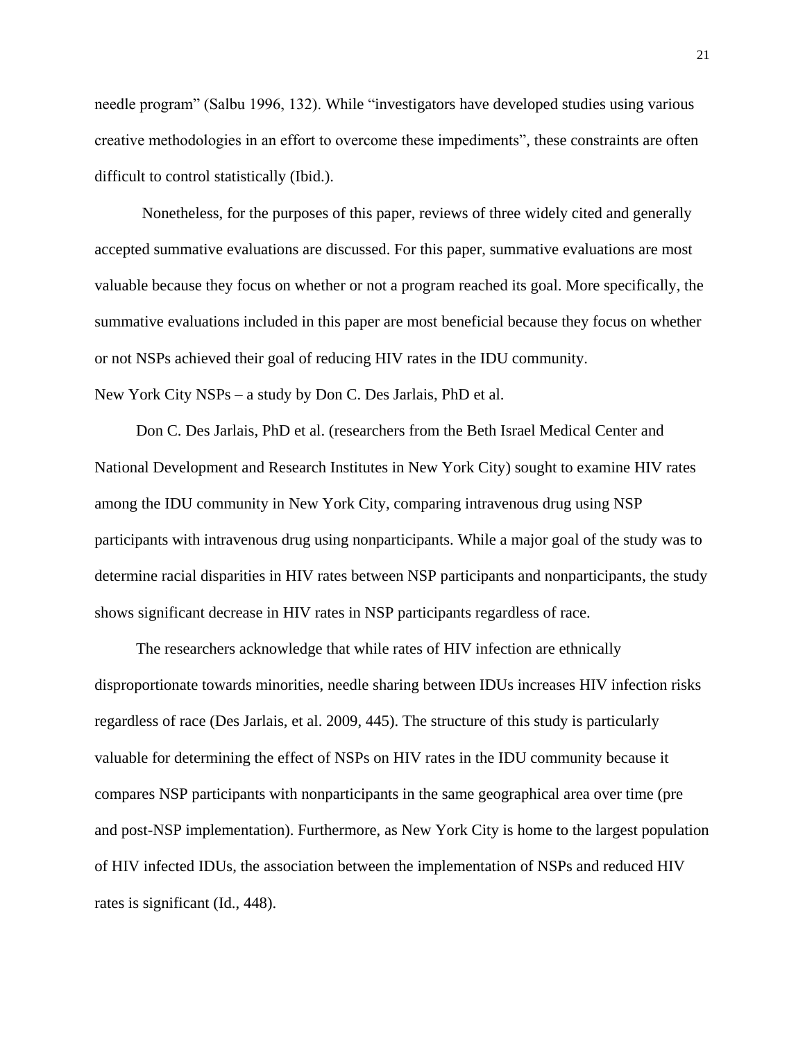needle program" (Salbu 1996, 132). While "investigators have developed studies using various creative methodologies in an effort to overcome these impediments", these constraints are often difficult to control statistically (Ibid.).

Nonetheless, for the purposes of this paper, reviews of three widely cited and generally accepted summative evaluations are discussed. For this paper, summative evaluations are most valuable because they focus on whether or not a program reached its goal. More specifically, the summative evaluations included in this paper are most beneficial because they focus on whether or not NSPs achieved their goal of reducing HIV rates in the IDU community.

New York City NSPs – a study by Don C. Des Jarlais, PhD et al.

Don C. Des Jarlais, PhD et al. (researchers from the Beth Israel Medical Center and National Development and Research Institutes in New York City) sought to examine HIV rates among the IDU community in New York City, comparing intravenous drug using NSP participants with intravenous drug using nonparticipants. While a major goal of the study was to determine racial disparities in HIV rates between NSP participants and nonparticipants, the study shows significant decrease in HIV rates in NSP participants regardless of race.

The researchers acknowledge that while rates of HIV infection are ethnically disproportionate towards minorities, needle sharing between IDUs increases HIV infection risks regardless of race (Des Jarlais, et al. 2009, 445). The structure of this study is particularly valuable for determining the effect of NSPs on HIV rates in the IDU community because it compares NSP participants with nonparticipants in the same geographical area over time (pre and post-NSP implementation). Furthermore, as New York City is home to the largest population of HIV infected IDUs, the association between the implementation of NSPs and reduced HIV rates is significant (Id., 448).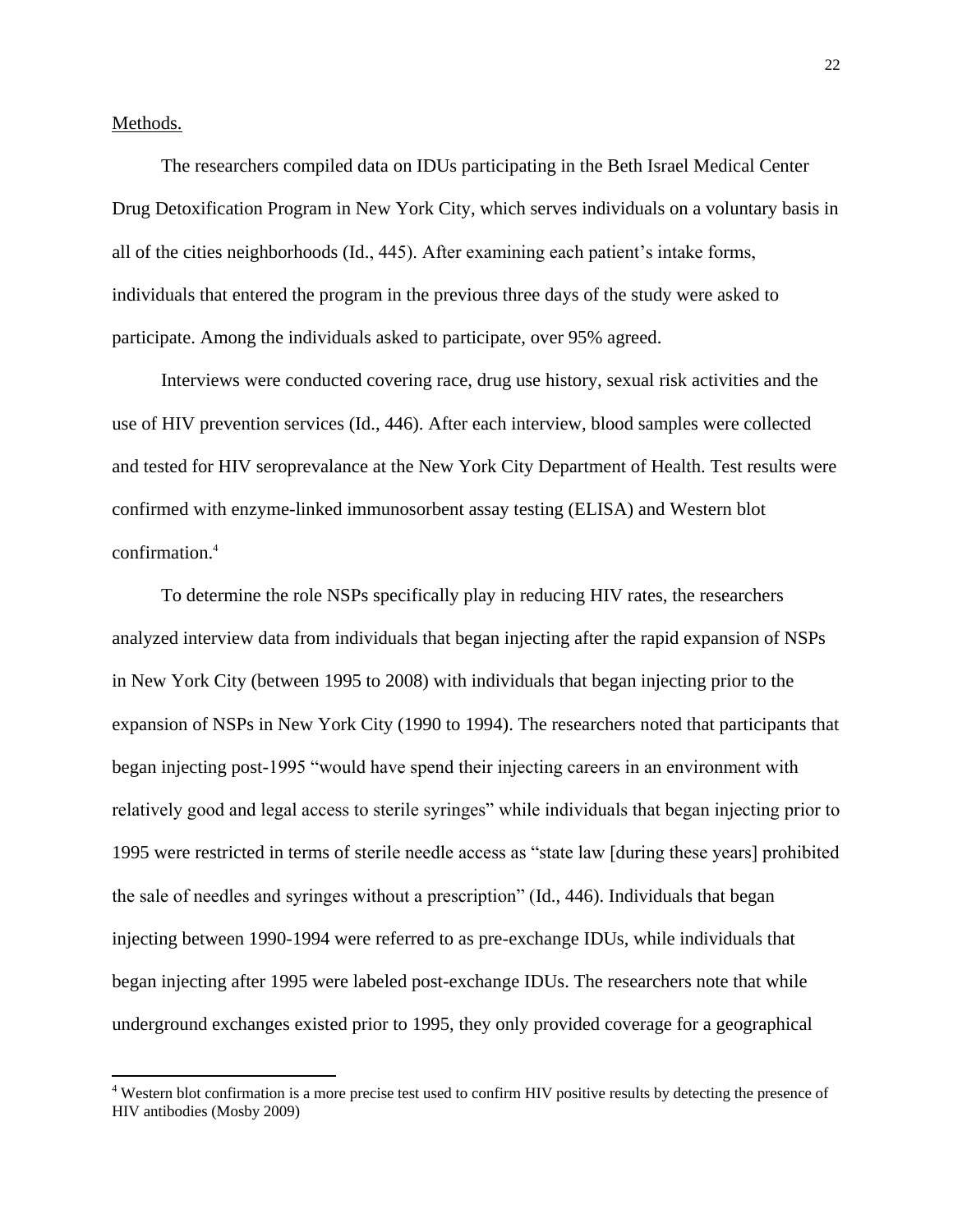Methods.

The researchers compiled data on IDUs participating in the Beth Israel Medical Center Drug Detoxification Program in New York City, which serves individuals on a voluntary basis in all of the cities neighborhoods (Id., 445). After examining each patient's intake forms, individuals that entered the program in the previous three days of the study were asked to participate. Among the individuals asked to participate, over 95% agreed.

Interviews were conducted covering race, drug use history, sexual risk activities and the use of HIV prevention services (Id., 446). After each interview, blood samples were collected and tested for HIV seroprevalance at the New York City Department of Health. Test results were confirmed with enzyme-linked immunosorbent assay testing (ELISA) and Western blot confirmation.[4]

To determine the role NSPs specifically play in reducing HIV rates, the researchers analyzed interview data from individuals that began injecting after the rapid expansion of NSPs in New York City (between 1995 to 2008) with individuals that began injecting prior to the expansion of NSPs in New York City (1990 to 1994). The researchers noted that participants that began injecting post-1995 "would have spend their injecting careers in an environment with relatively good and legal access to sterile syringes" while individuals that began injecting prior to 1995 were restricted in terms of sterile needle access as "state law [during these years] prohibited the sale of needles and syringes without a prescription" (Id., 446). Individuals that began injecting between 1990-1994 were referred to as pre-exchange IDUs, while individuals that began injecting after 1995 were labeled post-exchange IDUs. The researchers note that while underground exchanges existed prior to 1995, they only provided coverage for a geographical

[4] Western blot confirmation is a more precise test used to confirm HIV positive results by detecting the presence of HIV antibodies (Mosby 2009)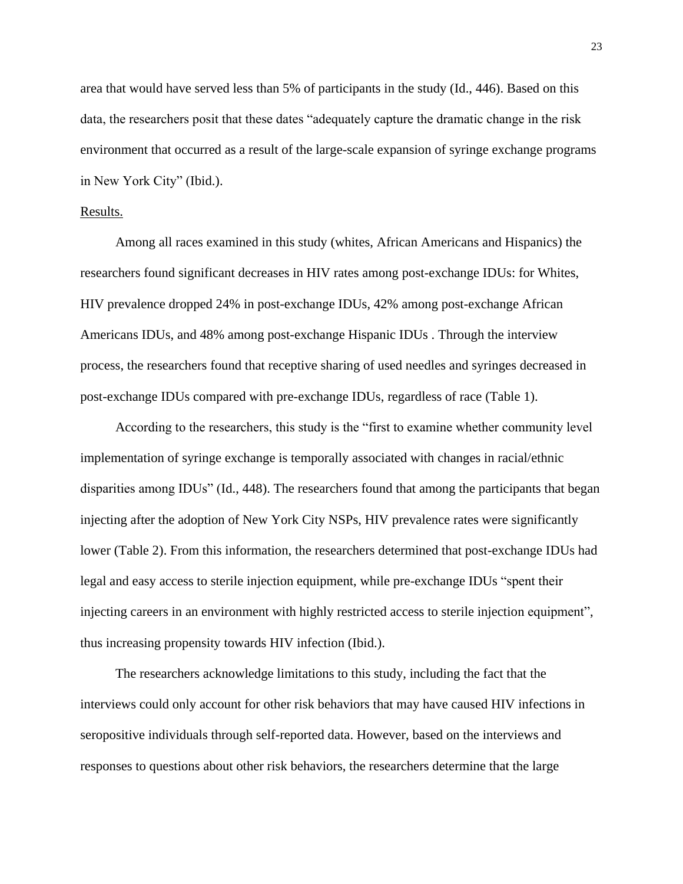area that would have served less than 5% of participants in the study (Id., 446). Based on this data, the researchers posit that these dates "adequately capture the dramatic change in the risk environment that occurred as a result of the large-scale expansion of syringe exchange programs in New York City" (Ibid.).

Results.

Among all races examined in this study (whites, African Americans and Hispanics) the researchers found significant decreases in HIV rates among post-exchange IDUs: for Whites, HIV prevalence dropped 24% in post-exchange IDUs, 42% among post-exchange African Americans IDUs, and 48% among post-exchange Hispanic IDUs . Through the interview process, the researchers found that receptive sharing of used needles and syringes decreased in post-exchange IDUs compared with pre-exchange IDUs, regardless of race (Table 1).

According to the researchers, this study is the "first to examine whether community level implementation of syringe exchange is temporally associated with changes in racial/ethnic disparities among IDUs" (Id., 448). The researchers found that among the participants that began injecting after the adoption of New York City NSPs, HIV prevalence rates were significantly lower (Table 2). From this information, the researchers determined that post-exchange IDUs had legal and easy access to sterile injection equipment, while pre-exchange IDUs "spent their injecting careers in an environment with highly restricted access to sterile injection equipment", thus increasing propensity towards HIV infection (Ibid.).

The researchers acknowledge limitations to this study, including the fact that the interviews could only account for other risk behaviors that may have caused HIV infections in seropositive individuals through self-reported data. However, based on the interviews and responses to questions about other risk behaviors, the researchers determine that the large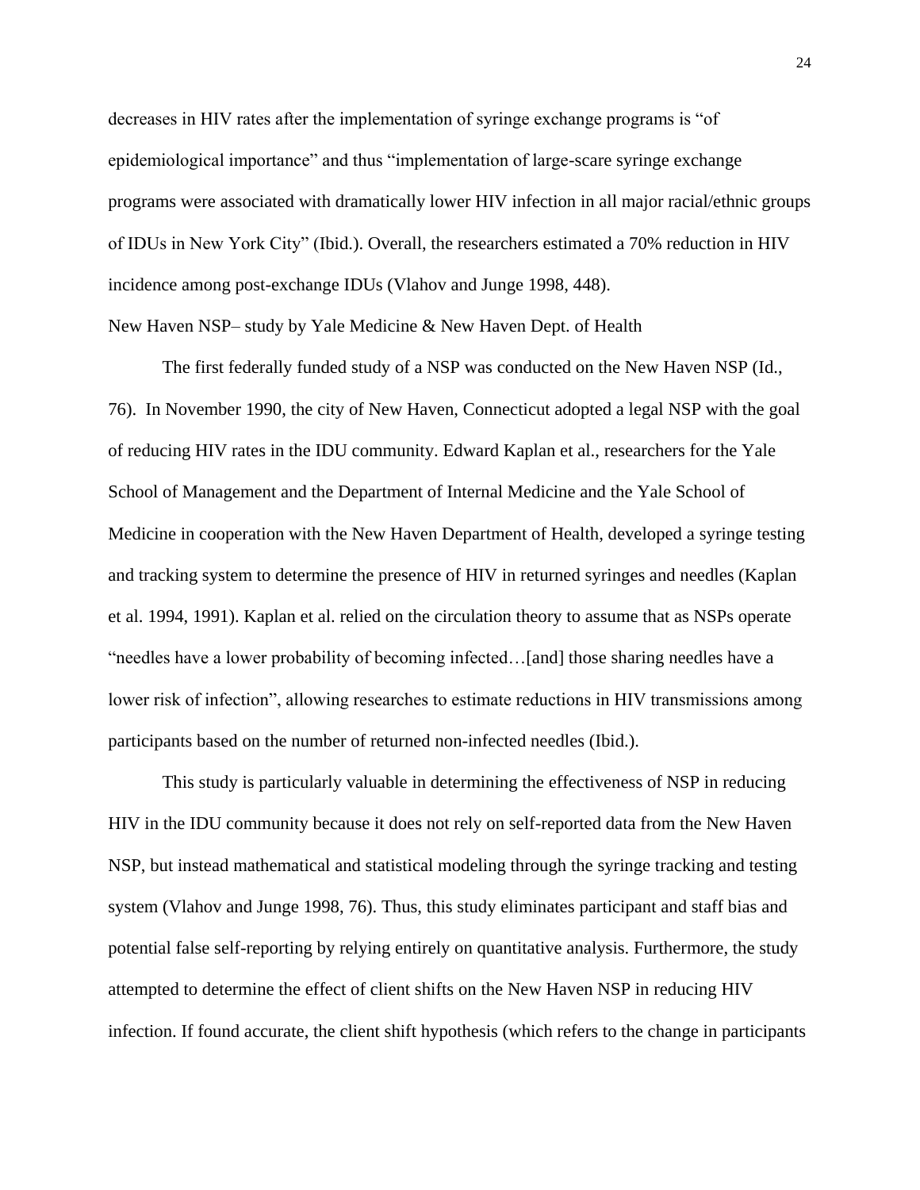decreases in HIV rates after the implementation of syringe exchange programs is "of epidemiological importance" and thus "implementation of large-scare syringe exchange programs were associated with dramatically lower HIV infection in all major racial/ethnic groups of IDUs in New York City" (Ibid.). Overall, the researchers estimated a 70% reduction in HIV incidence among post-exchange IDUs (Vlahov and Junge 1998, 448).

New Haven NSP– study by Yale Medicine & New Haven Dept. of Health

The first federally funded study of a NSP was conducted on the New Haven NSP (Id., 76). In November 1990, the city of New Haven, Connecticut adopted a legal NSP with the goal of reducing HIV rates in the IDU community. Edward Kaplan et al., researchers for the Yale School of Management and the Department of Internal Medicine and the Yale School of Medicine in cooperation with the New Haven Department of Health, developed a syringe testing and tracking system to determine the presence of HIV in returned syringes and needles (Kaplan et al. 1994, 1991). Kaplan et al. relied on the circulation theory to assume that as NSPs operate "needles have a lower probability of becoming infected…[and] those sharing needles have a lower risk of infection", allowing researches to estimate reductions in HIV transmissions among participants based on the number of returned non-infected needles (Ibid.).

This study is particularly valuable in determining the effectiveness of NSP in reducing HIV in the IDU community because it does not rely on self-reported data from the New Haven NSP, but instead mathematical and statistical modeling through the syringe tracking and testing system (Vlahov and Junge 1998, 76). Thus, this study eliminates participant and staff bias and potential false self-reporting by relying entirely on quantitative analysis. Furthermore, the study attempted to determine the effect of client shifts on the New Haven NSP in reducing HIV infection. If found accurate, the client shift hypothesis (which refers to the change in participants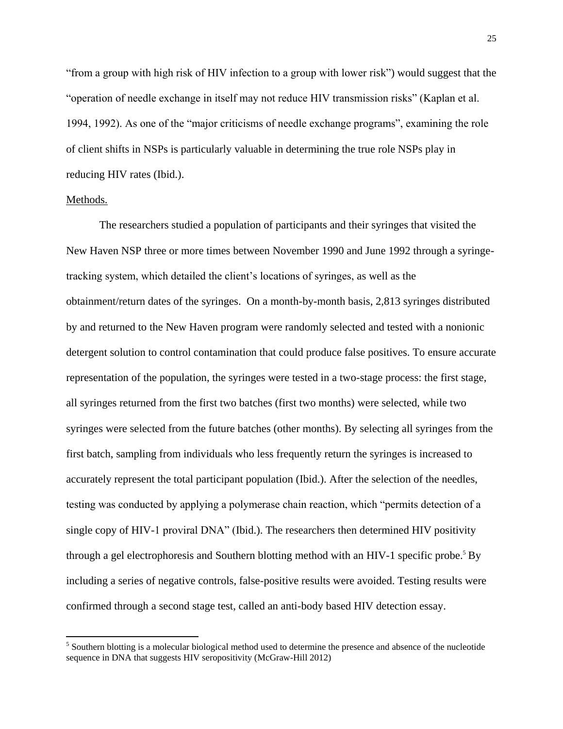"from a group with high risk of HIV infection to a group with lower risk") would suggest that the "operation of needle exchange in itself may not reduce HIV transmission risks" (Kaplan et al. 1994, 1992). As one of the "major criticisms of needle exchange programs", examining the role of client shifts in NSPs is particularly valuable in determining the true role NSPs play in reducing HIV rates (Ibid.).

Methods.

The researchers studied a population of participants and their syringes that visited the New Haven NSP three or more times between November 1990 and June 1992 through a syringe-tracking system, which detailed the client's locations of syringes, as well as the obtainment/return dates of the syringes. On a month-by-month basis, 2,813 syringes distributed by and returned to the New Haven program were randomly selected and tested with a nonionic detergent solution to control contamination that could produce false positives. To ensure accurate representation of the population, the syringes were tested in a two-stage process: the first stage, all syringes returned from the first two batches (first two months) were selected, while two syringes were selected from the future batches (other months). By selecting all syringes from the first batch, sampling from individuals who less frequently return the syringes is increased to accurately represent the total participant population (Ibid.). After the selection of the needles, testing was conducted by applying a polymerase chain reaction, which "permits detection of a single copy of HIV-1 proviral DNA" (Ibid.). The researchers then determined HIV positivity through a gel electrophoresis and Southern blotting method with an HIV-1 specific probe.[5] By including a series of negative controls, false-positive results were avoided. Testing results were confirmed through a second stage test, called an anti-body based HIV detection essay.

[5] Southern blotting is a molecular biological method used to determine the presence and absence of the nucleotide sequence in DNA that suggests HIV seropositivity (McGraw-Hill 2012)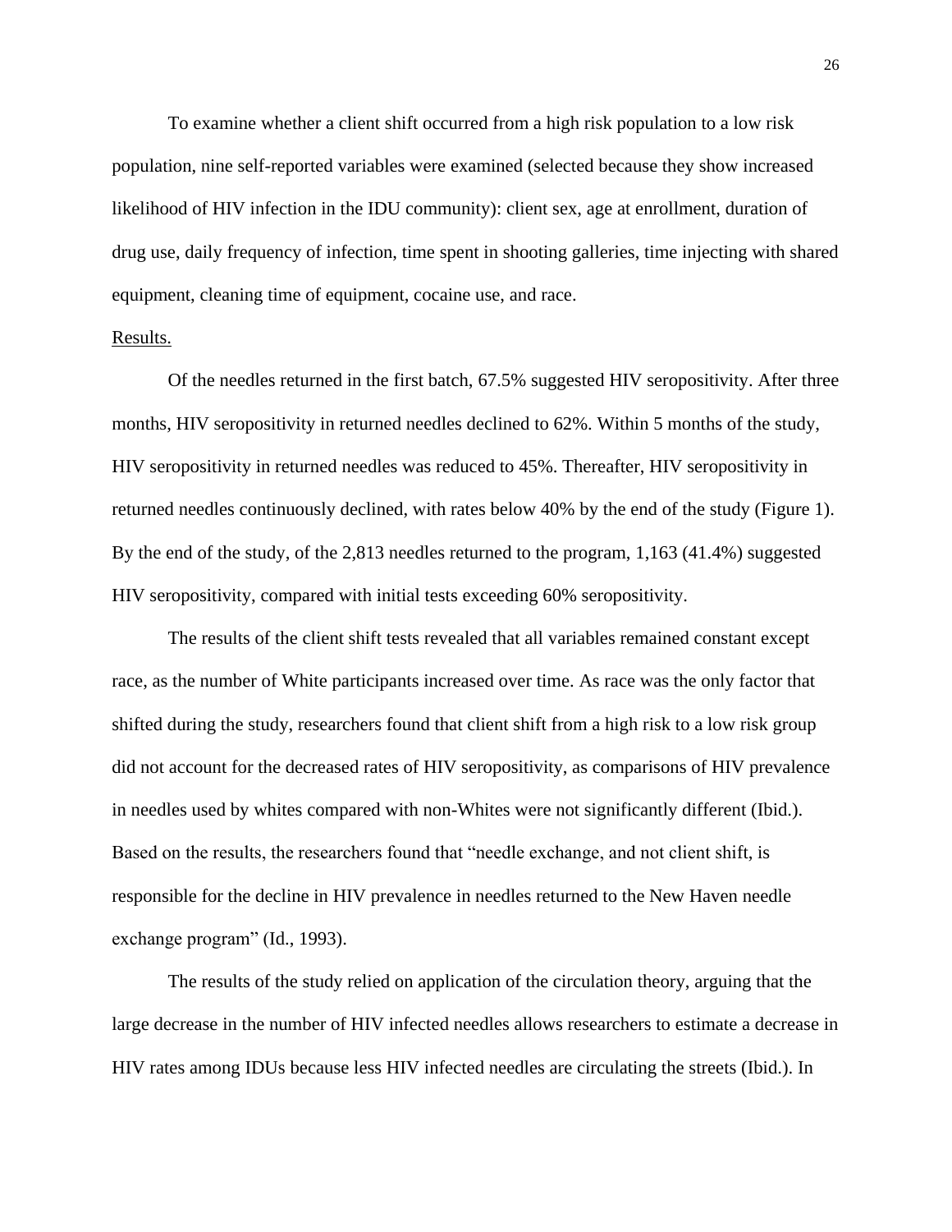To examine whether a client shift occurred from a high risk population to a low risk population, nine self-reported variables were examined (selected because they show increased likelihood of HIV infection in the IDU community): client sex, age at enrollment, duration of drug use, daily frequency of infection, time spent in shooting galleries, time injecting with shared equipment, cleaning time of equipment, cocaine use, and race.

Results.

Of the needles returned in the first batch, 67.5% suggested HIV seropositivity. After three months, HIV seropositivity in returned needles declined to 62%. Within 5 months of the study, HIV seropositivity in returned needles was reduced to 45%. Thereafter, HIV seropositivity in returned needles continuously declined, with rates below 40% by the end of the study (Figure 1). By the end of the study, of the 2,813 needles returned to the program, 1,163 (41.4%) suggested HIV seropositivity, compared with initial tests exceeding 60% seropositivity.

The results of the client shift tests revealed that all variables remained constant except race, as the number of White participants increased over time. As race was the only factor that shifted during the study, researchers found that client shift from a high risk to a low risk group did not account for the decreased rates of HIV seropositivity, as comparisons of HIV prevalence in needles used by whites compared with non-Whites were not significantly different (Ibid.). Based on the results, the researchers found that "needle exchange, and not client shift, is responsible for the decline in HIV prevalence in needles returned to the New Haven needle exchange program" (Id., 1993).

The results of the study relied on application of the circulation theory, arguing that the large decrease in the number of HIV infected needles allows researchers to estimate a decrease in HIV rates among IDUs because less HIV infected needles are circulating the streets (Ibid.). In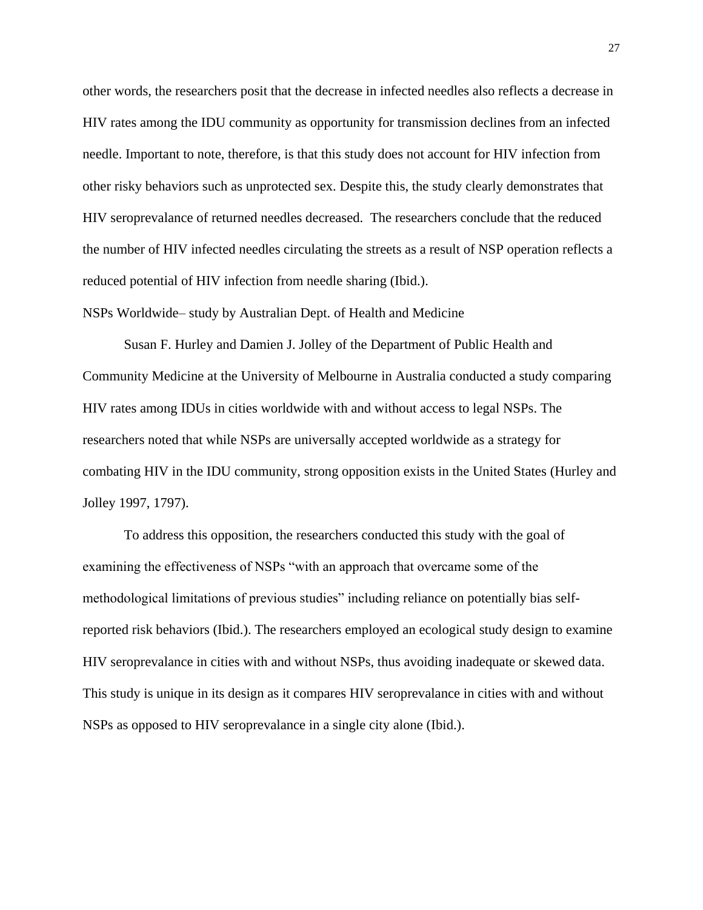other words, the researchers posit that the decrease in infected needles also reflects a decrease in HIV rates among the IDU community as opportunity for transmission declines from an infected needle. Important to note, therefore, is that this study does not account for HIV infection from other risky behaviors such as unprotected sex. Despite this, the study clearly demonstrates that HIV seroprevalance of returned needles decreased. The researchers conclude that the reduced the number of HIV infected needles circulating the streets as a result of NSP operation reflects a reduced potential of HIV infection from needle sharing (Ibid.).

NSPs Worldwide– study by Australian Dept. of Health and Medicine

Susan F. Hurley and Damien J. Jolley of the Department of Public Health and Community Medicine at the University of Melbourne in Australia conducted a study comparing HIV rates among IDUs in cities worldwide with and without access to legal NSPs. The researchers noted that while NSPs are universally accepted worldwide as a strategy for combating HIV in the IDU community, strong opposition exists in the United States (Hurley and Jolley 1997, 1797).

To address this opposition, the researchers conducted this study with the goal of examining the effectiveness of NSPs "with an approach that overcame some of the methodological limitations of previous studies" including reliance on potentially bias self-reported risk behaviors (Ibid.). The researchers employed an ecological study design to examine HIV seroprevalance in cities with and without NSPs, thus avoiding inadequate or skewed data. This study is unique in its design as it compares HIV seroprevalance in cities with and without NSPs as opposed to HIV seroprevalance in a single city alone (Ibid.).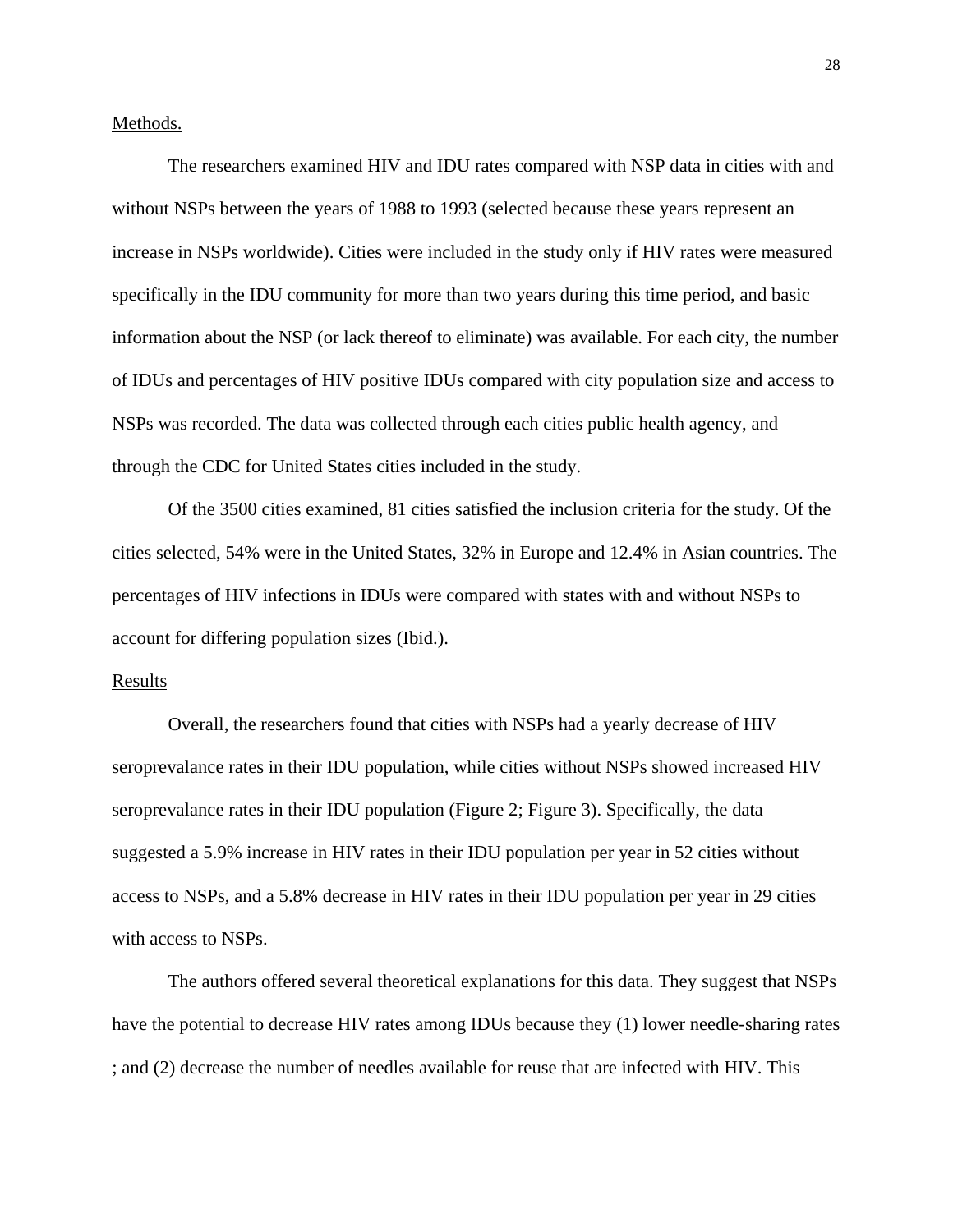Methods.

The researchers examined HIV and IDU rates compared with NSP data in cities with and without NSPs between the years of 1988 to 1993 (selected because these years represent an increase in NSPs worldwide). Cities were included in the study only if HIV rates were measured specifically in the IDU community for more than two years during this time period, and basic information about the NSP (or lack thereof to eliminate) was available. For each city, the number of IDUs and percentages of HIV positive IDUs compared with city population size and access to NSPs was recorded. The data was collected through each cities public health agency, and through the CDC for United States cities included in the study.

Of the 3500 cities examined, 81 cities satisfied the inclusion criteria for the study. Of the cities selected, 54% were in the United States, 32% in Europe and 12.4% in Asian countries. The percentages of HIV infections in IDUs were compared with states with and without NSPs to account for differing population sizes (Ibid.).

Results

Overall, the researchers found that cities with NSPs had a yearly decrease of HIV seroprevalance rates in their IDU population, while cities without NSPs showed increased HIV seroprevalance rates in their IDU population (Figure 2; Figure 3). Specifically, the data suggested a 5.9% increase in HIV rates in their IDU population per year in 52 cities without access to NSPs, and a 5.8% decrease in HIV rates in their IDU population per year in 29 cities with access to NSPs.

The authors offered several theoretical explanations for this data. They suggest that NSPs have the potential to decrease HIV rates among IDUs because they (1) lower needle-sharing rates ; and (2) decrease the number of needles available for reuse that are infected with HIV. This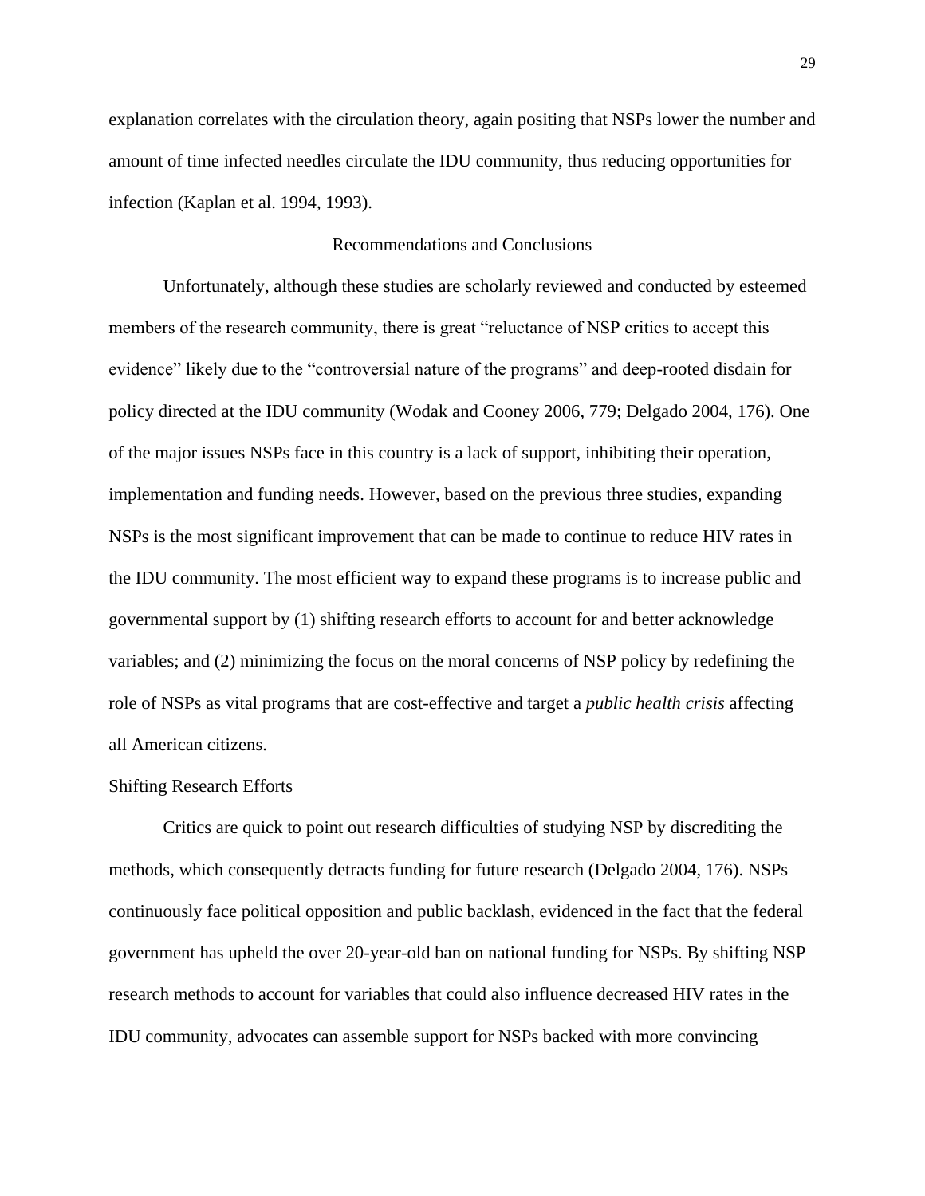explanation correlates with the circulation theory, again positing that NSPs lower the number and amount of time infected needles circulate the IDU community, thus reducing opportunities for infection (Kaplan et al. 1994, 1993).

## Recommendations and Conclusions

Unfortunately, although these studies are scholarly reviewed and conducted by esteemed members of the research community, there is great "reluctance of NSP critics to accept this evidence" likely due to the "controversial nature of the programs" and deep-rooted disdain for policy directed at the IDU community (Wodak and Cooney 2006, 779; Delgado 2004, 176). One of the major issues NSPs face in this country is a lack of support, inhibiting their operation, implementation and funding needs. However, based on the previous three studies, expanding NSPs is the most significant improvement that can be made to continue to reduce HIV rates in the IDU community. The most efficient way to expand these programs is to increase public and governmental support by (1) shifting research efforts to account for and better acknowledge variables; and (2) minimizing the focus on the moral concerns of NSP policy by redefining the role of NSPs as vital programs that are cost-effective and target a *public health crisis* affecting all American citizens.

### Shifting Research Efforts

Critics are quick to point out research difficulties of studying NSP by discrediting the methods, which consequently detracts funding for future research (Delgado 2004, 176). NSPs continuously face political opposition and public backlash, evidenced in the fact that the federal government has upheld the over 20-year-old ban on national funding for NSPs. By shifting NSP research methods to account for variables that could also influence decreased HIV rates in the IDU community, advocates can assemble support for NSPs backed with more convincing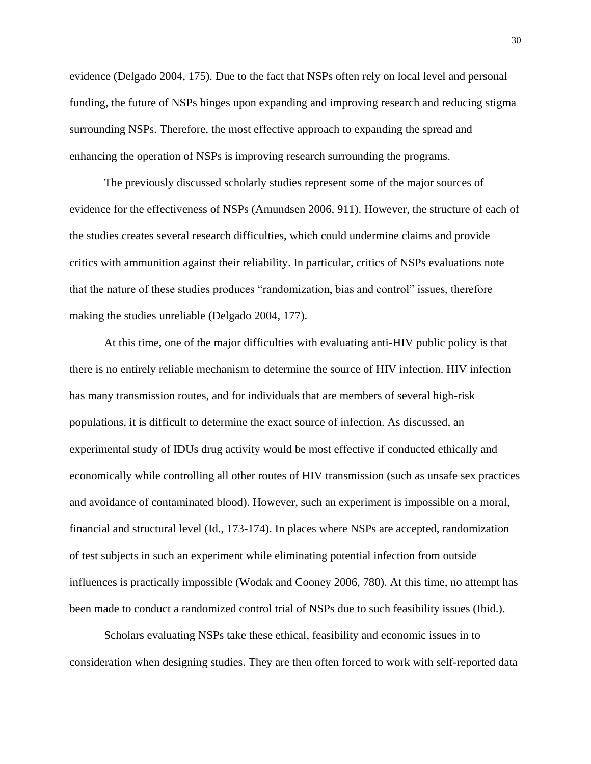evidence (Delgado 2004, 175). Due to the fact that NSPs often rely on local level and personal funding, the future of NSPs hinges upon expanding and improving research and reducing stigma surrounding NSPs. Therefore, the most effective approach to expanding the spread and enhancing the operation of NSPs is improving research surrounding the programs.

The previously discussed scholarly studies represent some of the major sources of evidence for the effectiveness of NSPs (Amundsen 2006, 911). However, the structure of each of the studies creates several research difficulties, which could undermine claims and provide critics with ammunition against their reliability. In particular, critics of NSPs evaluations note that the nature of these studies produces "randomization, bias and control" issues, therefore making the studies unreliable (Delgado 2004, 177).

At this time, one of the major difficulties with evaluating anti-HIV public policy is that there is no entirely reliable mechanism to determine the source of HIV infection. HIV infection has many transmission routes, and for individuals that are members of several high-risk populations, it is difficult to determine the exact source of infection. As discussed, an experimental study of IDUs drug activity would be most effective if conducted ethically and economically while controlling all other routes of HIV transmission (such as unsafe sex practices and avoidance of contaminated blood). However, such an experiment is impossible on a moral, financial and structural level (Id., 173-174). In places where NSPs are accepted, randomization of test subjects in such an experiment while eliminating potential infection from outside influences is practically impossible (Wodak and Cooney 2006, 780). At this time, no attempt has been made to conduct a randomized control trial of NSPs due to such feasibility issues (Ibid.).

Scholars evaluating NSPs take these ethical, feasibility and economic issues in to consideration when designing studies. They are then often forced to work with self-reported data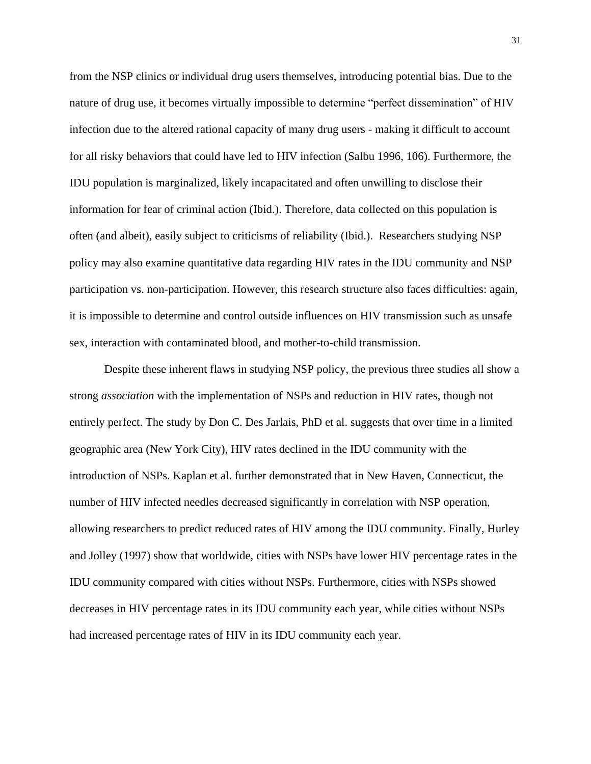from the NSP clinics or individual drug users themselves, introducing potential bias. Due to the nature of drug use, it becomes virtually impossible to determine "perfect dissemination" of HIV infection due to the altered rational capacity of many drug users - making it difficult to account for all risky behaviors that could have led to HIV infection (Salbu 1996, 106). Furthermore, the IDU population is marginalized, likely incapacitated and often unwilling to disclose their information for fear of criminal action (Ibid.). Therefore, data collected on this population is often (and albeit), easily subject to criticisms of reliability (Ibid.). Researchers studying NSP policy may also examine quantitative data regarding HIV rates in the IDU community and NSP participation vs. non-participation. However, this research structure also faces difficulties: again, it is impossible to determine and control outside influences on HIV transmission such as unsafe sex, interaction with contaminated blood, and mother-to-child transmission.

Despite these inherent flaws in studying NSP policy, the previous three studies all show a strong *association* with the implementation of NSPs and reduction in HIV rates, though not entirely perfect. The study by Don C. Des Jarlais, PhD et al. suggests that over time in a limited geographic area (New York City), HIV rates declined in the IDU community with the introduction of NSPs. Kaplan et al. further demonstrated that in New Haven, Connecticut, the number of HIV infected needles decreased significantly in correlation with NSP operation, allowing researchers to predict reduced rates of HIV among the IDU community. Finally, Hurley and Jolley (1997) show that worldwide, cities with NSPs have lower HIV percentage rates in the IDU community compared with cities without NSPs. Furthermore, cities with NSPs showed decreases in HIV percentage rates in its IDU community each year, while cities without NSPs had increased percentage rates of HIV in its IDU community each year.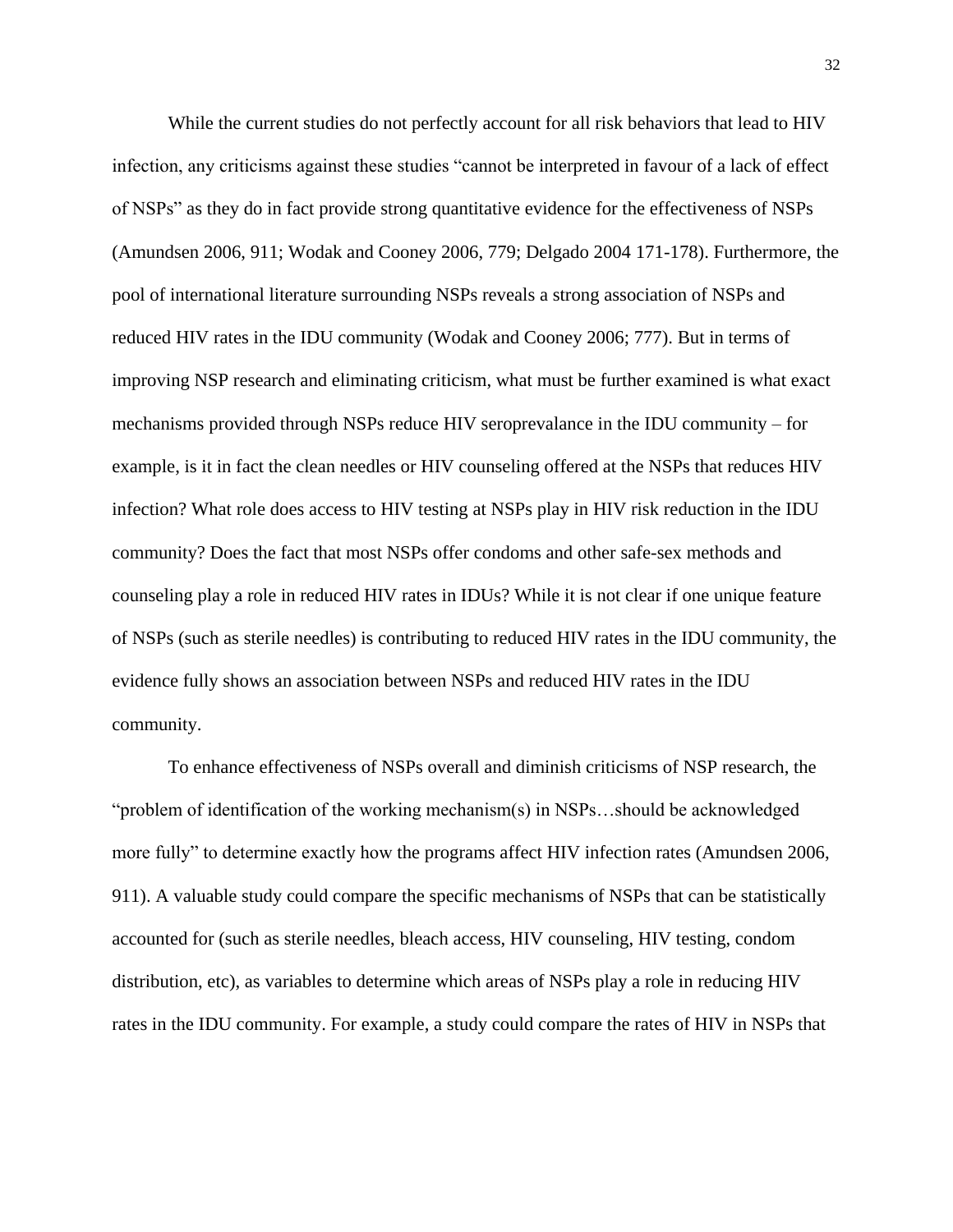While the current studies do not perfectly account for all risk behaviors that lead to HIV infection, any criticisms against these studies "cannot be interpreted in favour of a lack of effect of NSPs" as they do in fact provide strong quantitative evidence for the effectiveness of NSPs (Amundsen 2006, 911; Wodak and Cooney 2006, 779; Delgado 2004 171-178). Furthermore, the pool of international literature surrounding NSPs reveals a strong association of NSPs and reduced HIV rates in the IDU community (Wodak and Cooney 2006; 777). But in terms of improving NSP research and eliminating criticism, what must be further examined is what exact mechanisms provided through NSPs reduce HIV seroprevalance in the IDU community – for example, is it in fact the clean needles or HIV counseling offered at the NSPs that reduces HIV infection? What role does access to HIV testing at NSPs play in HIV risk reduction in the IDU community? Does the fact that most NSPs offer condoms and other safe-sex methods and counseling play a role in reduced HIV rates in IDUs? While it is not clear if one unique feature of NSPs (such as sterile needles) is contributing to reduced HIV rates in the IDU community, the evidence fully shows an association between NSPs and reduced HIV rates in the IDU community.

To enhance effectiveness of NSPs overall and diminish criticisms of NSP research, the "problem of identification of the working mechanism(s) in NSPs…should be acknowledged more fully" to determine exactly how the programs affect HIV infection rates (Amundsen 2006, 911). A valuable study could compare the specific mechanisms of NSPs that can be statistically accounted for (such as sterile needles, bleach access, HIV counseling, HIV testing, condom distribution, etc), as variables to determine which areas of NSPs play a role in reducing HIV rates in the IDU community. For example, a study could compare the rates of HIV in NSPs that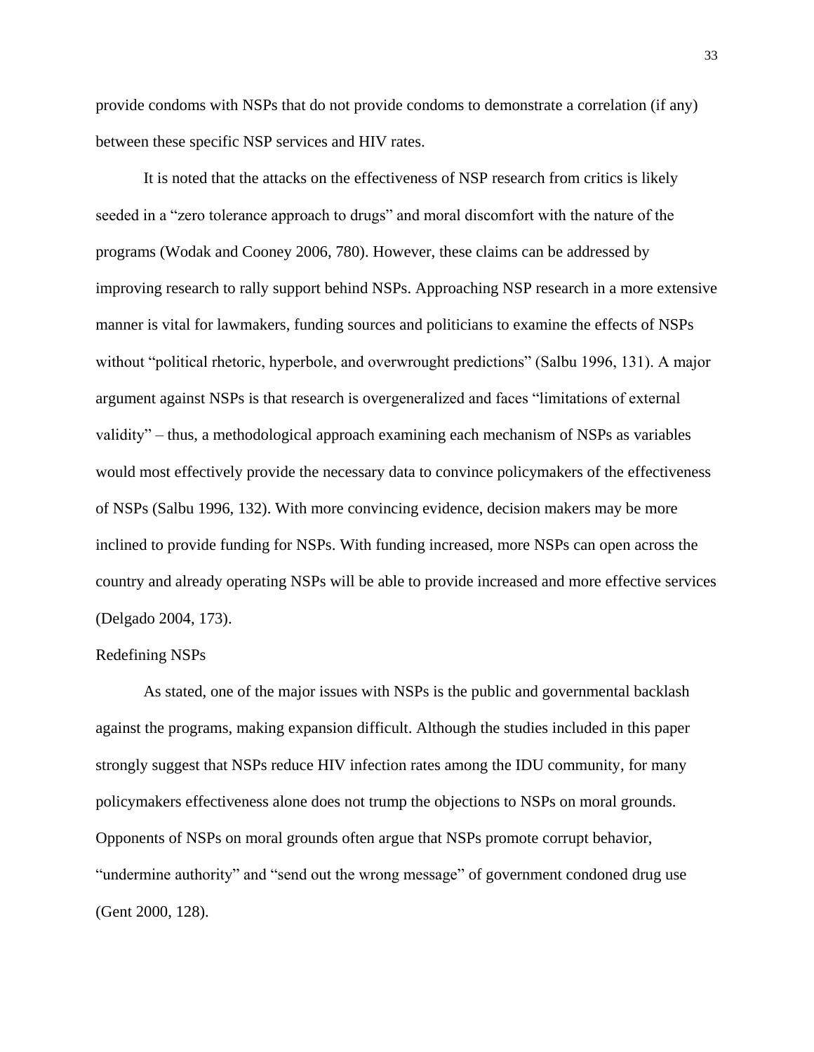provide condoms with NSPs that do not provide condoms to demonstrate a correlation (if any) between these specific NSP services and HIV rates.

It is noted that the attacks on the effectiveness of NSP research from critics is likely seeded in a “zero tolerance approach to drugs” and moral discomfort with the nature of the programs (Wodak and Cooney 2006, 780). However, these claims can be addressed by improving research to rally support behind NSPs. Approaching NSP research in a more extensive manner is vital for lawmakers, funding sources and politicians to examine the effects of NSPs without “political rhetoric, hyperbole, and overwrought predictions” (Salbu 1996, 131). A major argument against NSPs is that research is overgeneralized and faces “limitations of external validity” – thus, a methodological approach examining each mechanism of NSPs as variables would most effectively provide the necessary data to convince policymakers of the effectiveness of NSPs (Salbu 1996, 132). With more convincing evidence, decision makers may be more inclined to provide funding for NSPs. With funding increased, more NSPs can open across the country and already operating NSPs will be able to provide increased and more effective services (Delgado 2004, 173).

## Redefining NSPs

As stated, one of the major issues with NSPs is the public and governmental backlash against the programs, making expansion difficult. Although the studies included in this paper strongly suggest that NSPs reduce HIV infection rates among the IDU community, for many policymakers effectiveness alone does not trump the objections to NSPs on moral grounds. Opponents of NSPs on moral grounds often argue that NSPs promote corrupt behavior, “undermine authority” and “send out the wrong message” of government condoned drug use (Gent 2000, 128).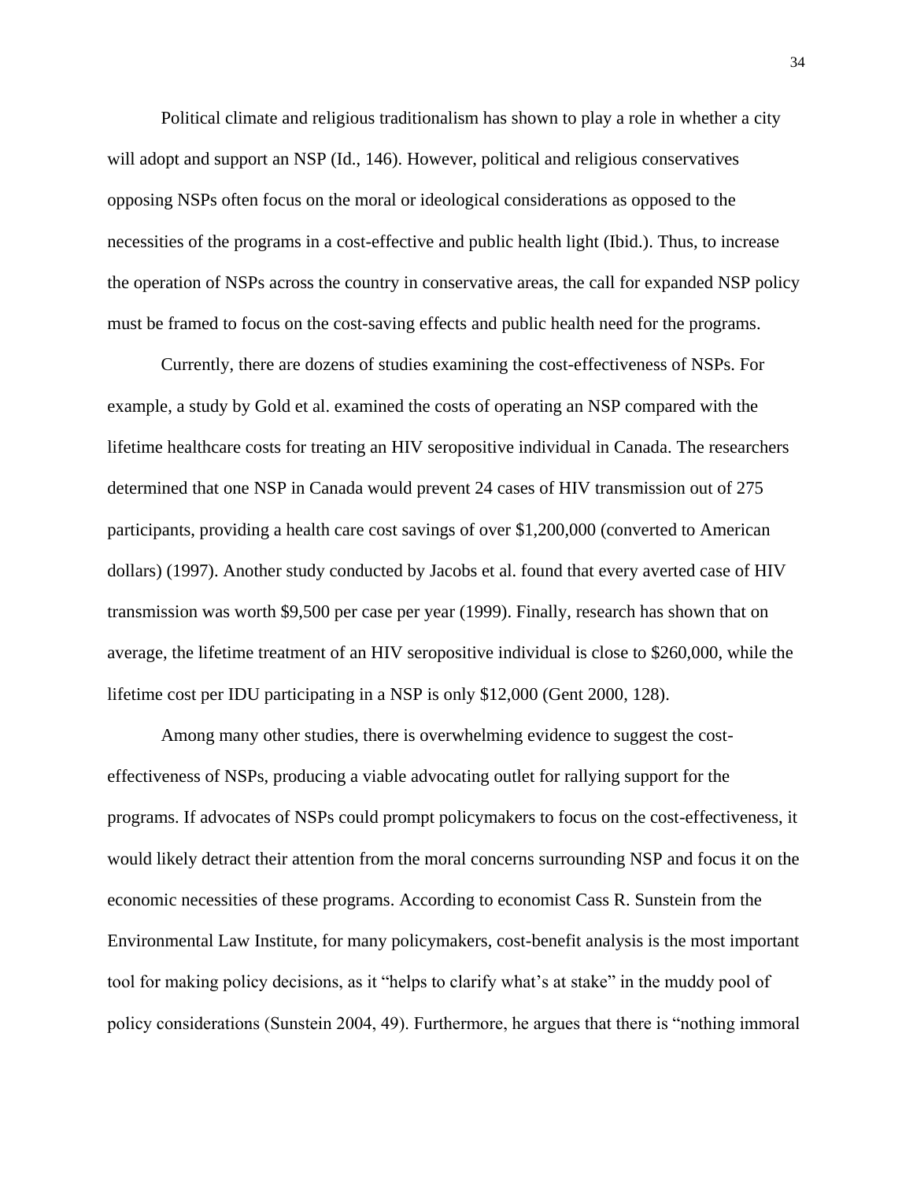Political climate and religious traditionalism has shown to play a role in whether a city will adopt and support an NSP (Id., 146). However, political and religious conservatives opposing NSPs often focus on the moral or ideological considerations as opposed to the necessities of the programs in a cost-effective and public health light (Ibid.). Thus, to increase the operation of NSPs across the country in conservative areas, the call for expanded NSP policy must be framed to focus on the cost-saving effects and public health need for the programs.

Currently, there are dozens of studies examining the cost-effectiveness of NSPs. For example, a study by Gold et al. examined the costs of operating an NSP compared with the lifetime healthcare costs for treating an HIV seropositive individual in Canada. The researchers determined that one NSP in Canada would prevent 24 cases of HIV transmission out of 275 participants, providing a health care cost savings of over $1,200,000 (converted to American dollars) (1997). Another study conducted by Jacobs et al. found that every averted case of HIV transmission was worth $9,500 per case per year (1999). Finally, research has shown that on average, the lifetime treatment of an HIV seropositive individual is close to $260,000, while the lifetime cost per IDU participating in a NSP is only $12,000 (Gent 2000, 128).

Among many other studies, there is overwhelming evidence to suggest the cost-effectiveness of NSPs, producing a viable advocating outlet for rallying support for the programs. If advocates of NSPs could prompt policymakers to focus on the cost-effectiveness, it would likely detract their attention from the moral concerns surrounding NSP and focus it on the economic necessities of these programs. According to economist Cass R. Sunstein from the Environmental Law Institute, for many policymakers, cost-benefit analysis is the most important tool for making policy decisions, as it "helps to clarify what's at stake" in the muddy pool of policy considerations (Sunstein 2004, 49). Furthermore, he argues that there is "nothing immoral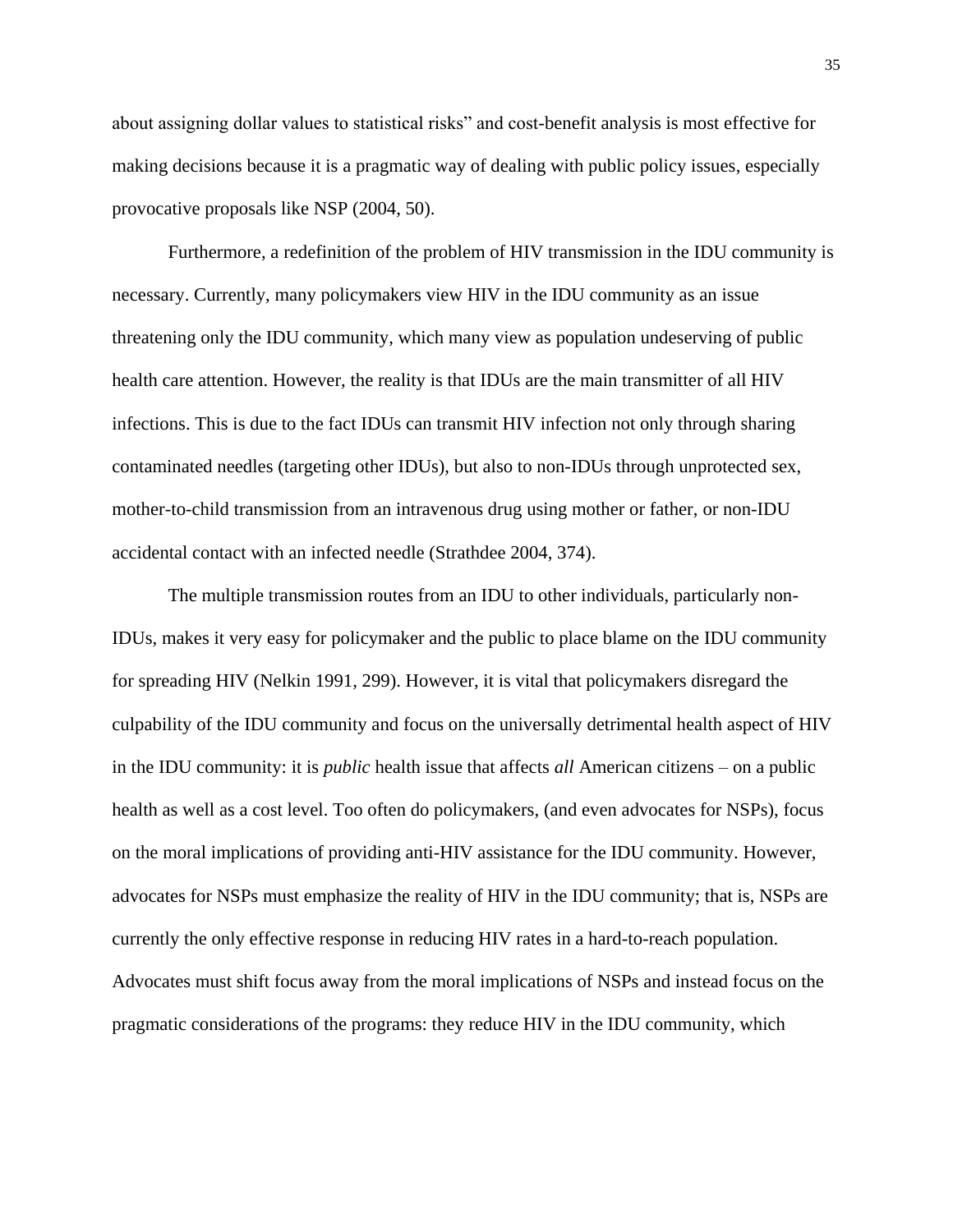about assigning dollar values to statistical risks" and cost-benefit analysis is most effective for making decisions because it is a pragmatic way of dealing with public policy issues, especially provocative proposals like NSP (2004, 50).

Furthermore, a redefinition of the problem of HIV transmission in the IDU community is necessary. Currently, many policymakers view HIV in the IDU community as an issue threatening only the IDU community, which many view as population undeserving of public health care attention. However, the reality is that IDUs are the main transmitter of all HIV infections. This is due to the fact IDUs can transmit HIV infection not only through sharing contaminated needles (targeting other IDUs), but also to non-IDUs through unprotected sex, mother-to-child transmission from an intravenous drug using mother or father, or non-IDU accidental contact with an infected needle (Strathdee 2004, 374).

The multiple transmission routes from an IDU to other individuals, particularly non-IDUs, makes it very easy for policymaker and the public to place blame on the IDU community for spreading HIV (Nelkin 1991, 299). However, it is vital that policymakers disregard the culpability of the IDU community and focus on the universally detrimental health aspect of HIV in the IDU community: it is *public* health issue that affects *all* American citizens – on a public health as well as a cost level. Too often do policymakers, (and even advocates for NSPs), focus on the moral implications of providing anti-HIV assistance for the IDU community. However, advocates for NSPs must emphasize the reality of HIV in the IDU community; that is, NSPs are currently the only effective response in reducing HIV rates in a hard-to-reach population. Advocates must shift focus away from the moral implications of NSPs and instead focus on the pragmatic considerations of the programs: they reduce HIV in the IDU community, which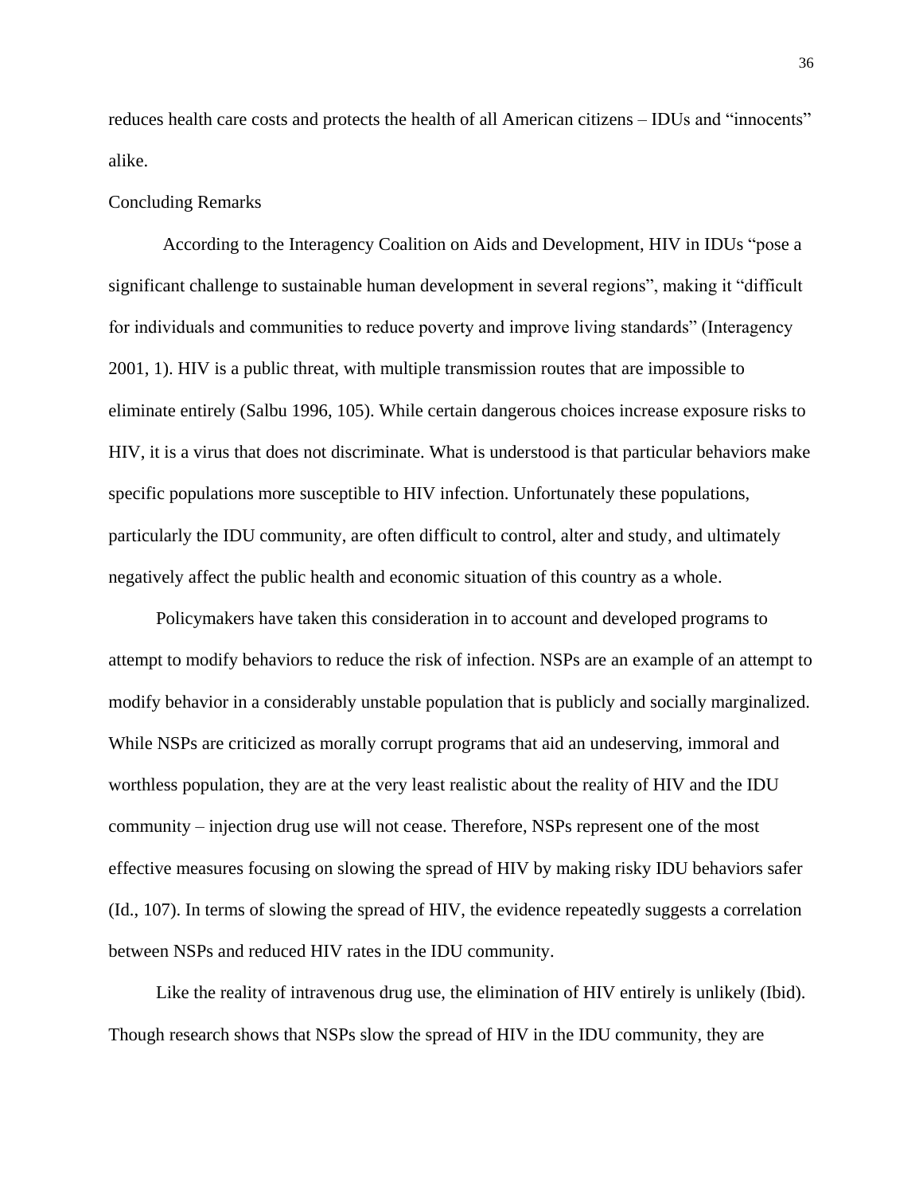reduces health care costs and protects the health of all American citizens – IDUs and "innocents" alike.

## Concluding Remarks

According to the Interagency Coalition on Aids and Development, HIV in IDUs "pose a significant challenge to sustainable human development in several regions", making it "difficult for individuals and communities to reduce poverty and improve living standards" (Interagency 2001, 1). HIV is a public threat, with multiple transmission routes that are impossible to eliminate entirely (Salbu 1996, 105). While certain dangerous choices increase exposure risks to HIV, it is a virus that does not discriminate. What is understood is that particular behaviors make specific populations more susceptible to HIV infection. Unfortunately these populations, particularly the IDU community, are often difficult to control, alter and study, and ultimately negatively affect the public health and economic situation of this country as a whole.

Policymakers have taken this consideration in to account and developed programs to attempt to modify behaviors to reduce the risk of infection. NSPs are an example of an attempt to modify behavior in a considerably unstable population that is publicly and socially marginalized. While NSPs are criticized as morally corrupt programs that aid an undeserving, immoral and worthless population, they are at the very least realistic about the reality of HIV and the IDU community – injection drug use will not cease. Therefore, NSPs represent one of the most effective measures focusing on slowing the spread of HIV by making risky IDU behaviors safer (Id., 107). In terms of slowing the spread of HIV, the evidence repeatedly suggests a correlation between NSPs and reduced HIV rates in the IDU community.

Like the reality of intravenous drug use, the elimination of HIV entirely is unlikely (Ibid). Though research shows that NSPs slow the spread of HIV in the IDU community, they are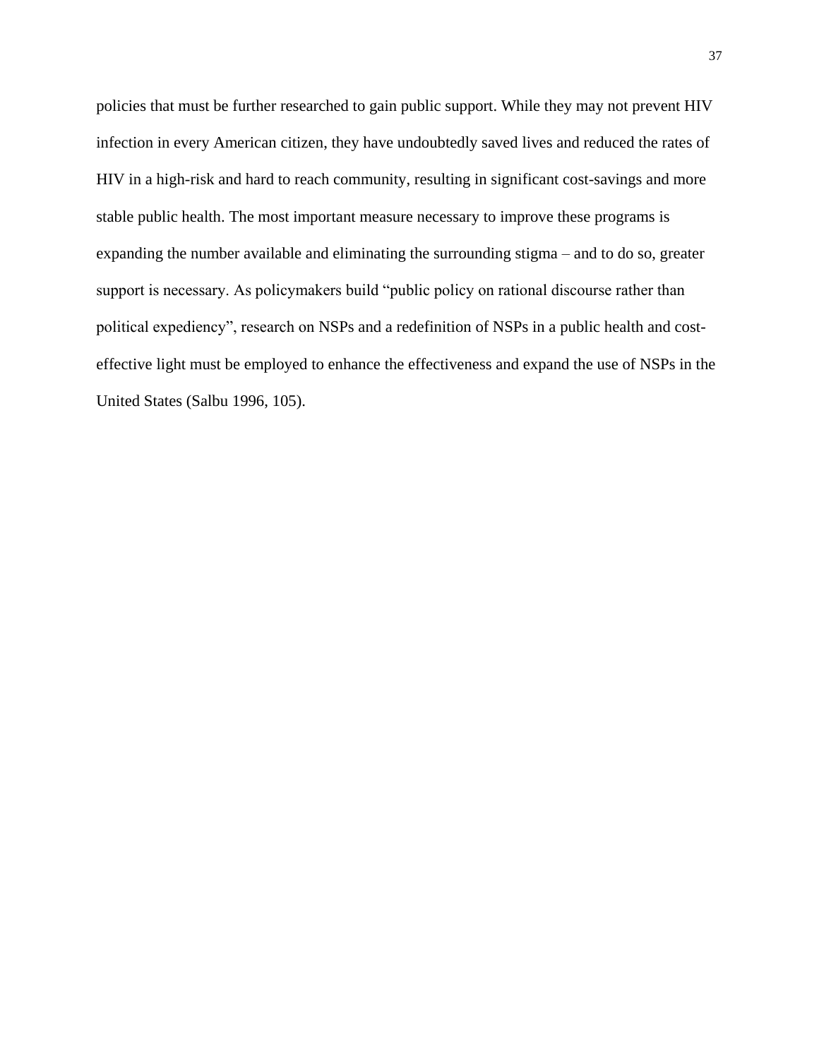policies that must be further researched to gain public support. While they may not prevent HIV infection in every American citizen, they have undoubtedly saved lives and reduced the rates of HIV in a high-risk and hard to reach community, resulting in significant cost-savings and more stable public health. The most important measure necessary to improve these programs is expanding the number available and eliminating the surrounding stigma – and to do so, greater support is necessary. As policymakers build "public policy on rational discourse rather than political expediency", research on NSPs and a redefinition of NSPs in a public health and cost-effective light must be employed to enhance the effectiveness and expand the use of NSPs in the United States (Salbu 1996, 105).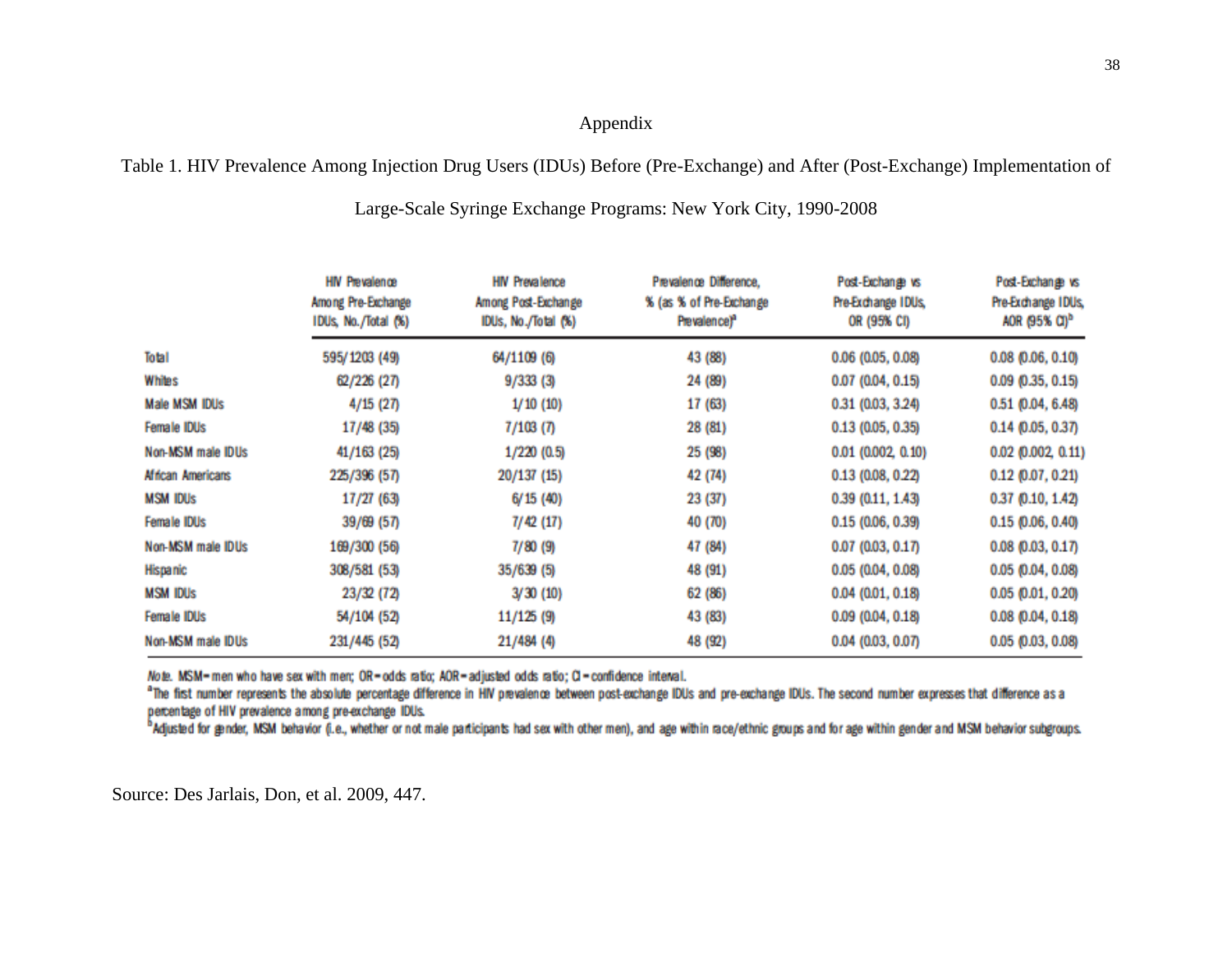# Appendix

Table 1. HIV Prevalence Among Injection Drug Users (IDUs) Before (Pre-Exchange) and After (Post-Exchange) Implementation of Large-Scale Syringe Exchange Programs: New York City, 1990-2008

| | HIV Prevalence Among Pre-Exchange IDUs, No./Total (%) | HIV Prevalence Among Post-Exchange IDUs, No./Total (%) | Prevalence Difference, % (as % of Pre-Exchange Prevalence)[a] | Post-Exchange vs Pre-Exchange IDUs, OR (95% CI) | Post-Exchange vs Pre-Exchange IDUs, AOR (95% CI)[b] |
|---|---|---|---|---|---|
| Total | 595/1203 (49) | 64/1109 (6) | 43 (88) | 0.06 (0.05, 0.08) | 0.08 (0.06, 0.10) |
| Whites | 62/226 (27) | 9/333 (3) | 24 (89) | 0.07 (0.04, 0.15) | 0.09 (0.35, 0.15) |
| Male MSM IDUs | 4/15 (27) | 1/10 (10) | 17 (63) | 0.31 (0.03, 3.24) | 0.51 (0.04, 6.48) |
| Female IDUs | 17/48 (35) | 7/103 (7) | 28 (81) | 0.13 (0.05, 0.35) | 0.14 (0.05, 0.37) |
| Non-MSM male IDUs | 41/163 (25) | 1/220 (0.5) | 25 (98) | 0.01 (0.002, 0.10) | 0.02 (0.002, 0.11) |
| African Americans | 225/396 (57) | 20/137 (15) | 42 (74) | 0.13 (0.08, 0.22) | 0.12 (0.07, 0.21) |
| MSM IDUs | 17/27 (63) | 6/15 (40) | 23 (37) | 0.39 (0.11, 1.43) | 0.37 (0.10, 1.42) |
| Female IDUs | 39/69 (57) | 7/42 (17) | 40 (70) | 0.15 (0.06, 0.39) | 0.15 (0.06, 0.40) |
| Non-MSM male IDUs | 169/300 (56) | 7/80 (9) | 47 (84) | 0.07 (0.03, 0.17) | 0.08 (0.03, 0.17) |
| Hispanic | 308/581 (53) | 35/639 (5) | 48 (91) | 0.05 (0.04, 0.08) | 0.05 (0.04, 0.08) |
| MSM IDUs | 23/32 (72) | 3/30 (10) | 62 (86) | 0.04 (0.01, 0.18) | 0.05 (0.01, 0.20) |
| Female IDUs | 54/104 (52) | 11/125 (9) | 43 (83) | 0.09 (0.04, 0.18) | 0.08 (0.04, 0.18) |
| Non-MSM male IDUs | 231/445 (52) | 21/484 (4) | 48 (92) | 0.04 (0.03, 0.07) | 0.05 (0.03, 0.08) |

*Note.* MSM = men who have sex with men; OR = odds ratio; AOR = adjusted odds ratio; CI = confidence interval.

[a]The first number represents the absolute percentage difference in HIV prevalence between post-exchange IDUs and pre-exchange IDUs. The second number expresses that difference as a percentage of HIV prevalence among pre-exchange IDUs.

[b]Adjusted for gender, MSM behavior (i.e., whether or not male participants had sex with other men), and age within race/ethnic groups and for age within gender and MSM behavior subgroups.

Source: Des Jarlais, Don, et al. 2009, 447.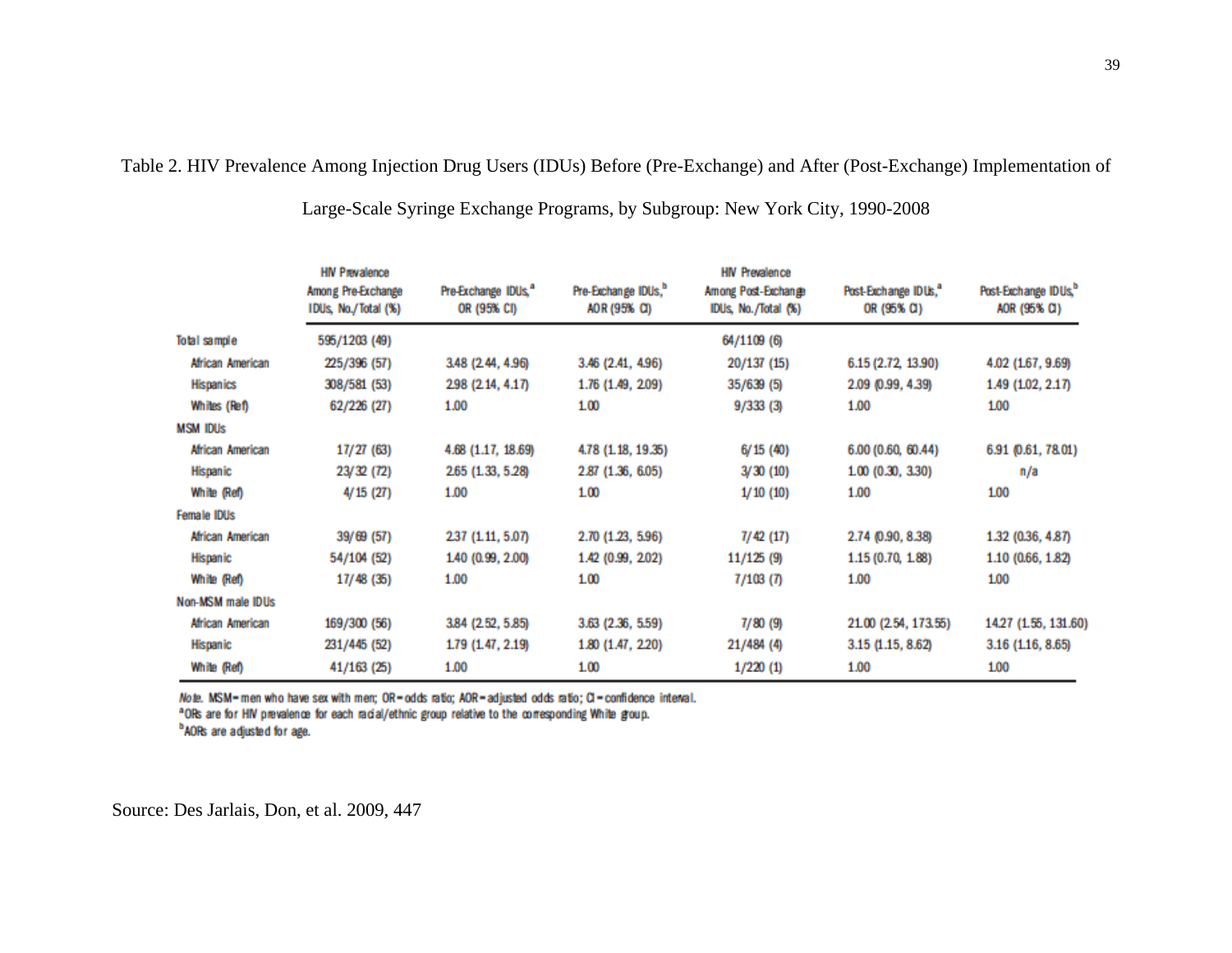Table 2. HIV Prevalence Among Injection Drug Users (IDUs) Before (Pre-Exchange) and After (Post-Exchange) Implementation of Large-Scale Syringe Exchange Programs, by Subgroup: New York City, 1990-2008

| | HIV Prevalence Among Pre-Exchange IDUs, No./Total (%) | Pre-Exchange IDUs,[a] OR (95% CI) | Pre-Exchange IDUs,[b] AOR (95% CI) | HIV Prevalence Among Post-Exchange IDUs, No./Total (%) | Post-Exchange IDUs,[a] OR (95% CI) | Post-Exchange IDUs,[b] AOR (95% CI) |
|---|---|---|---|---|---|---|
| Total sample | 595/1203 (49) | | | 64/1109 (6) | | |
| African American | 225/396 (57) | 3.48 (2.44, 4.96) | 3.46 (2.41, 4.96) | 20/137 (15) | 6.15 (2.72, 13.90) | 4.02 (1.67, 9.69) |
| Hispanics | 308/581 (53) | 2.98 (2.14, 4.17) | 1.76 (1.49, 2.09) | 35/639 (5) | 2.09 (0.99, 4.39) | 1.49 (1.02, 2.17) |
| Whites (Ref) | 62/226 (27) | 1.00 | 1.00 | 9/333 (3) | 1.00 | 1.00 |
| MSM IDUs | | | | | | |
| African American | 17/27 (63) | 4.68 (1.17, 18.69) | 4.78 (1.18, 19.35) | 6/15 (40) | 6.00 (0.60, 60.44) | 6.91 (0.61, 78.01) |
| Hispanic | 23/32 (72) | 2.65 (1.33, 5.28) | 2.87 (1.36, 6.05) | 3/30 (10) | 1.00 (0.30, 3.30) | n/a |
| White (Ref) | 4/15 (27) | 1.00 | 1.00 | 1/10 (10) | 1.00 | 1.00 |
| Female IDUs | | | | | | |
| African American | 39/69 (57) | 2.37 (1.11, 5.07) | 2.70 (1.23, 5.96) | 7/42 (17) | 2.74 (0.90, 8.38) | 1.32 (0.36, 4.87) |
| Hispanic | 54/104 (52) | 1.40 (0.99, 2.00) | 1.42 (0.99, 2.02) | 11/125 (9) | 1.15 (0.70, 1.88) | 1.10 (0.66, 1.82) |
| White (Ref) | 17/48 (35) | 1.00 | 1.00 | 7/103 (7) | 1.00 | 1.00 |
| Non-MSM male IDUs | | | | | | |
| African American | 169/300 (56) | 3.84 (2.52, 5.85) | 3.63 (2.36, 5.59) | 7/80 (9) | 21.00 (2.54, 173.55) | 14.27 (1.55, 131.60) |
| Hispanic | 231/445 (52) | 1.79 (1.47, 2.19) | 1.80 (1.47, 2.20) | 21/484 (4) | 3.15 (1.15, 8.62) | 3.16 (1.16, 8.65) |
| White (Ref) | 41/163 (25) | 1.00 | 1.00 | 1/220 (1) | 1.00 | 1.00 |

*Note.* MSM = men who have sex with men; OR = odds ratio; AOR = adjusted odds ratio; CI = confidence interval.
[a]ORs are for HIV prevalence for each racial/ethnic group relative to the corresponding White group.
[b]AORs are adjusted for age.

Source: Des Jarlais, Don, et al. 2009, 447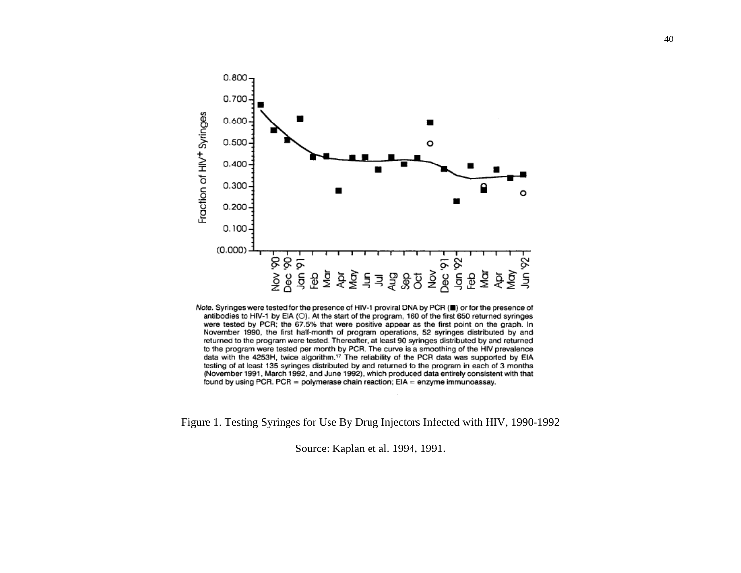*Note.* Syringes were tested for the presence of HIV-1 proviral DNA by PCR (■) or for the presence of antibodies to HIV-1 by EIA (○). At the start of the program, 160 of the first 650 returned syringes were tested by PCR; the 67.5% that were positive appear as the first point on the graph. In November 1990, the first half-month of program operations, 52 syringes distributed by and returned to the program were tested. Thereafter, at least 90 syringes distributed by and returned to the program were tested per month by PCR. The curve is a smoothing of the HIV prevalence data with the 4253H, twice algorithm.[17] The reliability of the PCR data was supported by EIA testing of at least 135 syringes distributed by and returned to the program in each of 3 months (November 1991, March 1992, and June 1992), which produced data entirely consistent with that found by using PCR. PCR = polymerase chain reaction; EIA = enzyme immunoassay.

Figure 1. Testing Syringes for Use By Drug Injectors Infected with HIV, 1990-1992

Source: Kaplan et al. 1994, 1991.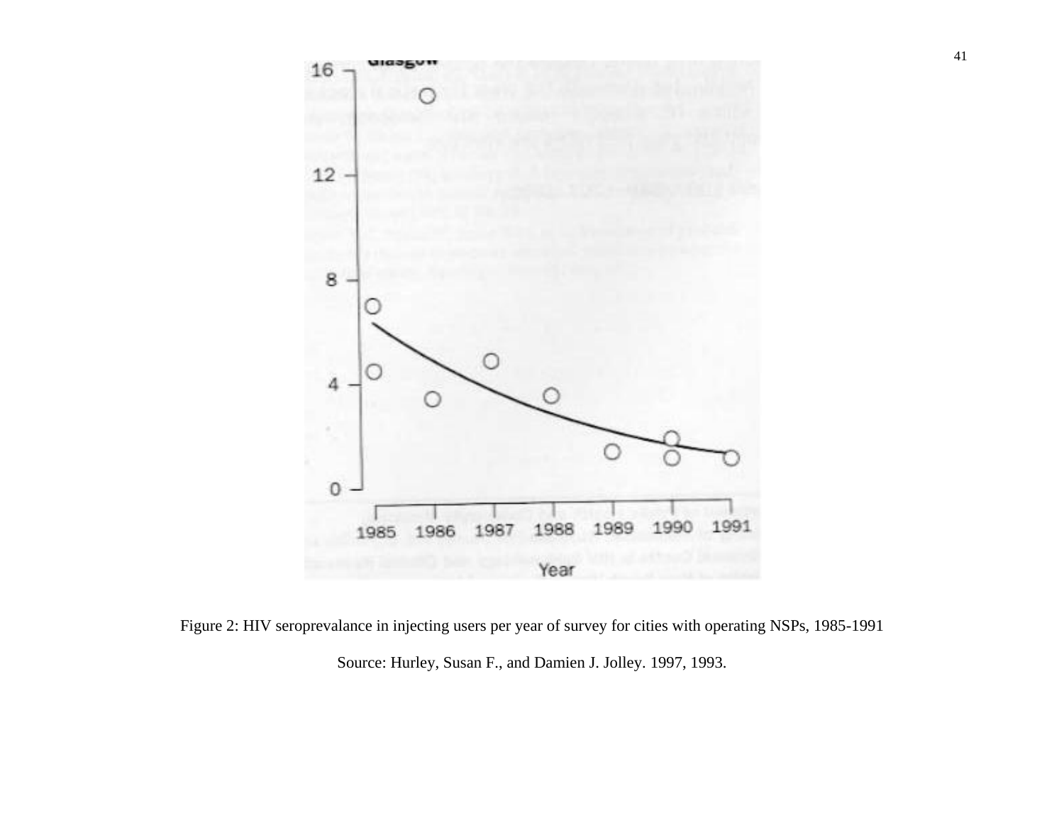Figure 2: HIV seroprevalance in injecting users per year of survey for cities with operating NSPs, 1985-1991

Source: Hurley, Susan F., and Damien J. Jolley. 1997, 1993.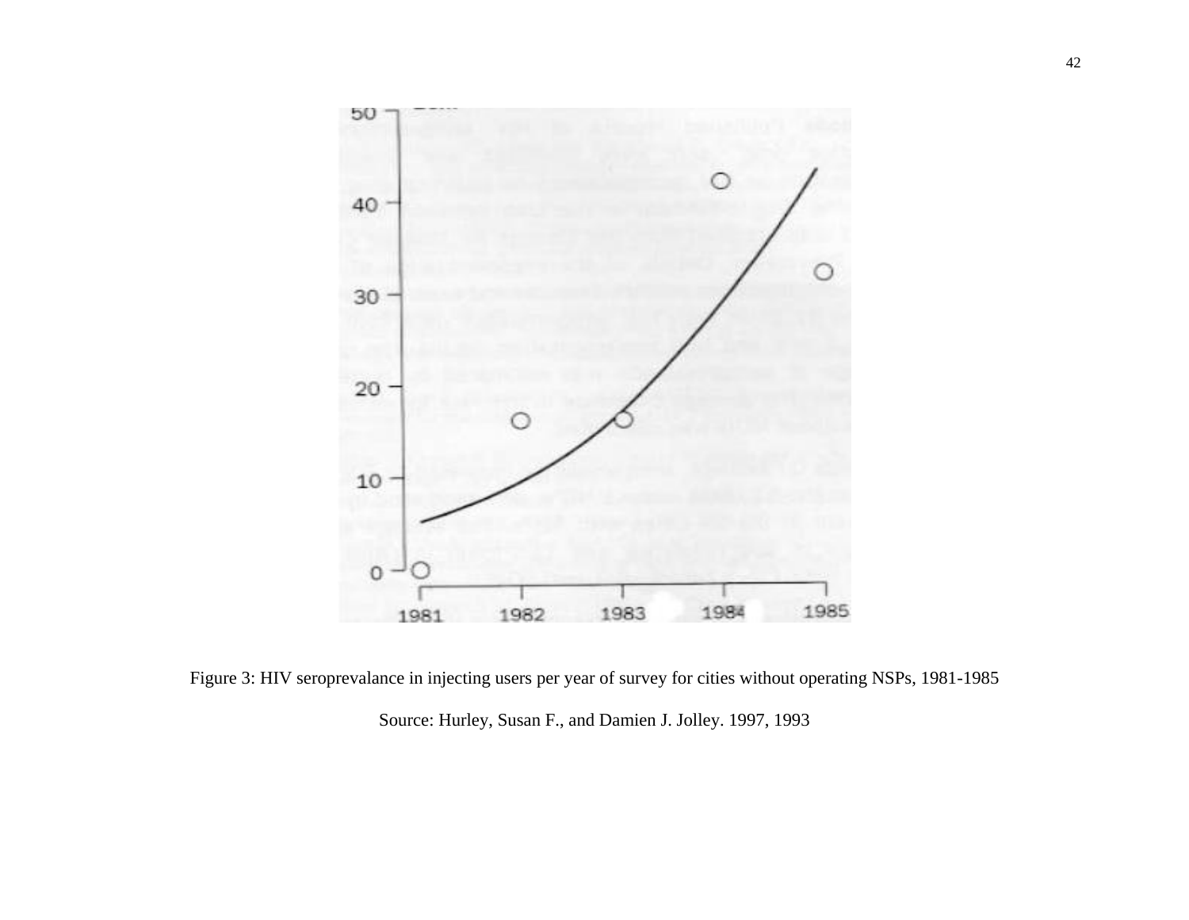Figure 3: HIV seroprevalance in injecting users per year of survey for cities without operating NSPs, 1981-1985

Source: Hurley, Susan F., and Damien J. Jolley. 1997, 1993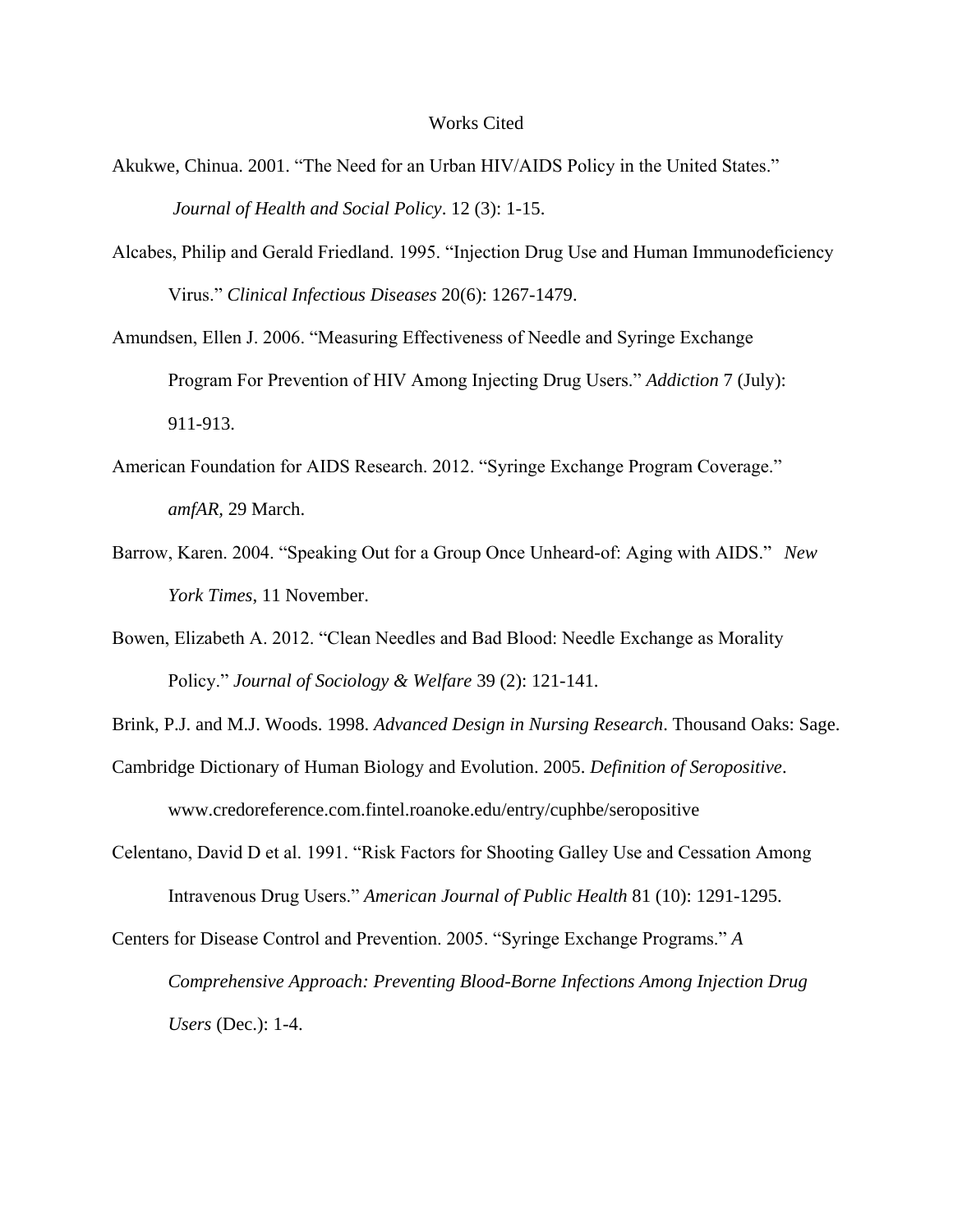# Works Cited

Akukwe, Chinua. 2001. "The Need for an Urban HIV/AIDS Policy in the United States." *Journal of Health and Social Policy*. 12 (3): 1-15.

Alcabes, Philip and Gerald Friedland. 1995. "Injection Drug Use and Human Immunodeficiency Virus." *Clinical Infectious Diseases* 20(6): 1267-1479.

Amundsen, Ellen J. 2006. "Measuring Effectiveness of Needle and Syringe Exchange Program For Prevention of HIV Among Injecting Drug Users." *Addiction* 7 (July): 911-913.

American Foundation for AIDS Research. 2012. "Syringe Exchange Program Coverage." *amfAR,* 29 March.

Barrow, Karen. 2004. "Speaking Out for a Group Once Unheard-of: Aging with AIDS." *New York Times,* 11 November.

Bowen, Elizabeth A. 2012. "Clean Needles and Bad Blood: Needle Exchange as Morality Policy." *Journal of Sociology & Welfare* 39 (2): 121-141.

Brink, P.J. and M.J. Woods. 1998. *Advanced Design in Nursing Research*. Thousand Oaks: Sage.

Cambridge Dictionary of Human Biology and Evolution. 2005. *Definition of Seropositive*. www.credoreference.com.fintel.roanoke.edu/entry/cuphbe/seropositive

Celentano, David D et al. 1991. "Risk Factors for Shooting Galley Use and Cessation Among Intravenous Drug Users." *American Journal of Public Health* 81 (10): 1291-1295.

Centers for Disease Control and Prevention. 2005. "Syringe Exchange Programs." *A Comprehensive Approach: Preventing Blood-Borne Infections Among Injection Drug Users* (Dec.): 1-4.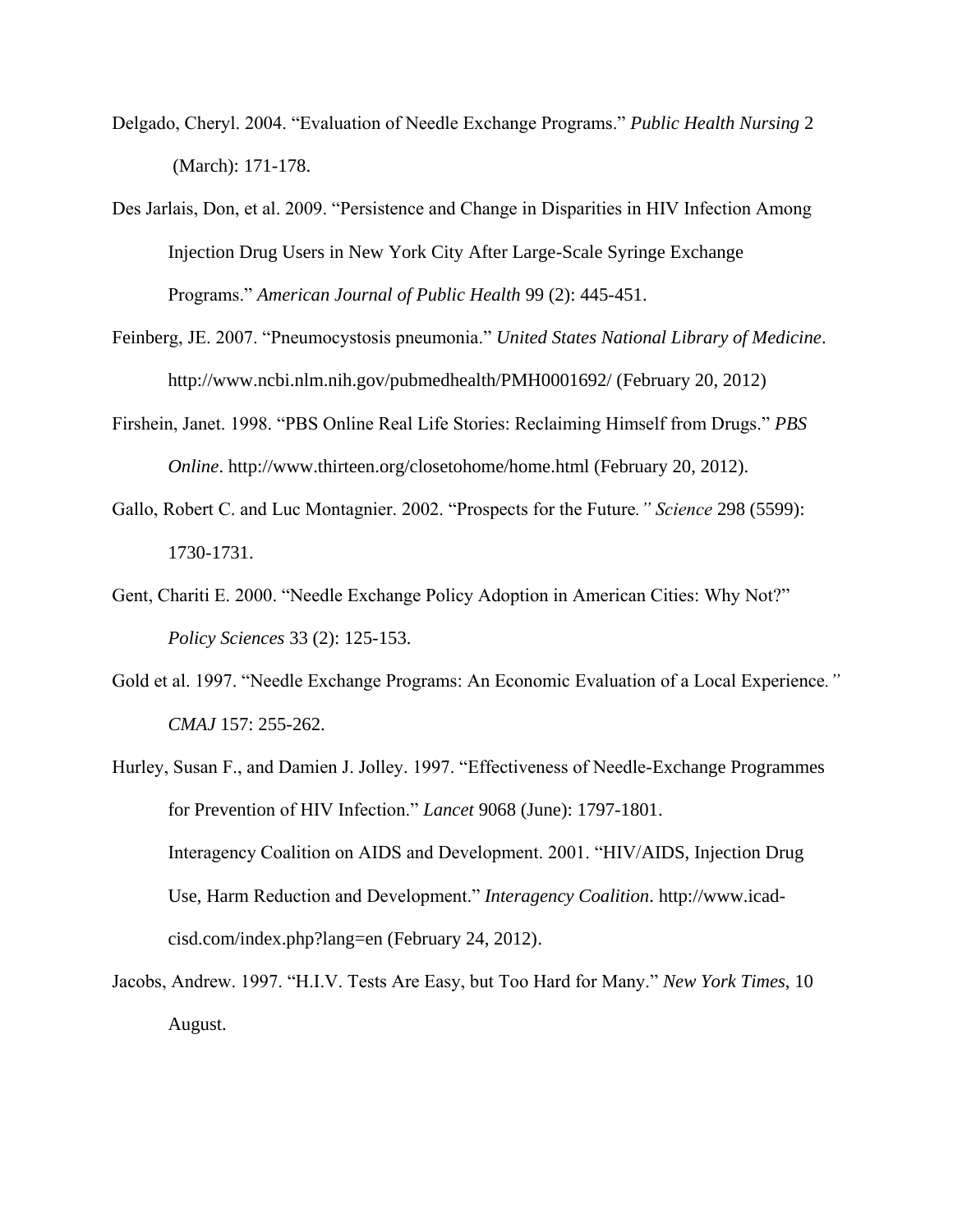Delgado, Cheryl. 2004. "Evaluation of Needle Exchange Programs." *Public Health Nursing* 2 (March): 171-178.

Des Jarlais, Don, et al. 2009. "Persistence and Change in Disparities in HIV Infection Among Injection Drug Users in New York City After Large-Scale Syringe Exchange Programs." *American Journal of Public Health* 99 (2): 445-451.

Feinberg, JE. 2007. "Pneumocystosis pneumonia." *United States National Library of Medicine*. http://www.ncbi.nlm.nih.gov/pubmedhealth/PMH0001692/ (February 20, 2012)

Firshein, Janet. 1998. "PBS Online Real Life Stories: Reclaiming Himself from Drugs." *PBS Online*. http://www.thirteen.org/closetohome/home.html (February 20, 2012).

Gallo, Robert C. and Luc Montagnier. 2002. "Prospects for the Future*." Science* 298 (5599): 1730-1731.

Gent, Chariti E. 2000. "Needle Exchange Policy Adoption in American Cities: Why Not?" *Policy Sciences* 33 (2): 125-153.

Gold et al. 1997. "Needle Exchange Programs: An Economic Evaluation of a Local Experience*." CMAJ* 157: 255-262.

Hurley, Susan F., and Damien J. Jolley. 1997. "Effectiveness of Needle-Exchange Programmes for Prevention of HIV Infection." *Lancet* 9068 (June): 1797-1801.

Interagency Coalition on AIDS and Development. 2001. "HIV/AIDS, Injection Drug Use, Harm Reduction and Development." *Interagency Coalition*. http://www.icad-cisd.com/index.php?lang=en (February 24, 2012).

Jacobs, Andrew. 1997. "H.I.V. Tests Are Easy, but Too Hard for Many." *New York Times*, 10 August.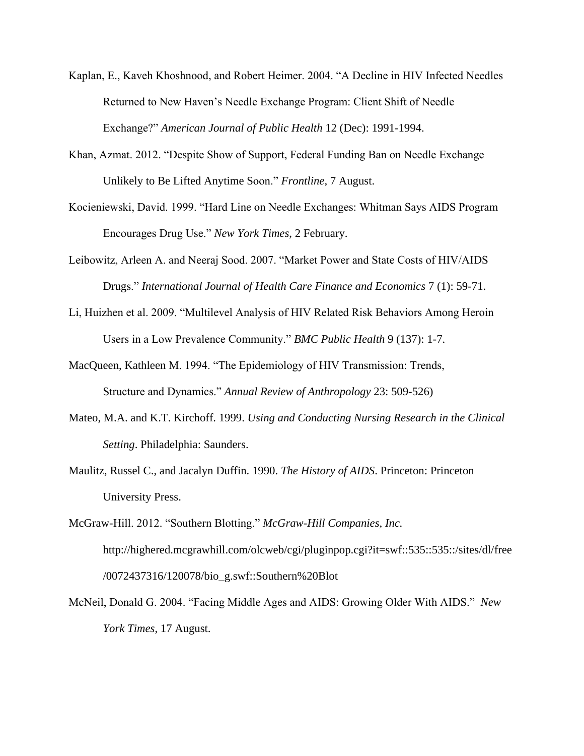Kaplan, E., Kaveh Khoshnood, and Robert Heimer. 2004. "A Decline in HIV Infected Needles Returned to New Haven's Needle Exchange Program: Client Shift of Needle Exchange?" *American Journal of Public Health* 12 (Dec): 1991-1994.

Khan, Azmat. 2012. "Despite Show of Support, Federal Funding Ban on Needle Exchange Unlikely to Be Lifted Anytime Soon." *Frontline,* 7 August.

Kocieniewski, David. 1999. "Hard Line on Needle Exchanges: Whitman Says AIDS Program Encourages Drug Use." *New York Times*, 2 February.

Leibowitz, Arleen A. and Neeraj Sood. 2007. "Market Power and State Costs of HIV/AIDS Drugs." *International Journal of Health Care Finance and Economics* 7 (1): 59-71.

Li, Huizhen et al. 2009. "Multilevel Analysis of HIV Related Risk Behaviors Among Heroin Users in a Low Prevalence Community." *BMC Public Health* 9 (137): 1-7.

MacQueen, Kathleen M. 1994. "The Epidemiology of HIV Transmission: Trends, Structure and Dynamics." *Annual Review of Anthropology* 23: 509-526)

Mateo, M.A. and K.T. Kirchoff. 1999. *Using and Conducting Nursing Research in the Clinical Setting*. Philadelphia: Saunders.

Maulitz, Russel C., and Jacalyn Duffin. 1990. *The History of AIDS*. Princeton: Princeton University Press.

McGraw-Hill. 2012. "Southern Blotting." *McGraw-Hill Companies, Inc.* http://highered.mcgrawhill.com/olcweb/cgi/pluginpop.cgi?it=swf::535::535::/sites/dl/free/0072437316/120078/bio_g.swf::Southern%20Blot

McNeil, Donald G. 2004. "Facing Middle Ages and AIDS: Growing Older With AIDS." *New York Times*, 17 August.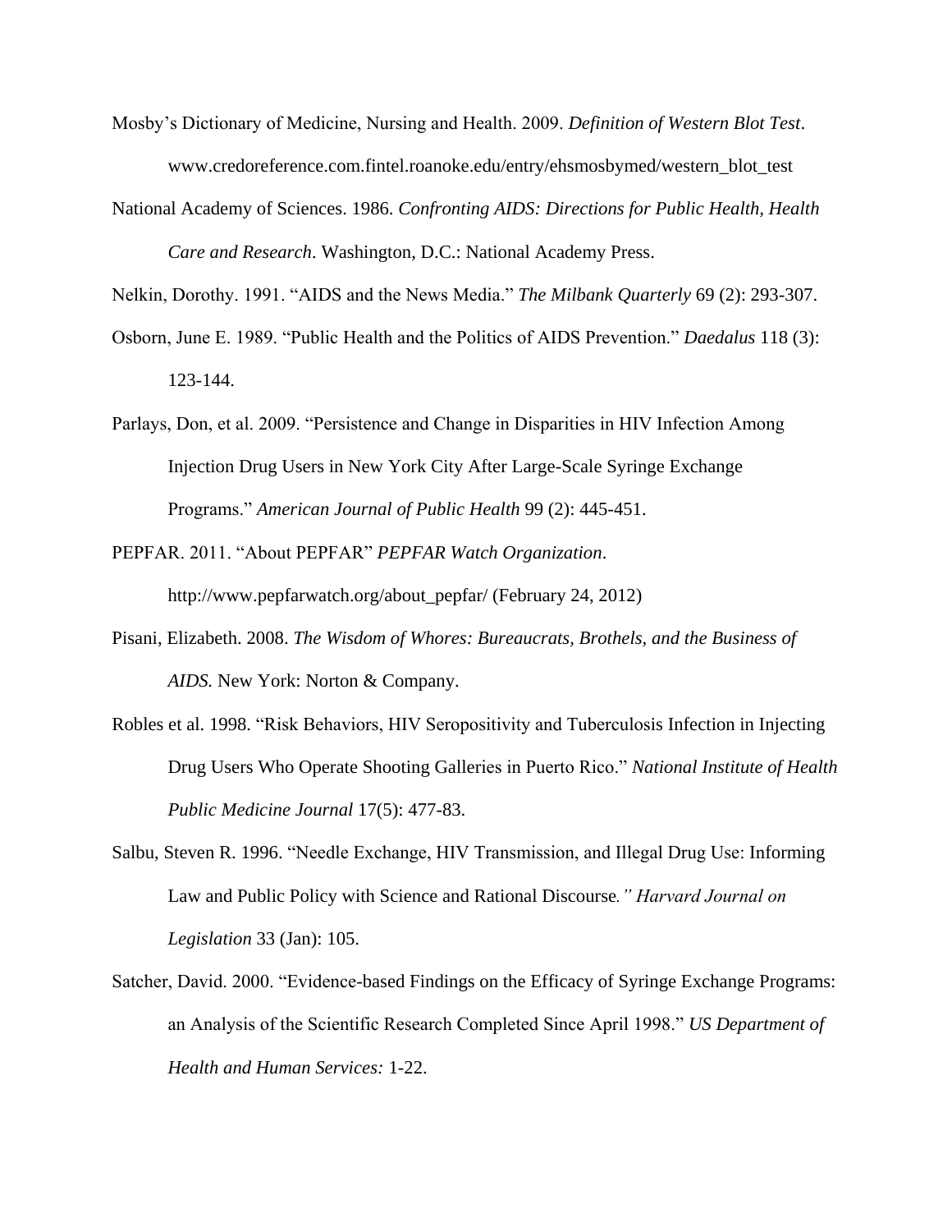Mosby's Dictionary of Medicine, Nursing and Health. 2009. *Definition of Western Blot Test*. www.credoreference.com.fintel.roanoke.edu/entry/ehsmosbymed/western_blot_test

National Academy of Sciences. 1986. *Confronting AIDS: Directions for Public Health, Health Care and Research*. Washington, D.C.: National Academy Press.

Nelkin, Dorothy. 1991. "AIDS and the News Media." *The Milbank Quarterly* 69 (2): 293-307.

Osborn, June E. 1989. "Public Health and the Politics of AIDS Prevention." *Daedalus* 118 (3): 123-144.

Parlays, Don, et al. 2009. "Persistence and Change in Disparities in HIV Infection Among Injection Drug Users in New York City After Large-Scale Syringe Exchange Programs." *American Journal of Public Health* 99 (2): 445-451.

PEPFAR. 2011. "About PEPFAR" *PEPFAR Watch Organization*. http://www.pepfarwatch.org/about_pepfar/ (February 24, 2012)

Pisani, Elizabeth. 2008. *The Wisdom of Whores: Bureaucrats, Brothels, and the Business of AIDS.* New York: Norton & Company.

Robles et al. 1998. "Risk Behaviors, HIV Seropositivity and Tuberculosis Infection in Injecting Drug Users Who Operate Shooting Galleries in Puerto Rico." *National Institute of Health Public Medicine Journal* 17(5): 477-83.

Salbu, Steven R. 1996. "Needle Exchange, HIV Transmission, and Illegal Drug Use: Informing Law and Public Policy with Science and Rational Discourse*." Harvard Journal on Legislation* 33 (Jan): 105.

Satcher, David. 2000. "Evidence-based Findings on the Efficacy of Syringe Exchange Programs: an Analysis of the Scientific Research Completed Since April 1998." *US Department of Health and Human Services:* 1-22.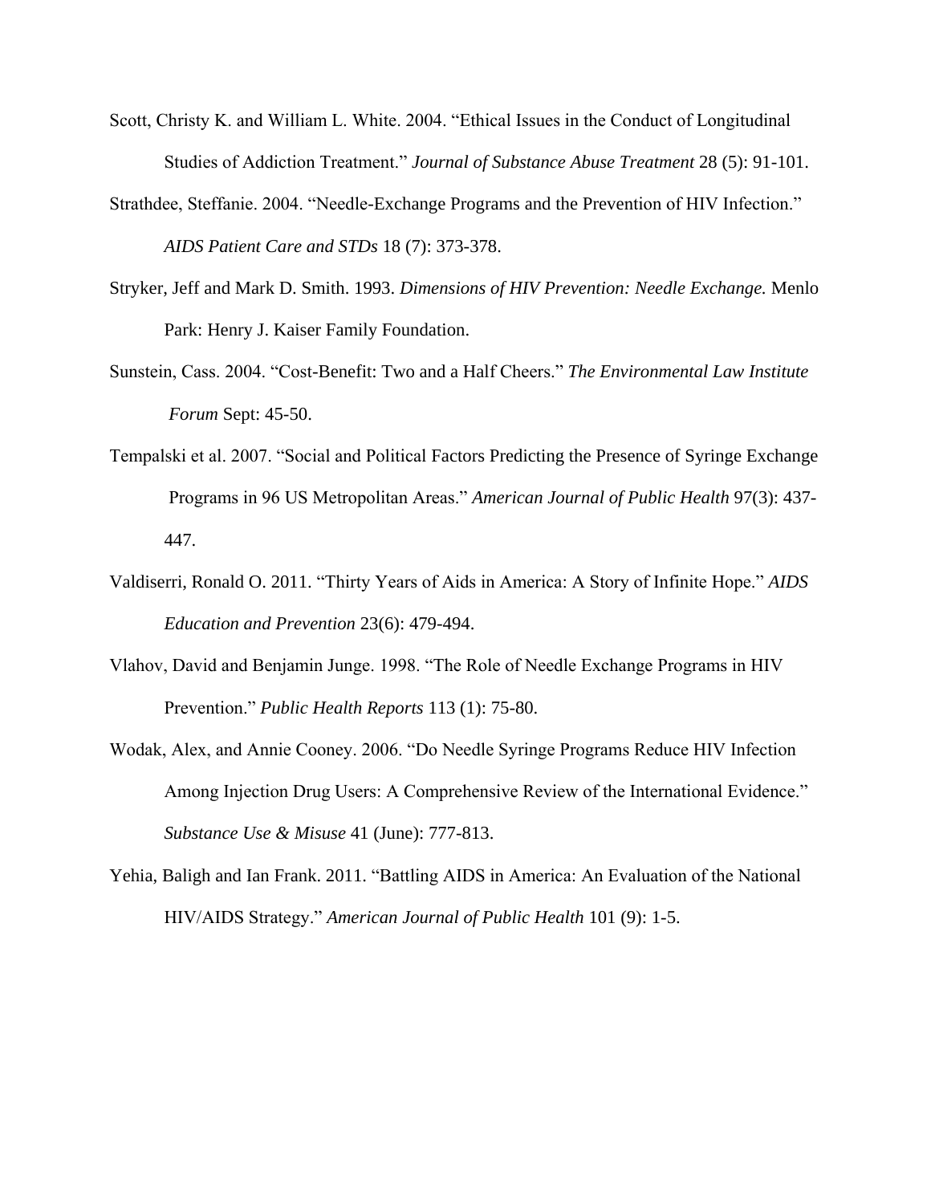Scott, Christy K. and William L. White. 2004. "Ethical Issues in the Conduct of Longitudinal Studies of Addiction Treatment." *Journal of Substance Abuse Treatment* 28 (5): 91-101.

Strathdee, Steffanie. 2004. "Needle-Exchange Programs and the Prevention of HIV Infection." *AIDS Patient Care and STDs* 18 (7): 373-378.

Stryker, Jeff and Mark D. Smith. 1993. *Dimensions of HIV Prevention: Needle Exchange.* Menlo Park: Henry J. Kaiser Family Foundation.

Sunstein, Cass. 2004. "Cost-Benefit: Two and a Half Cheers." *The Environmental Law Institute Forum* Sept: 45-50.

Tempalski et al. 2007. "Social and Political Factors Predicting the Presence of Syringe Exchange Programs in 96 US Metropolitan Areas." *American Journal of Public Health* 97(3): 437-447.

Valdiserri, Ronald O. 2011. "Thirty Years of Aids in America: A Story of Infinite Hope." *AIDS Education and Prevention* 23(6): 479-494.

Vlahov, David and Benjamin Junge. 1998. "The Role of Needle Exchange Programs in HIV Prevention." *Public Health Reports* 113 (1): 75-80.

Wodak, Alex, and Annie Cooney. 2006. "Do Needle Syringe Programs Reduce HIV Infection Among Injection Drug Users: A Comprehensive Review of the International Evidence." *Substance Use & Misuse* 41 (June): 777-813.

Yehia, Baligh and Ian Frank. 2011. "Battling AIDS in America: An Evaluation of the National HIV/AIDS Strategy." *American Journal of Public Health* 101 (9): 1-5.